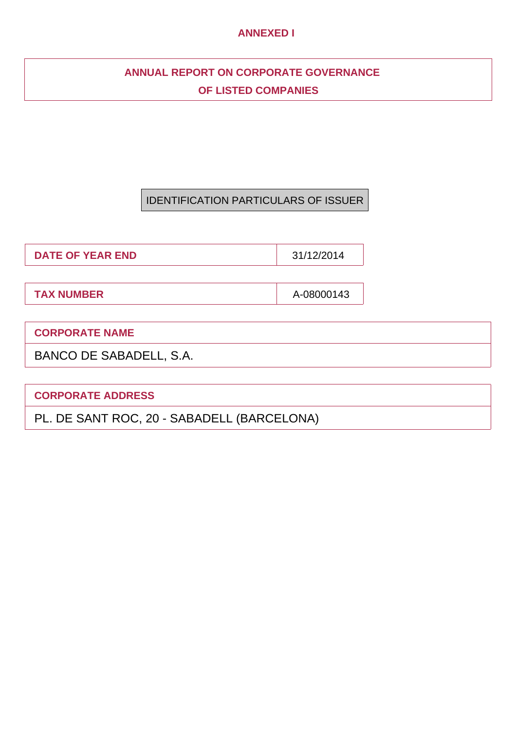**ANNEXED I**

# ANNUAL REPORT ON CORPORATE GOVERNANCE OF LISTED COMPANIES

## IDENTIFICATION PARTICULARS OF ISSUER

| DATE OF YEAR END | 31/12/2014 |
|---|---|

| TAX NUMBER | A-08000143 |
|---|---|

| CORPORATE NAME |
|---|
| BANCO DE SABADELL, S.A. |

| CORPORATE ADDRESS |
|---|
| PL. DE SANT ROC, 20 - SABADELL (BARCELONA) |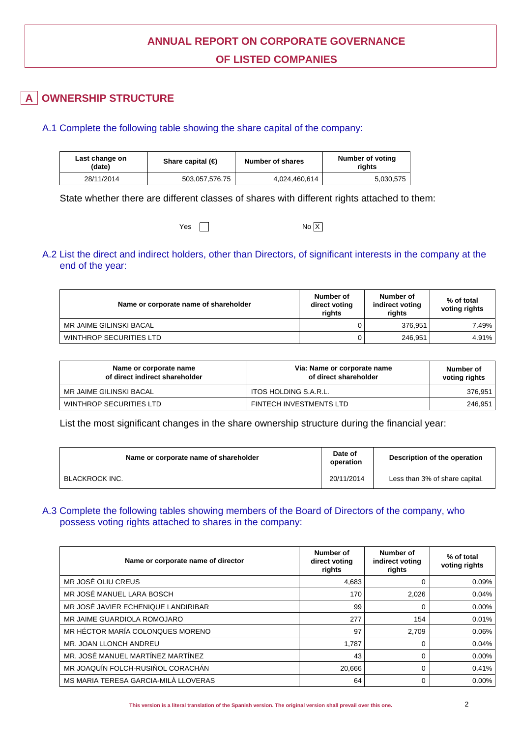# ANNUAL REPORT ON CORPORATE GOVERNANCE OF LISTED COMPANIES

## A OWNERSHIP STRUCTURE

### A.1 Complete the following table showing the share capital of the company:

| Last change on (date) | Share capital (€) | Number of shares | Number of voting rights |
|---|---|---|---|
| 28/11/2014 | 503,057,576.75 | 4,024,460,614 | 5,030,575 |

State whether there are different classes of shares with different rights attached to them:

Yes ☐ No ☒

### A.2 List the direct and indirect holders, other than Directors, of significant interests in the company at the end of the year:

| Name or corporate name of shareholder | Number of direct voting rights | Number of indirect voting rights | % of total voting rights |
|---|---|---|---|
| MR JAIME GILINSKI BACAL | 0 | 376,951 | 7.49% |
| WINTHROP SECURITIES LTD | 0 | 246,951 | 4.91% |

| Name or corporate name of direct indirect shareholder | Via: Name or corporate name of direct shareholder | Number of voting rights |
|---|---|---|
| MR JAIME GILINSKI BACAL | ITOS HOLDING S.A.R.L. | 376,951 |
| WINTHROP SECURITIES LTD | FINTECH INVESTMENTS LTD | 246,951 |

List the most significant changes in the share ownership structure during the financial year:

| Name or corporate name of shareholder | Date of operation | Description of the operation |
|---|---|---|
| BLACKROCK INC. | 20/11/2014 | Less than 3% of share capital. |

### A.3 Complete the following tables showing members of the Board of Directors of the company, who possess voting rights attached to shares in the company:

| Name or corporate name of director | Number of direct voting rights | Number of indirect voting rights | % of total voting rights |
|---|---|---|---|
| MR JOSÉ OLIU CREUS | 4,683 | 0 | 0.09% |
| MR JOSÉ MANUEL LARA BOSCH | 170 | 2,026 | 0.04% |
| MR JOSÉ JAVIER ECHENIQUE LANDIRIBAR | 99 | 0 | 0.00% |
| MR JAIME GUARDIOLA ROMOJARO | 277 | 154 | 0.01% |
| MR HÉCTOR MARÍA COLONQUES MORENO | 97 | 2,709 | 0.06% |
| MR. JOAN LLONCH ANDREU | 1,787 | 0 | 0.04% |
| MR. JOSÉ MANUEL MARTÍNEZ MARTÍNEZ | 43 | 0 | 0.00% |
| MR JOAQUÍN FOLCH-RUSIÑOL CORACHÁN | 20,666 | 0 | 0.41% |
| MS MARIA TERESA GARCIA-MILÀ LLOVERAS | 64 | 0 | 0.00% |

This version is a literal translation of the Spanish version. The original version shall prevail over this one.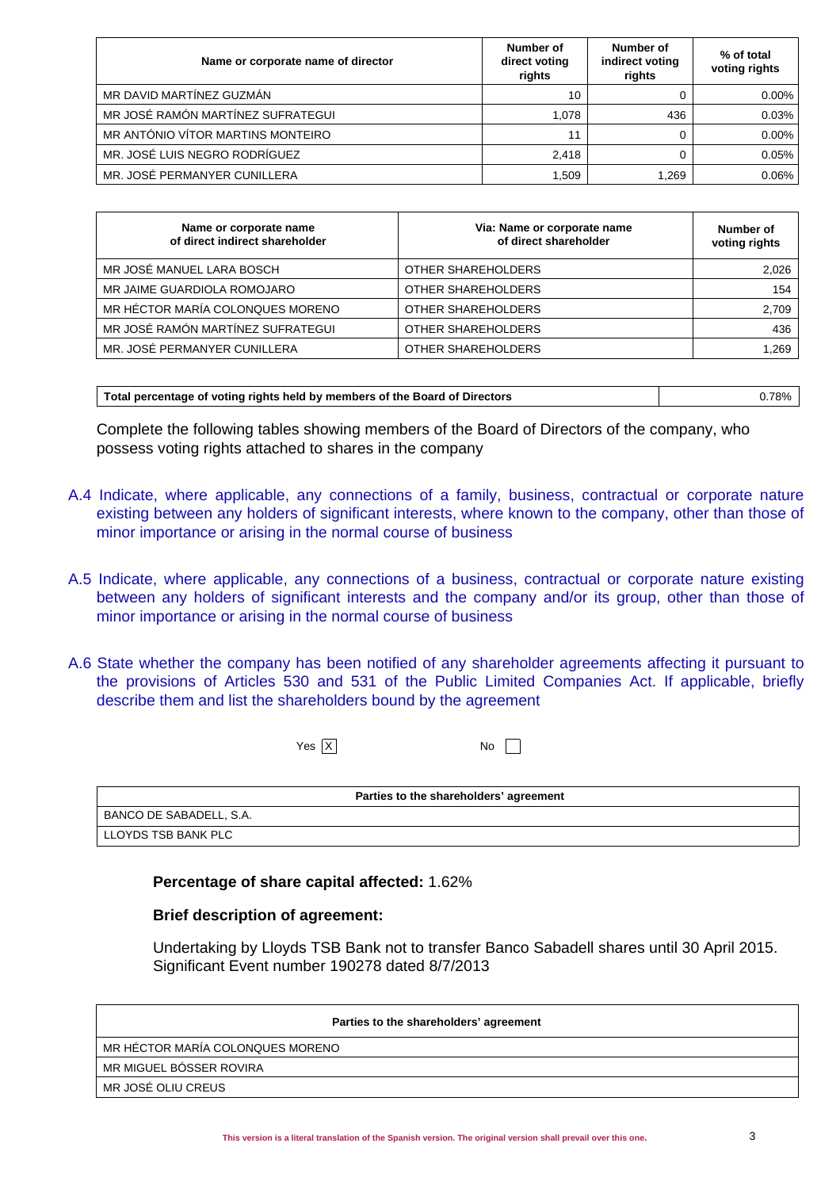| Name or corporate name of director | Number of direct voting rights | Number of indirect voting rights | % of total voting rights |
|---|---|---|---|
| MR DAVID MARTÍNEZ GUZMÁN | 10 | 0 | 0.00% |
| MR JOSÉ RAMÓN MARTÍNEZ SUFRATEGUI | 1,078 | 436 | 0.03% |
| MR ANTÓNIO VÍTOR MARTINS MONTEIRO | 11 | 0 | 0.00% |
| MR. JOSÉ LUIS NEGRO RODRÍGUEZ | 2,418 | 0 | 0.05% |
| MR. JOSÉ PERMANYER CUNILLERA | 1,509 | 1,269 | 0.06% |

| Name or corporate name of direct indirect shareholder | Via: Name or corporate name of direct shareholder | Number of voting rights |
|---|---|---|
| MR JOSÉ MANUEL LARA BOSCH | OTHER SHAREHOLDERS | 2,026 |
| MR JAIME GUARDIOLA ROMOJARO | OTHER SHAREHOLDERS | 154 |
| MR HÉCTOR MARÍA COLONQUES MORENO | OTHER SHAREHOLDERS | 2,709 |
| MR JOSÉ RAMÓN MARTÍNEZ SUFRATEGUI | OTHER SHAREHOLDERS | 436 |
| MR. JOSÉ PERMANYER CUNILLERA | OTHER SHAREHOLDERS | 1,269 |

| Total percentage of voting rights held by members of the Board of Directors | 0.78% |
|---|---|

Complete the following tables showing members of the Board of Directors of the company, who possess voting rights attached to shares in the company

A.4 Indicate, where applicable, any connections of a family, business, contractual or corporate nature existing between any holders of significant interests, where known to the company, other than those of minor importance or arising in the normal course of business

A.5 Indicate, where applicable, any connections of a business, contractual or corporate nature existing between any holders of significant interests and the company and/or its group, other than those of minor importance or arising in the normal course of business

A.6 State whether the company has been notified of any shareholder agreements affecting it pursuant to the provisions of Articles 530 and 531 of the Public Limited Companies Act. If applicable, briefly describe them and list the shareholders bound by the agreement

Yes [X] No [ ]

| Parties to the shareholders' agreement |
|---|
| BANCO DE SABADELL, S.A. |
| LLOYDS TSB BANK PLC |

**Percentage of share capital affected:** 1.62%

**Brief description of agreement:**

Undertaking by Lloyds TSB Bank not to transfer Banco Sabadell shares until 30 April 2015. Significant Event number 190278 dated 8/7/2013

| Parties to the shareholders' agreement |
|---|
| MR HÉCTOR MARÍA COLONQUES MORENO |
| MR MIGUEL BÓSSER ROVIRA |
| MR JOSÉ OLIU CREUS |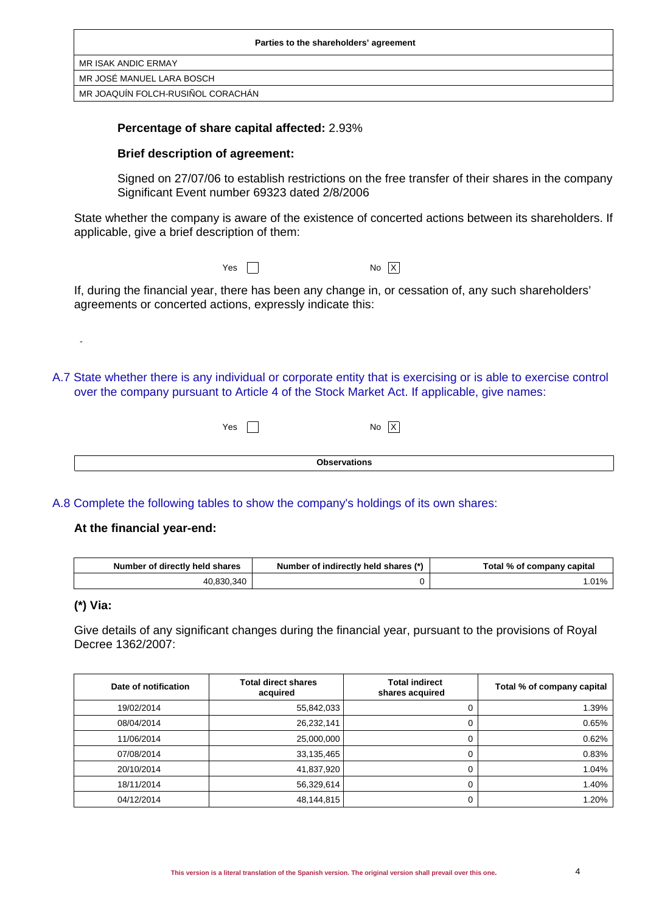| Parties to the shareholders' agreement |
| --- |
| MR ISAK ANDIC ERMAY |
| MR JOSÉ MANUEL LARA BOSCH |
| MR JOAQUÍN FOLCH-RUSIÑOL CORACHÁN |

**Percentage of share capital affected:** 2.93%

**Brief description of agreement:**

Signed on 27/07/06 to establish restrictions on the free transfer of their shares in the company Significant Event number 69323 dated 2/8/2006

State whether the company is aware of the existence of concerted actions between its shareholders. If applicable, give a brief description of them:

Yes [ ] No [X]

If, during the financial year, there has been any change in, or cessation of, any such shareholders' agreements or concerted actions, expressly indicate this:

-

## A.7 State whether there is any individual or corporate entity that is exercising or is able to exercise control over the company pursuant to Article 4 of the Stock Market Act. If applicable, give names:

Yes [ ] No [X]

| Observations |
| --- |

## A.8 Complete the following tables to show the company's holdings of its own shares:

**At the financial year-end:**

| Number of directly held shares | Number of indirectly held shares (*) | Total % of company capital |
| --- | --- | --- |
| 40,830,340 | 0 | 1.01% |

**(*) Via:**

Give details of any significant changes during the financial year, pursuant to the provisions of Royal Decree 1362/2007:

| Date of notification | Total direct shares acquired | Total indirect shares acquired | Total % of company capital |
| --- | --- | --- | --- |
| 19/02/2014 | 55,842,033 | 0 | 1.39% |
| 08/04/2014 | 26,232,141 | 0 | 0.65% |
| 11/06/2014 | 25,000,000 | 0 | 0.62% |
| 07/08/2014 | 33,135,465 | 0 | 0.83% |
| 20/10/2014 | 41,837,920 | 0 | 1.04% |
| 18/11/2014 | 56,329,614 | 0 | 1.40% |
| 04/12/2014 | 48,144,815 | 0 | 1.20% |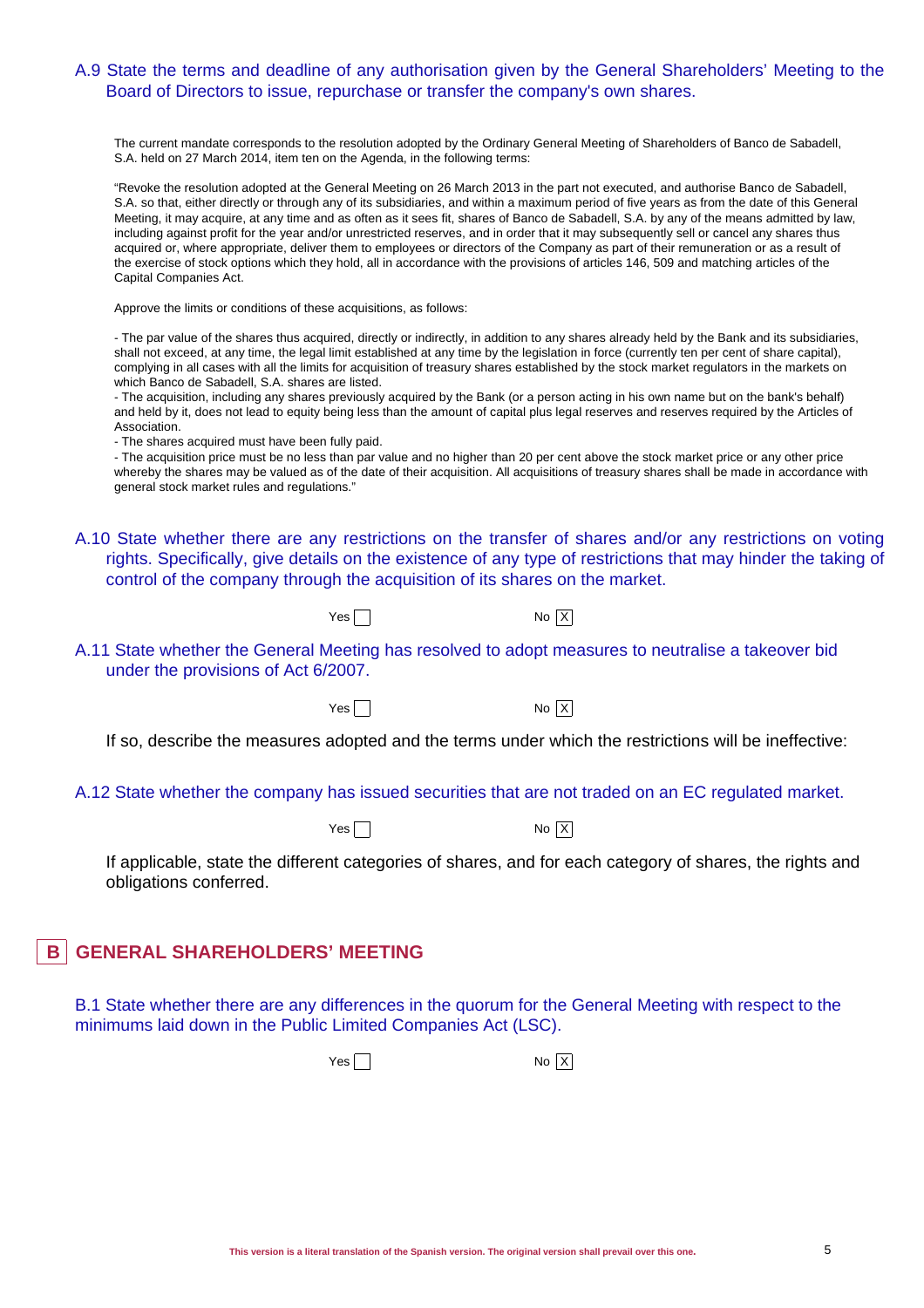### A.9 State the terms and deadline of any authorisation given by the General Shareholders' Meeting to the Board of Directors to issue, repurchase or transfer the company's own shares.

The current mandate corresponds to the resolution adopted by the Ordinary General Meeting of Shareholders of Banco de Sabadell, S.A. held on 27 March 2014, item ten on the Agenda, in the following terms:

"Revoke the resolution adopted at the General Meeting on 26 March 2013 in the part not executed, and authorise Banco de Sabadell, S.A. so that, either directly or through any of its subsidiaries, and within a maximum period of five years as from the date of this General Meeting, it may acquire, at any time and as often as it sees fit, shares of Banco de Sabadell, S.A. by any of the means admitted by law, including against profit for the year and/or unrestricted reserves, and in order that it may subsequently sell or cancel any shares thus acquired or, where appropriate, deliver them to employees or directors of the Company as part of their remuneration or as a result of the exercise of stock options which they hold, all in accordance with the provisions of articles 146, 509 and matching articles of the Capital Companies Act.

Approve the limits or conditions of these acquisitions, as follows:

- The par value of the shares thus acquired, directly or indirectly, in addition to any shares already held by the Bank and its subsidiaries, shall not exceed, at any time, the legal limit established at any time by the legislation in force (currently ten per cent of share capital), complying in all cases with all the limits for acquisition of treasury shares established by the stock market regulators in the markets on which Banco de Sabadell, S.A. shares are listed.
- The acquisition, including any shares previously acquired by the Bank (or a person acting in his own name but on the bank's behalf) and held by it, does not lead to equity being less than the amount of capital plus legal reserves and reserves required by the Articles of Association.
- The shares acquired must have been fully paid.
- The acquisition price must be no less than par value and no higher than 20 per cent above the stock market price or any other price whereby the shares may be valued as of the date of their acquisition. All acquisitions of treasury shares shall be made in accordance with general stock market rules and regulations."

### A.10 State whether there are any restrictions on the transfer of shares and/or any restrictions on voting rights. Specifically, give details on the existence of any type of restrictions that may hinder the taking of control of the company through the acquisition of its shares on the market.

Yes [ ] No [X]

### A.11 State whether the General Meeting has resolved to adopt measures to neutralise a takeover bid under the provisions of Act 6/2007.

Yes [ ] No [X]

If so, describe the measures adopted and the terms under which the restrictions will be ineffective:

### A.12 State whether the company has issued securities that are not traded on an EC regulated market.

Yes [ ] No [X]

If applicable, state the different categories of shares, and for each category of shares, the rights and obligations conferred.

## B GENERAL SHAREHOLDERS' MEETING

### B.1 State whether there are any differences in the quorum for the General Meeting with respect to the minimums laid down in the Public Limited Companies Act (LSC).

Yes [ ] No [X]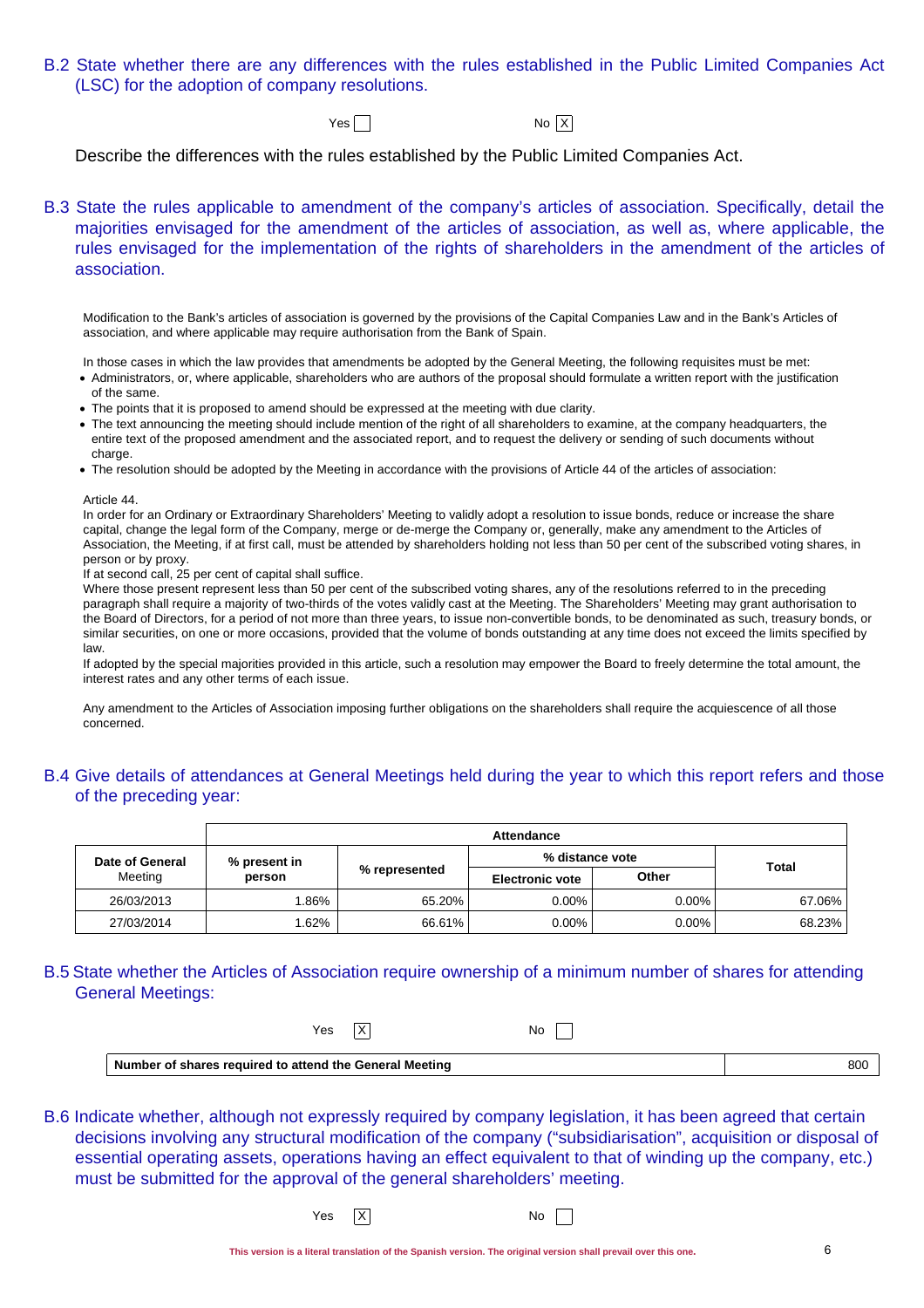## B.2 State whether there are any differences with the rules established in the Public Limited Companies Act (LSC) for the adoption of company resolutions.

Yes [ ] No [X]

Describe the differences with the rules established by the Public Limited Companies Act.

## B.3 State the rules applicable to amendment of the company's articles of association. Specifically, detail the majorities envisaged for the amendment of the articles of association, as well as, where applicable, the rules envisaged for the implementation of the rights of shareholders in the amendment of the articles of association.

Modification to the Bank's articles of association is governed by the provisions of the Capital Companies Law and in the Bank's Articles of association, and where applicable may require authorisation from the Bank of Spain.

In those cases in which the law provides that amendments be adopted by the General Meeting, the following requisites must be met:

- Administrators, or, where applicable, shareholders who are authors of the proposal should formulate a written report with the justification of the same.
- The points that it is proposed to amend should be expressed at the meeting with due clarity.
- The text announcing the meeting should include mention of the right of all shareholders to examine, at the company headquarters, the entire text of the proposed amendment and the associated report, and to request the delivery or sending of such documents without charge.
- The resolution should be adopted by the Meeting in accordance with the provisions of Article 44 of the articles of association:

Article 44.
In order for an Ordinary or Extraordinary Shareholders' Meeting to validly adopt a resolution to issue bonds, reduce or increase the share capital, change the legal form of the Company, merge or de-merge the Company or, generally, make any amendment to the Articles of Association, the Meeting, if at first call, must be attended by shareholders holding not less than 50 per cent of the subscribed voting shares, in person or by proxy.
If at second call, 25 per cent of capital shall suffice.
Where those present represent less than 50 per cent of the subscribed voting shares, any of the resolutions referred to in the preceding paragraph shall require a majority of two-thirds of the votes validly cast at the Meeting. The Shareholders' Meeting may grant authorisation to the Board of Directors, for a period of not more than three years, to issue non-convertible bonds, to be denominated as such, treasury bonds, or similar securities, on one or more occasions, provided that the volume of bonds outstanding at any time does not exceed the limits specified by law.
If adopted by the special majorities provided in this article, such a resolution may empower the Board to freely determine the total amount, the interest rates and any other terms of each issue.

Any amendment to the Articles of Association imposing further obligations on the shareholders shall require the acquiescence of all those concerned.

## B.4 Give details of attendances at General Meetings held during the year to which this report refers and those of the preceding year:

| Date of General Meeting | Attendance | | | | |
|---|---|---|---|---|---|
| | % present in person | % represented | % distance vote | | Total |
| | | | Electronic vote | Other | |
| 26/03/2013 | 1.86% | 65.20% | 0.00% | 0.00% | 67.06% |
| 27/03/2014 | 1.62% | 66.61% | 0.00% | 0.00% | 68.23% |

## B.5 State whether the Articles of Association require ownership of a minimum number of shares for attending General Meetings:

Yes [X] No [ ]

| Number of shares required to attend the General Meeting | 800 |
|---|---|

## B.6 Indicate whether, although not expressly required by company legislation, it has been agreed that certain decisions involving any structural modification of the company ("subsidiarisation", acquisition or disposal of essential operating assets, operations having an effect equivalent to that of winding up the company, etc.) must be submitted for the approval of the general shareholders' meeting.

Yes [X] No [ ]

This version is a literal translation of the Spanish version. The original version shall prevail over this one.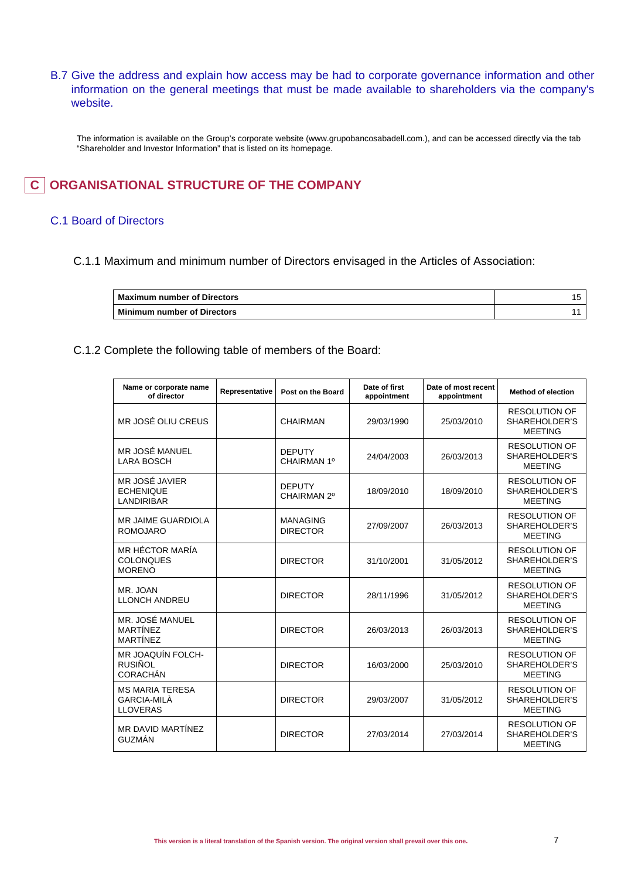B.7 Give the address and explain how access may be had to corporate governance information and other information on the general meetings that must be made available to shareholders via the company's website.

The information is available on the Group's corporate website (www.grupobancosabadell.com.), and can be accessed directly via the tab "Shareholder and Investor Information" that is listed on its homepage.

# C ORGANISATIONAL STRUCTURE OF THE COMPANY

## C.1 Board of Directors

C.1.1 Maximum and minimum number of Directors envisaged in the Articles of Association:

| | |
|---|---|
| **Maximum number of Directors** | 15 |
| **Minimum number of Directors** | 11 |

C.1.2 Complete the following table of members of the Board:

| Name or corporate name of director | Representative | Post on the Board | Date of first appointment | Date of most recent appointment | Method of election |
|---|---|---|---|---|---|
| MR JOSÉ OLIU CREUS | | CHAIRMAN | 29/03/1990 | 25/03/2010 | RESOLUTION OF SHAREHOLDER'S MEETING |
| MR JOSÉ MANUEL LARA BOSCH | | DEPUTY CHAIRMAN 1º | 24/04/2003 | 26/03/2013 | RESOLUTION OF SHAREHOLDER'S MEETING |
| MR JOSÉ JAVIER ECHENIQUE LANDIRIBAR | | DEPUTY CHAIRMAN 2º | 18/09/2010 | 18/09/2010 | RESOLUTION OF SHAREHOLDER'S MEETING |
| MR JAIME GUARDIOLA ROMOJARO | | MANAGING DIRECTOR | 27/09/2007 | 26/03/2013 | RESOLUTION OF SHAREHOLDER'S MEETING |
| MR HÉCTOR MARÍA COLONQUES MORENO | | DIRECTOR | 31/10/2001 | 31/05/2012 | RESOLUTION OF SHAREHOLDER'S MEETING |
| MR. JOAN LLONCH ANDREU | | DIRECTOR | 28/11/1996 | 31/05/2012 | RESOLUTION OF SHAREHOLDER'S MEETING |
| MR. JOSÉ MANUEL MARTÍNEZ MARTÍNEZ | | DIRECTOR | 26/03/2013 | 26/03/2013 | RESOLUTION OF SHAREHOLDER'S MEETING |
| MR JOAQUÍN FOLCH-RUSIÑOL CORACHÁN | | DIRECTOR | 16/03/2000 | 25/03/2010 | RESOLUTION OF SHAREHOLDER'S MEETING |
| MS MARIA TERESA GARCIA-MILÀ LLOVERAS | | DIRECTOR | 29/03/2007 | 31/05/2012 | RESOLUTION OF SHAREHOLDER'S MEETING |
| MR DAVID MARTÍNEZ GUZMÁN | | DIRECTOR | 27/03/2014 | 27/03/2014 | RESOLUTION OF SHAREHOLDER'S MEETING |

This version is a literal translation of the Spanish version. The original version shall prevail over this one.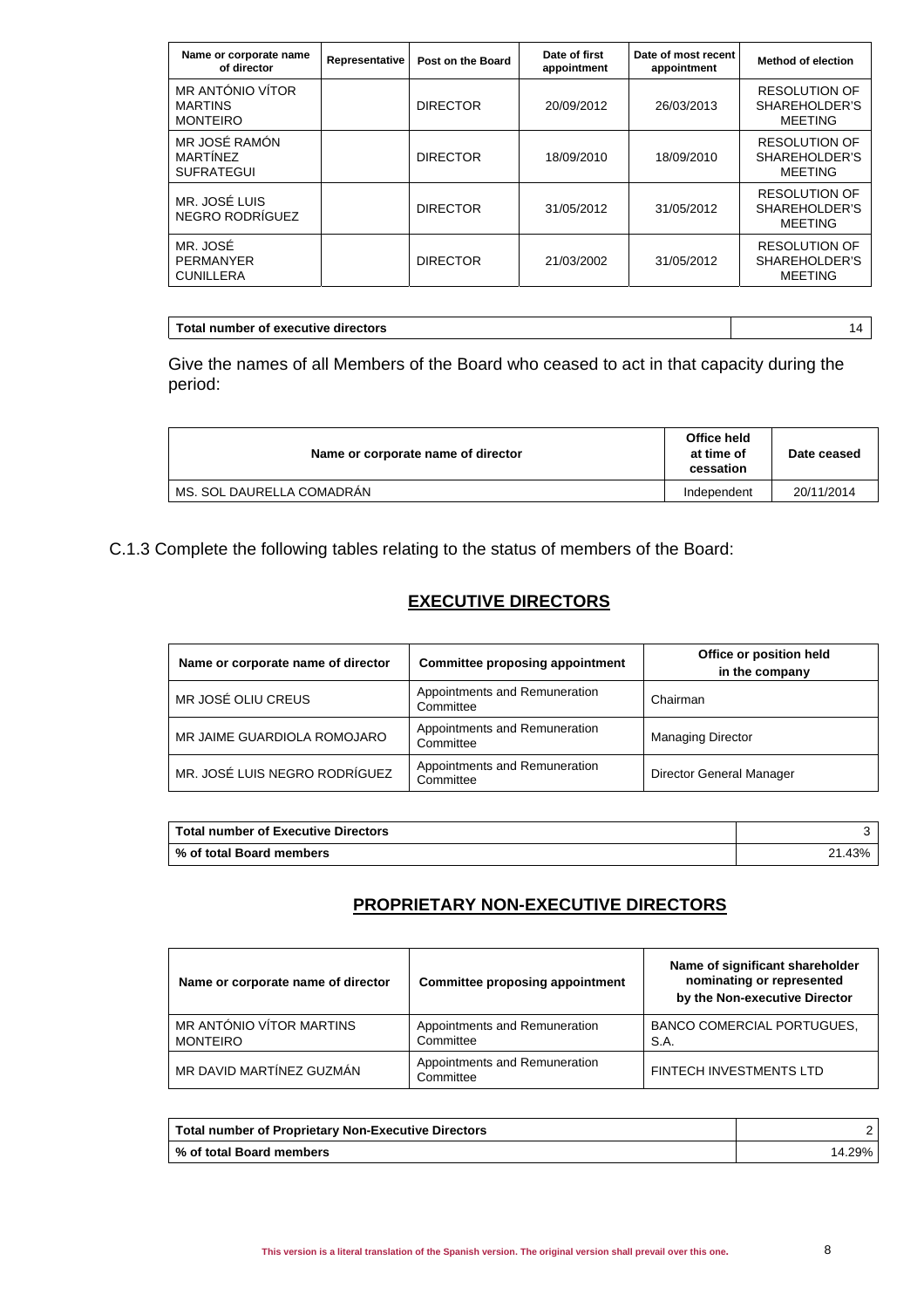| Name or corporate name of director | Representative | Post on the Board | Date of first appointment | Date of most recent appointment | Method of election |
|---|---|---|---|---|---|
| MR ANTÓNIO VÍTOR MARTINS MONTEIRO | | DIRECTOR | 20/09/2012 | 26/03/2013 | RESOLUTION OF SHAREHOLDER'S MEETING |
| MR JOSÉ RAMÓN MARTÍNEZ SUFRATEGUI | | DIRECTOR | 18/09/2010 | 18/09/2010 | RESOLUTION OF SHAREHOLDER'S MEETING |
| MR. JOSÉ LUIS NEGRO RODRÍGUEZ | | DIRECTOR | 31/05/2012 | 31/05/2012 | RESOLUTION OF SHAREHOLDER'S MEETING |
| MR. JOSÉ PERMANYER CUNILLERA | | DIRECTOR | 21/03/2002 | 31/05/2012 | RESOLUTION OF SHAREHOLDER'S MEETING |

| Total number of executive directors | 14 |
|---|---|

Give the names of all Members of the Board who ceased to act in that capacity during the period:

| Name or corporate name of director | Office held at time of cessation | Date ceased |
|---|---|---|
| MS. SOL DAURELLA COMADRÁN | Independent | 20/11/2014 |

C.1.3 Complete the following tables relating to the status of members of the Board:

## EXECUTIVE DIRECTORS

| Name or corporate name of director | Committee proposing appointment | Office or position held in the company |
|---|---|---|
| MR JOSÉ OLIU CREUS | Appointments and Remuneration Committee | Chairman |
| MR JAIME GUARDIOLA ROMOJARO | Appointments and Remuneration Committee | Managing Director |
| MR. JOSÉ LUIS NEGRO RODRÍGUEZ | Appointments and Remuneration Committee | Director General Manager |

| Total number of Executive Directors | 3 |
|---|---|
| % of total Board members | 21.43% |

## PROPRIETARY NON-EXECUTIVE DIRECTORS

| Name or corporate name of director | Committee proposing appointment | Name of significant shareholder nominating or represented by the Non-executive Director |
|---|---|---|
| MR ANTÓNIO VÍTOR MARTINS MONTEIRO | Appointments and Remuneration Committee | BANCO COMERCIAL PORTUGUES, S.A. |
| MR DAVID MARTÍNEZ GUZMÁN | Appointments and Remuneration Committee | FINTECH INVESTMENTS LTD |

| Total number of Proprietary Non-Executive Directors | 2 |
|---|---|
| % of total Board members | 14.29% |

This version is a literal translation of the Spanish version. The original version shall prevail over this one.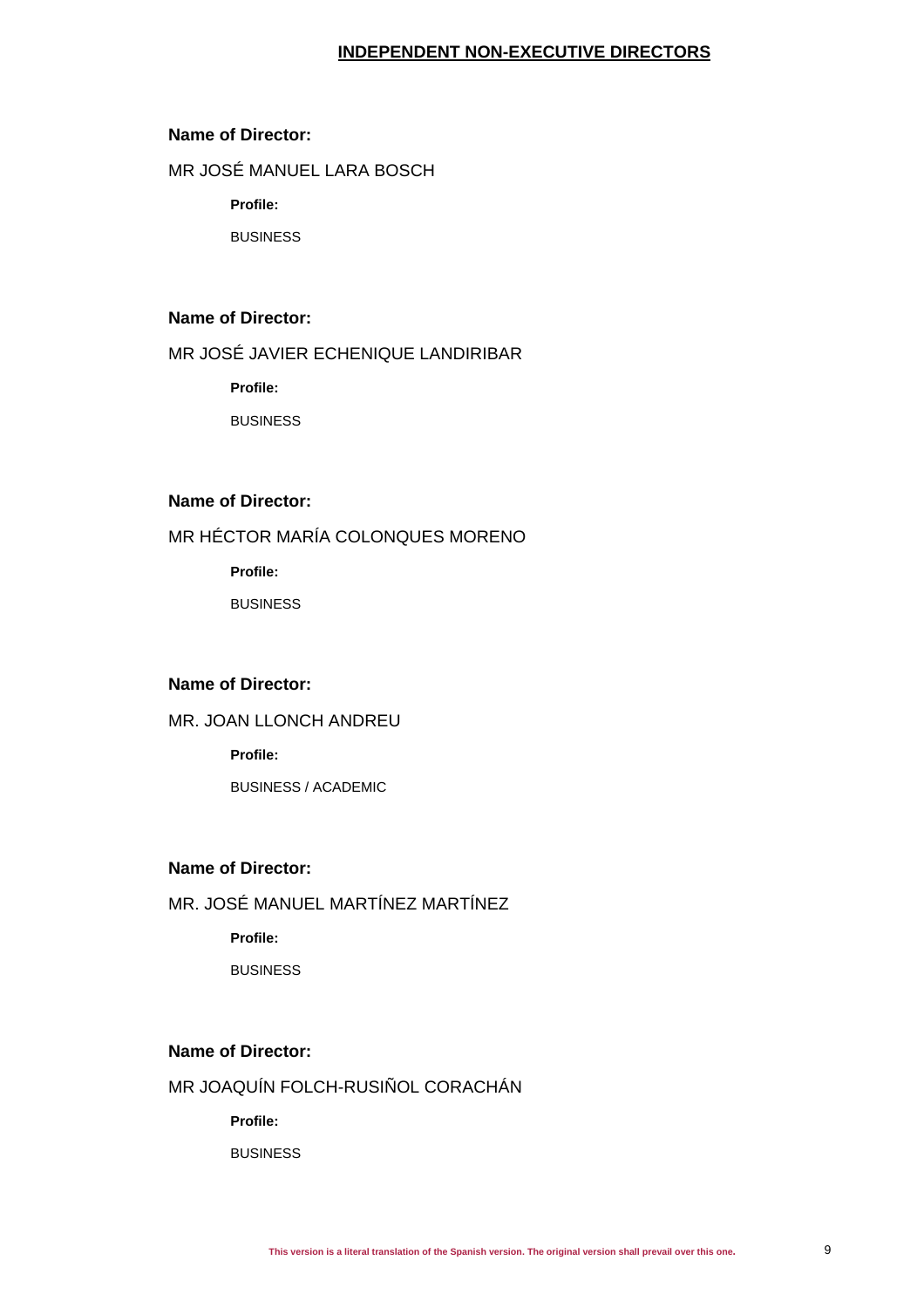## INDEPENDENT NON-EXECUTIVE DIRECTORS

**Name of Director:**

MR JOSÉ MANUEL LARA BOSCH

**Profile:**

BUSINESS

**Name of Director:**

MR JOSÉ JAVIER ECHENIQUE LANDIRIBAR

**Profile:**

BUSINESS

**Name of Director:**

MR HÉCTOR MARÍA COLONQUES MORENO

**Profile:**

BUSINESS

**Name of Director:**

MR. JOAN LLONCH ANDREU

**Profile:**

BUSINESS / ACADEMIC

**Name of Director:**

MR. JOSÉ MANUEL MARTÍNEZ MARTÍNEZ

**Profile:**

BUSINESS

**Name of Director:**

MR JOAQUÍN FOLCH-RUSIÑOL CORACHÁN

**Profile:**

BUSINESS

This version is a literal translation of the Spanish version. The original version shall prevail over this one.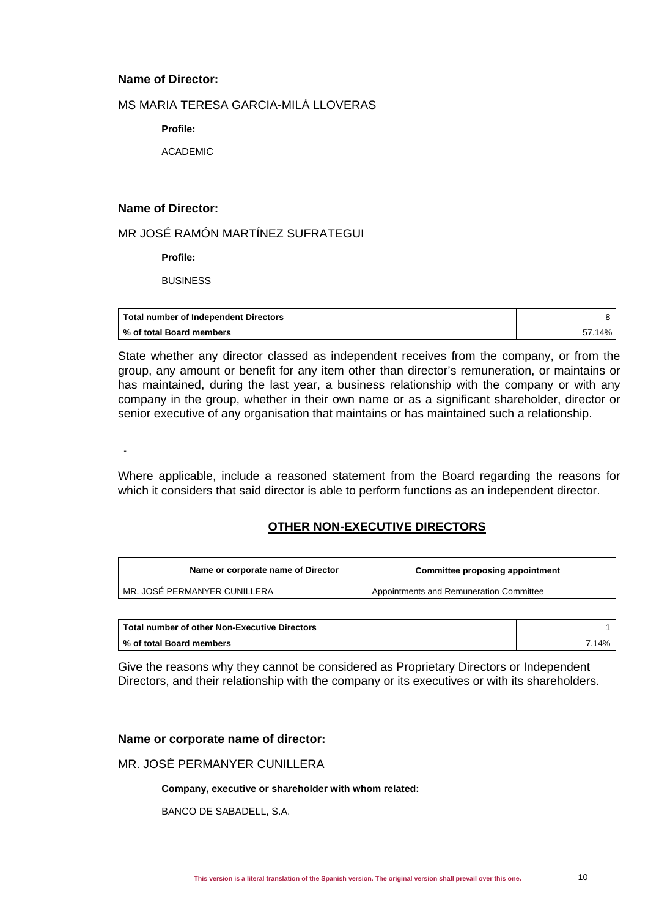**Name of Director:**

MS MARIA TERESA GARCIA-MILÀ LLOVERAS

**Profile:**

ACADEMIC

**Name of Director:**

MR JOSÉ RAMÓN MARTÍNEZ SUFRATEGUI

**Profile:**

BUSINESS

| Total number of Independent Directors | 8 |
|---|---|
| % of total Board members | 57.14% |

State whether any director classed as independent receives from the company, or from the group, any amount or benefit for any item other than director's remuneration, or maintains or has maintained, during the last year, a business relationship with the company or with any company in the group, whether in their own name or as a significant shareholder, director or senior executive of any organisation that maintains or has maintained such a relationship.

-

Where applicable, include a reasoned statement from the Board regarding the reasons for which it considers that said director is able to perform functions as an independent director.

## OTHER NON-EXECUTIVE DIRECTORS

| Name or corporate name of Director | Committee proposing appointment |
|---|---|
| MR. JOSÉ PERMANYER CUNILLERA | Appointments and Remuneration Committee |

| Total number of other Non-Executive Directors | 1 |
|---|---|
| % of total Board members | 7.14% |

Give the reasons why they cannot be considered as Proprietary Directors or Independent Directors, and their relationship with the company or its executives or with its shareholders.

**Name or corporate name of director:**

MR. JOSÉ PERMANYER CUNILLERA

**Company, executive or shareholder with whom related:**

BANCO DE SABADELL, S.A.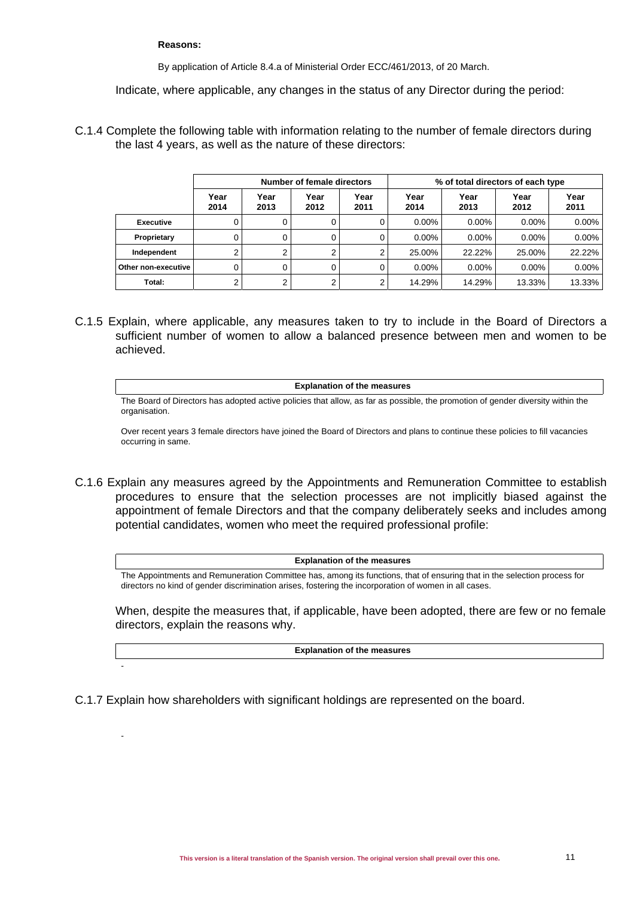**Reasons:**

By application of Article 8.4.a of Ministerial Order ECC/461/2013, of 20 March.

Indicate, where applicable, any changes in the status of any Director during the period:

C.1.4 Complete the following table with information relating to the number of female directors during the last 4 years, as well as the nature of these directors:

| | Number of female directors | | | | % of total directors of each type | | | |
|---|---|---|---|---|---|---|---|---|
| | Year 2014 | Year 2013 | Year 2012 | Year 2011 | Year 2014 | Year 2013 | Year 2012 | Year 2011 |
| **Executive** | 0 | 0 | 0 | 0 | 0.00% | 0.00% | 0.00% | 0.00% |
| **Proprietary** | 0 | 0 | 0 | 0 | 0.00% | 0.00% | 0.00% | 0.00% |
| **Independent** | 2 | 2 | 2 | 2 | 25.00% | 22.22% | 25.00% | 22.22% |
| **Other non-executive** | 0 | 0 | 0 | 0 | 0.00% | 0.00% | 0.00% | 0.00% |
| **Total:** | 2 | 2 | 2 | 2 | 14.29% | 14.29% | 13.33% | 13.33% |

C.1.5 Explain, where applicable, any measures taken to try to include in the Board of Directors a sufficient number of women to allow a balanced presence between men and women to be achieved.

**Explanation of the measures**

The Board of Directors has adopted active policies that allow, as far as possible, the promotion of gender diversity within the organisation.

Over recent years 3 female directors have joined the Board of Directors and plans to continue these policies to fill vacancies occurring in same.

C.1.6 Explain any measures agreed by the Appointments and Remuneration Committee to establish procedures to ensure that the selection processes are not implicitly biased against the appointment of female Directors and that the company deliberately seeks and includes among potential candidates, women who meet the required professional profile:

**Explanation of the measures**

The Appointments and Remuneration Committee has, among its functions, that of ensuring that in the selection process for directors no kind of gender discrimination arises, fostering the incorporation of women in all cases.

When, despite the measures that, if applicable, have been adopted, there are few or no female directors, explain the reasons why.

**Explanation of the measures**

-

C.1.7 Explain how shareholders with significant holdings are represented on the board.

-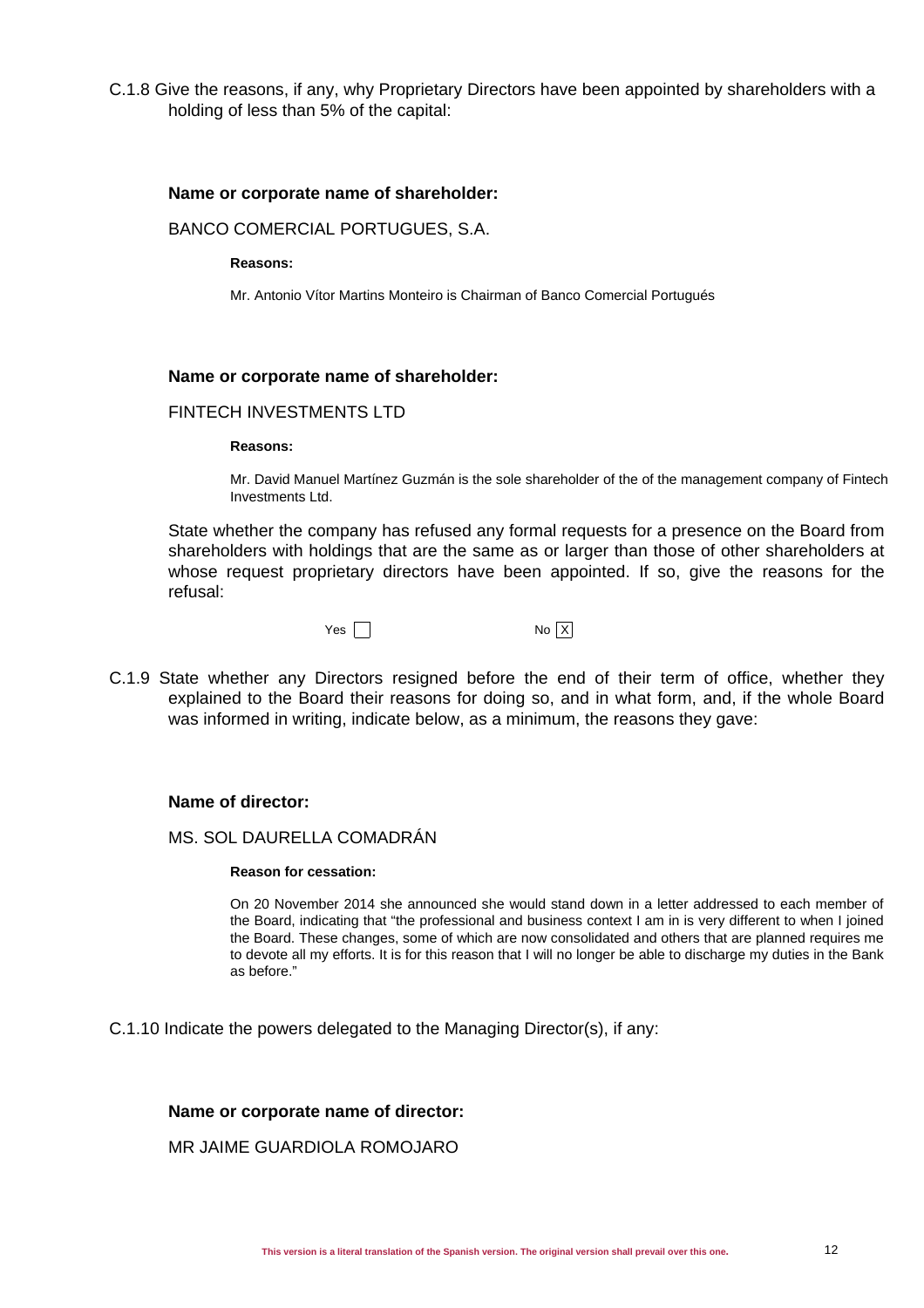C.1.8 Give the reasons, if any, why Proprietary Directors have been appointed by shareholders with a holding of less than 5% of the capital:

**Name or corporate name of shareholder:**

BANCO COMERCIAL PORTUGUES, S.A.

**Reasons:**

Mr. Antonio Vítor Martins Monteiro is Chairman of Banco Comercial Portugués

**Name or corporate name of shareholder:**

FINTECH INVESTMENTS LTD

**Reasons:**

Mr. David Manuel Martínez Guzmán is the sole shareholder of the of the management company of Fintech Investments Ltd.

State whether the company has refused any formal requests for a presence on the Board from shareholders with holdings that are the same as or larger than those of other shareholders at whose request proprietary directors have been appointed. If so, give the reasons for the refusal:

Yes ☐ No ☒

C.1.9 State whether any Directors resigned before the end of their term of office, whether they explained to the Board their reasons for doing so, and in what form, and, if the whole Board was informed in writing, indicate below, as a minimum, the reasons they gave:

**Name of director:**

MS. SOL DAURELLA COMADRÁN

**Reason for cessation:**

On 20 November 2014 she announced she would stand down in a letter addressed to each member of the Board, indicating that "the professional and business context I am in is very different to when I joined the Board. These changes, some of which are now consolidated and others that are planned requires me to devote all my efforts. It is for this reason that I will no longer be able to discharge my duties in the Bank as before."

C.1.10 Indicate the powers delegated to the Managing Director(s), if any:

**Name or corporate name of director:**

MR JAIME GUARDIOLA ROMOJARO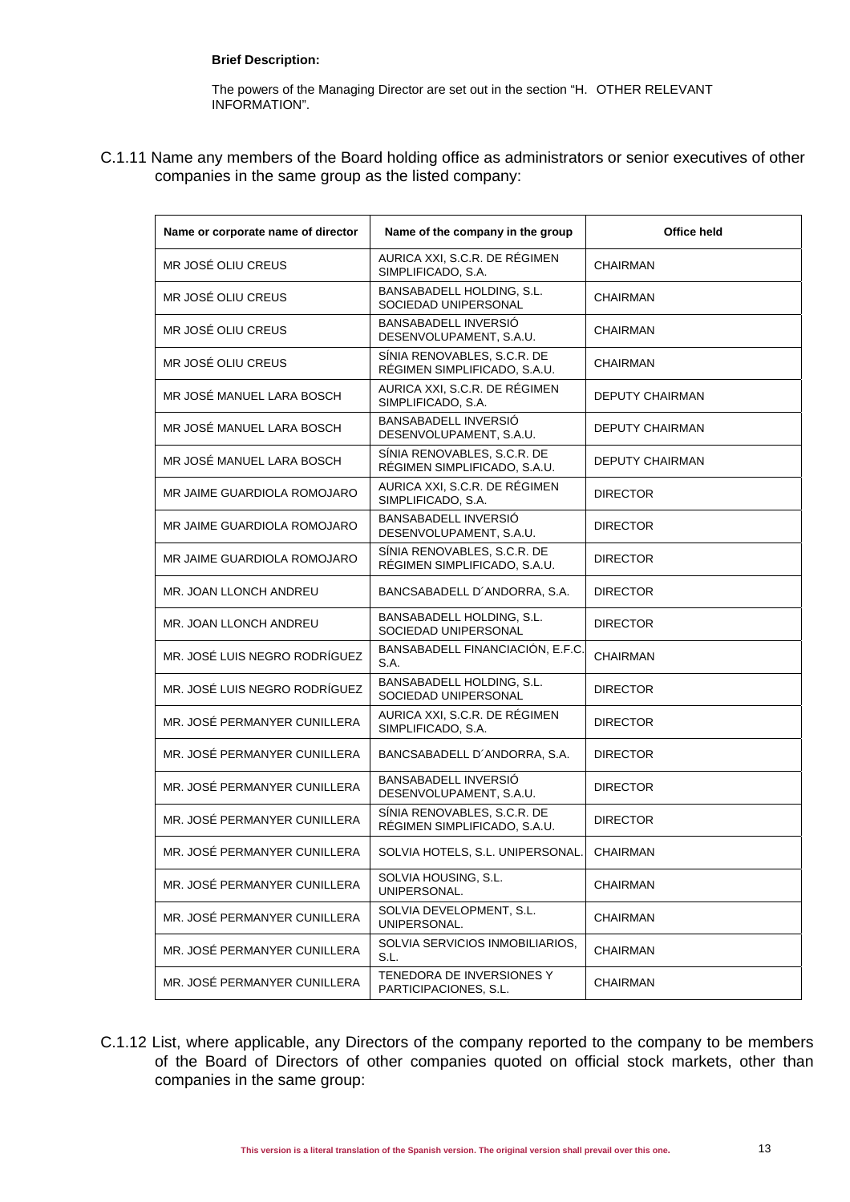**Brief Description:**

The powers of the Managing Director are set out in the section “H. OTHER RELEVANT INFORMATION”.

C.1.11 Name any members of the Board holding office as administrators or senior executives of other companies in the same group as the listed company:

| Name or corporate name of director | Name of the company in the group | Office held |
|---|---|---|
| MR JOSÉ OLIU CREUS | AURICA XXI, S.C.R. DE RÉGIMEN SIMPLIFICADO, S.A. | CHAIRMAN |
| MR JOSÉ OLIU CREUS | BANSABADELL HOLDING, S.L. SOCIEDAD UNIPERSONAL | CHAIRMAN |
| MR JOSÉ OLIU CREUS | BANSABADELL INVERSIÓ DESENVOLUPAMENT, S.A.U. | CHAIRMAN |
| MR JOSÉ OLIU CREUS | SÍNIA RENOVABLES, S.C.R. DE RÉGIMEN SIMPLIFICADO, S.A.U. | CHAIRMAN |
| MR JOSÉ MANUEL LARA BOSCH | AURICA XXI, S.C.R. DE RÉGIMEN SIMPLIFICADO, S.A. | DEPUTY CHAIRMAN |
| MR JOSÉ MANUEL LARA BOSCH | BANSABADELL INVERSIÓ DESENVOLUPAMENT, S.A.U. | DEPUTY CHAIRMAN |
| MR JOSÉ MANUEL LARA BOSCH | SÍNIA RENOVABLES, S.C.R. DE RÉGIMEN SIMPLIFICADO, S.A.U. | DEPUTY CHAIRMAN |
| MR JAIME GUARDIOLA ROMOJARO | AURICA XXI, S.C.R. DE RÉGIMEN SIMPLIFICADO, S.A. | DIRECTOR |
| MR JAIME GUARDIOLA ROMOJARO | BANSABADELL INVERSIÓ DESENVOLUPAMENT, S.A.U. | DIRECTOR |
| MR JAIME GUARDIOLA ROMOJARO | SÍNIA RENOVABLES, S.C.R. DE RÉGIMEN SIMPLIFICADO, S.A.U. | DIRECTOR |
| MR. JOAN LLONCH ANDREU | BANCSABADELL D´ANDORRA, S.A. | DIRECTOR |
| MR. JOAN LLONCH ANDREU | BANSABADELL HOLDING, S.L. SOCIEDAD UNIPERSONAL | DIRECTOR |
| MR. JOSÉ LUIS NEGRO RODRÍGUEZ | BANSABADELL FINANCIACIÓN, E.F.C. S.A. | CHAIRMAN |
| MR. JOSÉ LUIS NEGRO RODRÍGUEZ | BANSABADELL HOLDING, S.L. SOCIEDAD UNIPERSONAL | DIRECTOR |
| MR. JOSÉ PERMANYER CUNILLERA | AURICA XXI, S.C.R. DE RÉGIMEN SIMPLIFICADO, S.A. | DIRECTOR |
| MR. JOSÉ PERMANYER CUNILLERA | BANCSABADELL D´ANDORRA, S.A. | DIRECTOR |
| MR. JOSÉ PERMANYER CUNILLERA | BANSABADELL INVERSIÓ DESENVOLUPAMENT, S.A.U. | DIRECTOR |
| MR. JOSÉ PERMANYER CUNILLERA | SÍNIA RENOVABLES, S.C.R. DE RÉGIMEN SIMPLIFICADO, S.A.U. | DIRECTOR |
| MR. JOSÉ PERMANYER CUNILLERA | SOLVIA HOTELS, S.L. UNIPERSONAL. | CHAIRMAN |
| MR. JOSÉ PERMANYER CUNILLERA | SOLVIA HOUSING, S.L. UNIPERSONAL. | CHAIRMAN |
| MR. JOSÉ PERMANYER CUNILLERA | SOLVIA DEVELOPMENT, S.L. UNIPERSONAL. | CHAIRMAN |
| MR. JOSÉ PERMANYER CUNILLERA | SOLVIA SERVICIOS INMOBILIARIOS, S.L. | CHAIRMAN |
| MR. JOSÉ PERMANYER CUNILLERA | TENEDORA DE INVERSIONES Y PARTICIPACIONES, S.L. | CHAIRMAN |

C.1.12 List, where applicable, any Directors of the company reported to the company to be members of the Board of Directors of other companies quoted on official stock markets, other than companies in the same group:

This version is a literal translation of the Spanish version. The original version shall prevail over this one.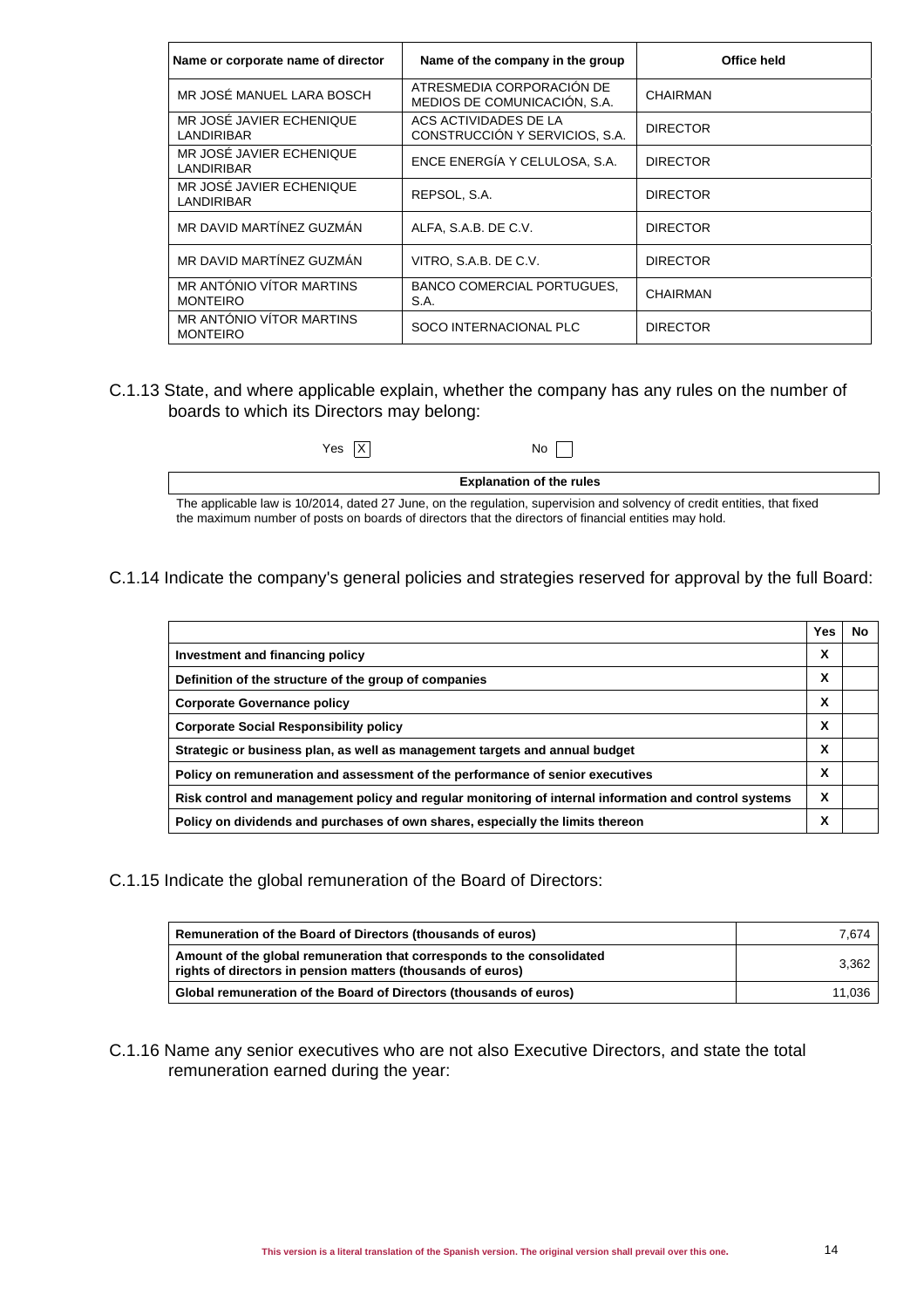| Name or corporate name of director | Name of the company in the group | Office held |
|---|---|---|
| MR JOSÉ MANUEL LARA BOSCH | ATRESMEDIA CORPORACIÓN DE MEDIOS DE COMUNICACIÓN, S.A. | CHAIRMAN |
| MR JOSÉ JAVIER ECHENIQUE LANDIRIBAR | ACS ACTIVIDADES DE LA CONSTRUCCIÓN Y SERVICIOS, S.A. | DIRECTOR |
| MR JOSÉ JAVIER ECHENIQUE LANDIRIBAR | ENCE ENERGÍA Y CELULOSA, S.A. | DIRECTOR |
| MR JOSÉ JAVIER ECHENIQUE LANDIRIBAR | REPSOL, S.A. | DIRECTOR |
| MR DAVID MARTÍNEZ GUZMÁN | ALFA, S.A.B. DE C.V. | DIRECTOR |
| MR DAVID MARTÍNEZ GUZMÁN | VITRO, S.A.B. DE C.V. | DIRECTOR |
| MR ANTÓNIO VÍTOR MARTINS MONTEIRO | BANCO COMERCIAL PORTUGUES, S.A. | CHAIRMAN |
| MR ANTÓNIO VÍTOR MARTINS MONTEIRO | SOCO INTERNACIONAL PLC | DIRECTOR |

C.1.13 State, and where applicable explain, whether the company has any rules on the number of boards to which its Directors may belong:

Yes [X] No [ ]

**Explanation of the rules**

The applicable law is 10/2014, dated 27 June, on the regulation, supervision and solvency of credit entities, that fixed the maximum number of posts on boards of directors that the directors of financial entities may hold.

C.1.14 Indicate the company's general policies and strategies reserved for approval by the full Board:

| | Yes | No |
|---|---|---|
| **Investment and financing policy** | X | |
| **Definition of the structure of the group of companies** | X | |
| **Corporate Governance policy** | X | |
| **Corporate Social Responsibility policy** | X | |
| **Strategic or business plan, as well as management targets and annual budget** | X | |
| **Policy on remuneration and assessment of the performance of senior executives** | X | |
| **Risk control and management policy and regular monitoring of internal information and control systems** | X | |
| **Policy on dividends and purchases of own shares, especially the limits thereon** | X | |

C.1.15 Indicate the global remuneration of the Board of Directors:

| | |
|---|---|
| **Remuneration of the Board of Directors (thousands of euros)** | 7,674 |
| **Amount of the global remuneration that corresponds to the consolidated rights of directors in pension matters (thousands of euros)** | 3,362 |
| **Global remuneration of the Board of Directors (thousands of euros)** | 11,036 |

C.1.16 Name any senior executives who are not also Executive Directors, and state the total remuneration earned during the year: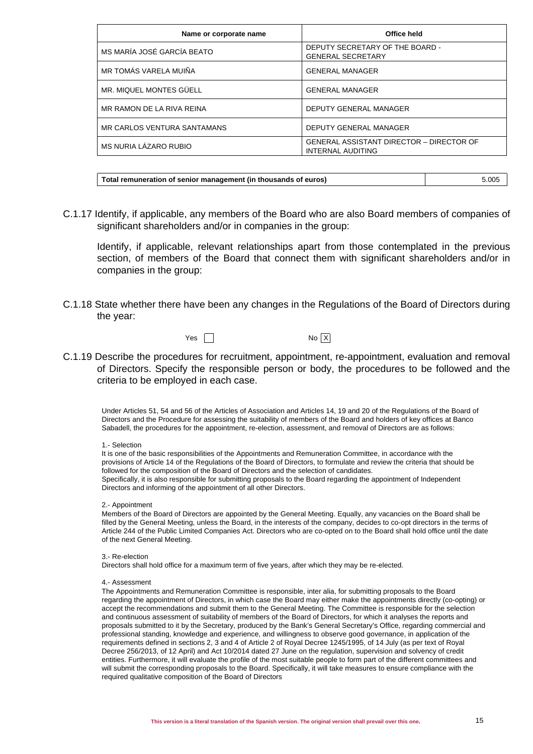| Name or corporate name | Office held |
| --- | --- |
| MS MARÍA JOSÉ GARCÍA BEATO | DEPUTY SECRETARY OF THE BOARD - GENERAL SECRETARY |
| MR TOMÁS VARELA MUIÑA | GENERAL MANAGER |
| MR. MIQUEL MONTES GÜELL | GENERAL MANAGER |
| MR RAMON DE LA RIVA REINA | DEPUTY GENERAL MANAGER |
| MR CARLOS VENTURA SANTAMANS | DEPUTY GENERAL MANAGER |
| MS NURIA LÁZARO RUBIO | GENERAL ASSISTANT DIRECTOR – DIRECTOR OF INTERNAL AUDITING |

| **Total remuneration of senior management (in thousands of euros)** | 5.005 |
| --- | --- |

C.1.17 Identify, if applicable, any members of the Board who are also Board members of companies of significant shareholders and/or in companies in the group:

Identify, if applicable, relevant relationships apart from those contemplated in the previous section, of members of the Board that connect them with significant shareholders and/or in companies in the group:

C.1.18 State whether there have been any changes in the Regulations of the Board of Directors during the year:

Yes ☐ No ☒

C.1.19 Describe the procedures for recruitment, appointment, re-appointment, evaluation and removal of Directors. Specify the responsible person or body, the procedures to be followed and the criteria to be employed in each case.

Under Articles 51, 54 and 56 of the Articles of Association and Articles 14, 19 and 20 of the Regulations of the Board of Directors and the Procedure for assessing the suitability of members of the Board and holders of key offices at Banco Sabadell, the procedures for the appointment, re-election, assessment, and removal of Directors are as follows:

1.- Selection
It is one of the basic responsibilities of the Appointments and Remuneration Committee, in accordance with the provisions of Article 14 of the Regulations of the Board of Directors, to formulate and review the criteria that should be followed for the composition of the Board of Directors and the selection of candidates.
Specifically, it is also responsible for submitting proposals to the Board regarding the appointment of Independent Directors and informing of the appointment of all other Directors.

2.- Appointment
Members of the Board of Directors are appointed by the General Meeting. Equally, any vacancies on the Board shall be filled by the General Meeting, unless the Board, in the interests of the company, decides to co-opt directors in the terms of Article 244 of the Public Limited Companies Act. Directors who are co-opted on to the Board shall hold office until the date of the next General Meeting.

3.- Re-election
Directors shall hold office for a maximum term of five years, after which they may be re-elected.

4.- Assessment
The Appointments and Remuneration Committee is responsible, inter alia, for submitting proposals to the Board regarding the appointment of Directors, in which case the Board may either make the appointments directly (co-opting) or accept the recommendations and submit them to the General Meeting. The Committee is responsible for the selection and continuous assessment of suitability of members of the Board of Directors, for which it analyses the reports and proposals submitted to it by the Secretary, produced by the Bank's General Secretary's Office, regarding commercial and professional standing, knowledge and experience, and willingness to observe good governance, in application of the requirements defined in sections 2, 3 and 4 of Article 2 of Royal Decree 1245/1995, of 14 July (as per text of Royal Decree 256/2013, of 12 April) and Act 10/2014 dated 27 June on the regulation, supervision and solvency of credit entities. Furthermore, it will evaluate the profile of the most suitable people to form part of the different committees and will submit the corresponding proposals to the Board. Specifically, it will take measures to ensure compliance with the required qualitative composition of the Board of Directors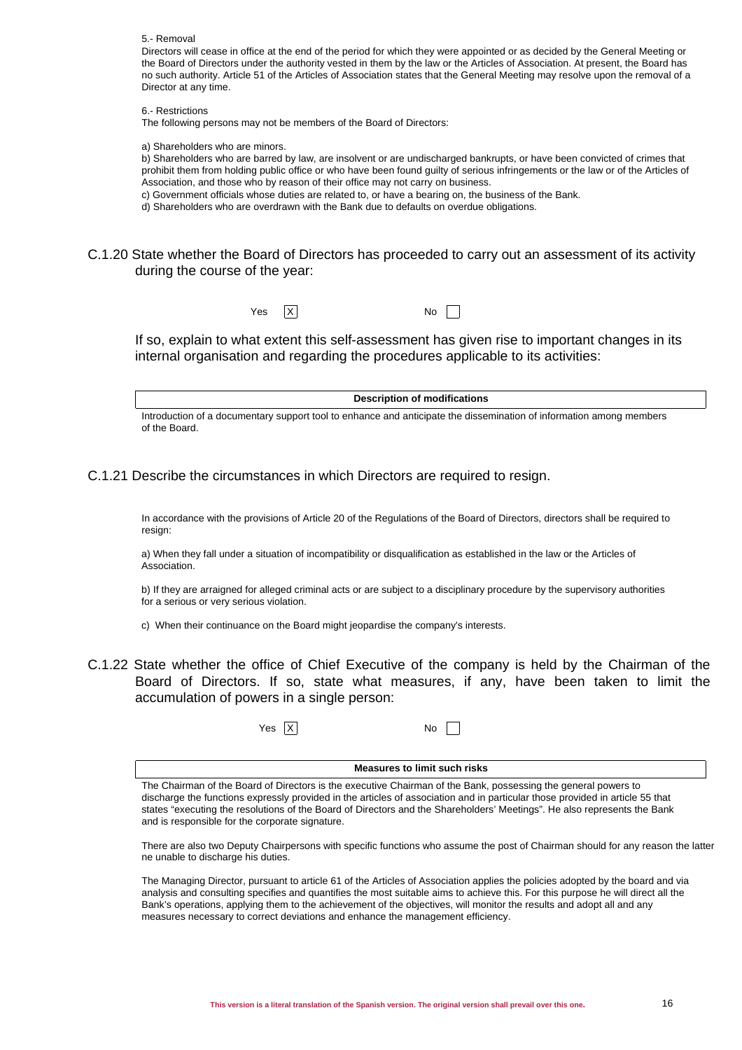5.- Removal

Directors will cease in office at the end of the period for which they were appointed or as decided by the General Meeting or the Board of Directors under the authority vested in them by the law or the Articles of Association. At present, the Board has no such authority. Article 51 of the Articles of Association states that the General Meeting may resolve upon the removal of a Director at any time.

6.- Restrictions

The following persons may not be members of the Board of Directors:

a) Shareholders who are minors.

b) Shareholders who are barred by law, are insolvent or are undischarged bankrupts, or have been convicted of crimes that prohibit them from holding public office or who have been found guilty of serious infringements or the law or of the Articles of Association, and those who by reason of their office may not carry on business.

c) Government officials whose duties are related to, or have a bearing on, the business of the Bank.

d) Shareholders who are overdrawn with the Bank due to defaults on overdue obligations.

## C.1.20 State whether the Board of Directors has proceeded to carry out an assessment of its activity during the course of the year:

Yes [X] No [ ]

If so, explain to what extent this self-assessment has given rise to important changes in its internal organisation and regarding the procedures applicable to its activities:

| Description of modifications |
|---|
| Introduction of a documentary support tool to enhance and anticipate the dissemination of information among members of the Board. |

## C.1.21 Describe the circumstances in which Directors are required to resign.

In accordance with the provisions of Article 20 of the Regulations of the Board of Directors, directors shall be required to resign:

a) When they fall under a situation of incompatibility or disqualification as established in the law or the Articles of Association.

b) If they are arraigned for alleged criminal acts or are subject to a disciplinary procedure by the supervisory authorities for a serious or very serious violation.

c) When their continuance on the Board might jeopardise the company's interests.

## C.1.22 State whether the office of Chief Executive of the company is held by the Chairman of the Board of Directors. If so, state what measures, if any, have been taken to limit the accumulation of powers in a single person:

Yes [X] No [ ]

| Measures to limit such risks |
|---|
| The Chairman of the Board of Directors is the executive Chairman of the Bank, possessing the general powers to discharge the functions expressly provided in the articles of association and in particular those provided in article 55 that states "executing the resolutions of the Board of Directors and the Shareholders' Meetings". He also represents the Bank and is responsible for the corporate signature.<br><br>There are also two Deputy Chairpersons with specific functions who assume the post of Chairman should for any reason the latter ne unable to discharge his duties.<br><br>The Managing Director, pursuant to article 61 of the Articles of Association applies the policies adopted by the board and via analysis and consulting specifies and quantifies the most suitable aims to achieve this. For this purpose he will direct all the Bank's operations, applying them to the achievement of the objectives, will monitor the results and adopt all and any measures necessary to correct deviations and enhance the management efficiency. |

This version is a literal translation of the Spanish version. The original version shall prevail over this one.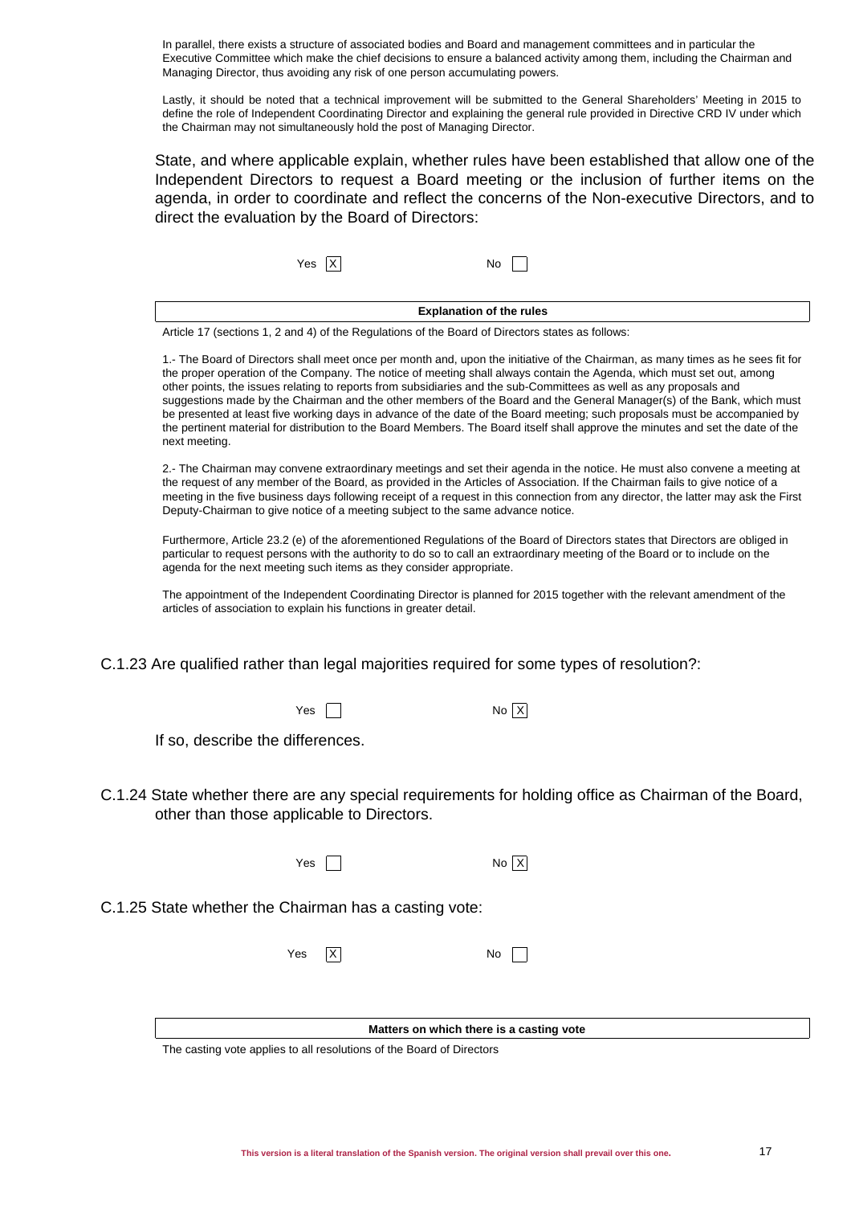In parallel, there exists a structure of associated bodies and Board and management committees and in particular the Executive Committee which make the chief decisions to ensure a balanced activity among them, including the Chairman and Managing Director, thus avoiding any risk of one person accumulating powers.

Lastly, it should be noted that a technical improvement will be submitted to the General Shareholders' Meeting in 2015 to define the role of Independent Coordinating Director and explaining the general rule provided in Directive CRD IV under which the Chairman may not simultaneously hold the post of Managing Director.

State, and where applicable explain, whether rules have been established that allow one of the Independent Directors to request a Board meeting or the inclusion of further items on the agenda, in order to coordinate and reflect the concerns of the Non-executive Directors, and to direct the evaluation by the Board of Directors:

Yes [X] No [ ]

| Explanation of the rules |
|---|

Article 17 (sections 1, 2 and 4) of the Regulations of the Board of Directors states as follows:

1.- The Board of Directors shall meet once per month and, upon the initiative of the Chairman, as many times as he sees fit for the proper operation of the Company. The notice of meeting shall always contain the Agenda, which must set out, among other points, the issues relating to reports from subsidiaries and the sub-Committees as well as any proposals and suggestions made by the Chairman and the other members of the Board and the General Manager(s) of the Bank, which must be presented at least five working days in advance of the date of the Board meeting; such proposals must be accompanied by the pertinent material for distribution to the Board Members. The Board itself shall approve the minutes and set the date of the next meeting.

2.- The Chairman may convene extraordinary meetings and set their agenda in the notice. He must also convene a meeting at the request of any member of the Board, as provided in the Articles of Association. If the Chairman fails to give notice of a meeting in the five business days following receipt of a request in this connection from any director, the latter may ask the First Deputy-Chairman to give notice of a meeting subject to the same advance notice.

Furthermore, Article 23.2 (e) of the aforementioned Regulations of the Board of Directors states that Directors are obliged in particular to request persons with the authority to do so to call an extraordinary meeting of the Board or to include on the agenda for the next meeting such items as they consider appropriate.

The appointment of the Independent Coordinating Director is planned for 2015 together with the relevant amendment of the articles of association to explain his functions in greater detail.

C.1.23 Are qualified rather than legal majorities required for some types of resolution?:

Yes [ ] No [X]

If so, describe the differences.

C.1.24 State whether there are any special requirements for holding office as Chairman of the Board, other than those applicable to Directors.

Yes [ ] No [X]

C.1.25 State whether the Chairman has a casting vote:

Yes [X] No [ ]

| Matters on which there is a casting vote |
|---|

The casting vote applies to all resolutions of the Board of Directors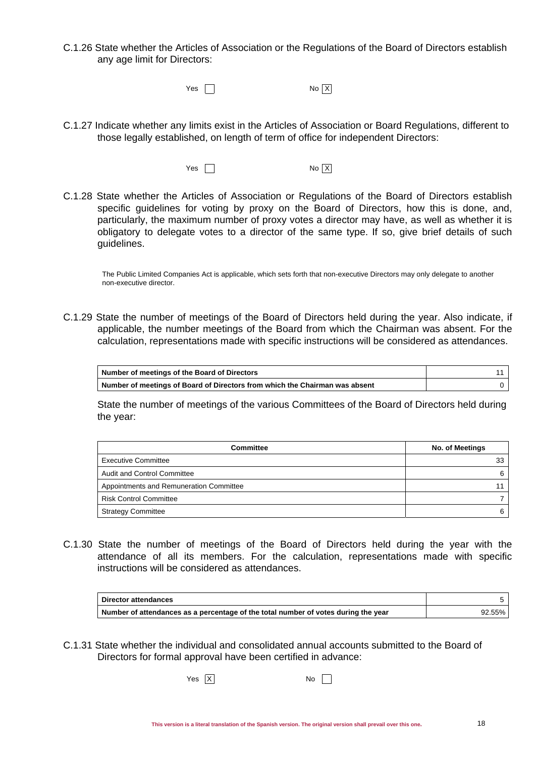C.1.26 State whether the Articles of Association or the Regulations of the Board of Directors establish any age limit for Directors:

Yes ☐ No ☒

C.1.27 Indicate whether any limits exist in the Articles of Association or Board Regulations, different to those legally established, on length of term of office for independent Directors:

Yes ☐ No ☒

C.1.28 State whether the Articles of Association or Regulations of the Board of Directors establish specific guidelines for voting by proxy on the Board of Directors, how this is done, and, particularly, the maximum number of proxy votes a director may have, as well as whether it is obligatory to delegate votes to a director of the same type. If so, give brief details of such guidelines.

The Public Limited Companies Act is applicable, which sets forth that non-executive Directors may only delegate to another non-executive director.

C.1.29 State the number of meetings of the Board of Directors held during the year. Also indicate, if applicable, the number meetings of the Board from which the Chairman was absent. For the calculation, representations made with specific instructions will be considered as attendances.

| **Number of meetings of the Board of Directors** | 11 |
|---|---|
| **Number of meetings of Board of Directors from which the Chairman was absent** | 0 |

State the number of meetings of the various Committees of the Board of Directors held during the year:

| Committee | No. of Meetings |
|---|---|
| Executive Committee | 33 |
| Audit and Control Committee | 6 |
| Appointments and Remuneration Committee | 11 |
| Risk Control Committee | 7 |
| Strategy Committee | 6 |

C.1.30 State the number of meetings of the Board of Directors held during the year with the attendance of all its members. For the calculation, representations made with specific instructions will be considered as attendances.

| **Director attendances** | 5 |
|---|---|
| **Number of attendances as a percentage of the total number of votes during the year** | 92.55% |

C.1.31 State whether the individual and consolidated annual accounts submitted to the Board of Directors for formal approval have been certified in advance:

Yes ☒ No ☐

This version is a literal translation of the Spanish version. The original version shall prevail over this one.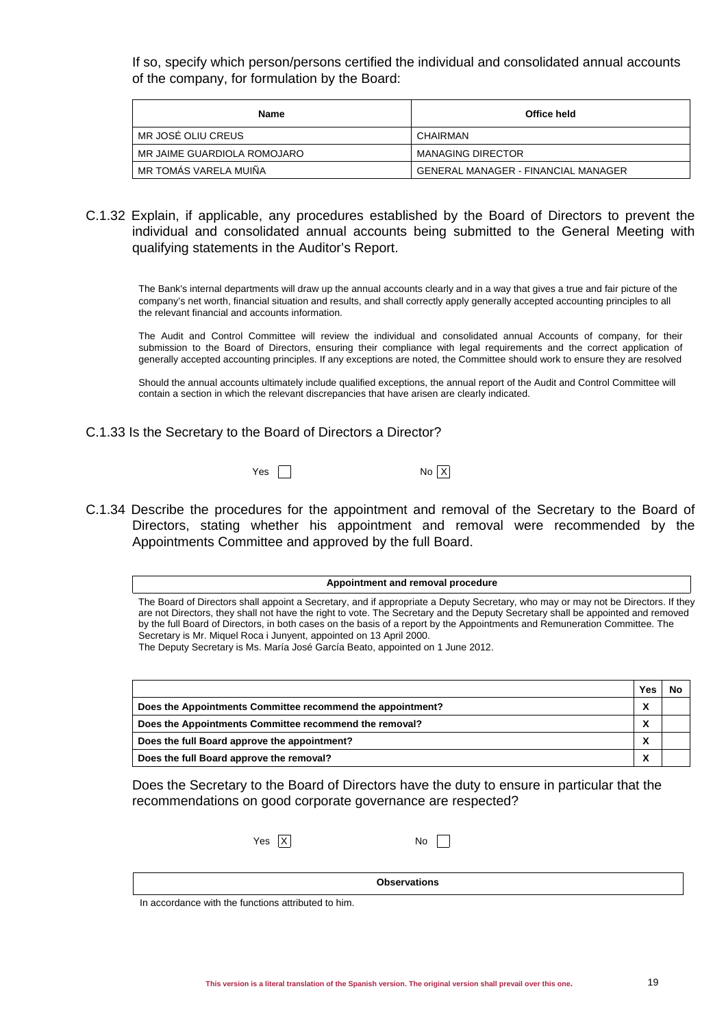If so, specify which person/persons certified the individual and consolidated annual accounts of the company, for formulation by the Board:

| Name | Office held |
| --- | --- |
| MR JOSÉ OLIU CREUS | CHAIRMAN |
| MR JAIME GUARDIOLA ROMOJARO | MANAGING DIRECTOR |
| MR TOMÁS VARELA MUIÑA | GENERAL MANAGER - FINANCIAL MANAGER |

C.1.32 Explain, if applicable, any procedures established by the Board of Directors to prevent the individual and consolidated annual accounts being submitted to the General Meeting with qualifying statements in the Auditor's Report.

The Bank's internal departments will draw up the annual accounts clearly and in a way that gives a true and fair picture of the company's net worth, financial situation and results, and shall correctly apply generally accepted accounting principles to all the relevant financial and accounts information.

The Audit and Control Committee will review the individual and consolidated annual Accounts of company, for their submission to the Board of Directors, ensuring their compliance with legal requirements and the correct application of generally accepted accounting principles. If any exceptions are noted, the Committee should work to ensure they are resolved

Should the annual accounts ultimately include qualified exceptions, the annual report of the Audit and Control Committee will contain a section in which the relevant discrepancies that have arisen are clearly indicated.

C.1.33 Is the Secretary to the Board of Directors a Director?

Yes [ ] No [X]

C.1.34 Describe the procedures for the appointment and removal of the Secretary to the Board of Directors, stating whether his appointment and removal were recommended by the Appointments Committee and approved by the full Board.

| Appointment and removal procedure |
| --- |
| The Board of Directors shall appoint a Secretary, and if appropriate a Deputy Secretary, who may or may not be Directors. If they are not Directors, they shall not have the right to vote. The Secretary and the Deputy Secretary shall be appointed and removed by the full Board of Directors, in both cases on the basis of a report by the Appointments and Remuneration Committee. The Secretary is Mr. Miquel Roca i Junyent, appointed on 13 April 2000.<br>The Deputy Secretary is Ms. María José García Beato, appointed on 1 June 2012. |

| | Yes | No |
| --- | --- | --- |
| **Does the Appointments Committee recommend the appointment?** | X | |
| **Does the Appointments Committee recommend the removal?** | X | |
| **Does the full Board approve the appointment?** | X | |
| **Does the full Board approve the removal?** | X | |

Does the Secretary to the Board of Directors have the duty to ensure in particular that the recommendations on good corporate governance are respected?

Yes [X] No [ ]

| Observations |
| --- |
| In accordance with the functions attributed to him. |

This version is a literal translation of the Spanish version. The original version shall prevail over this one.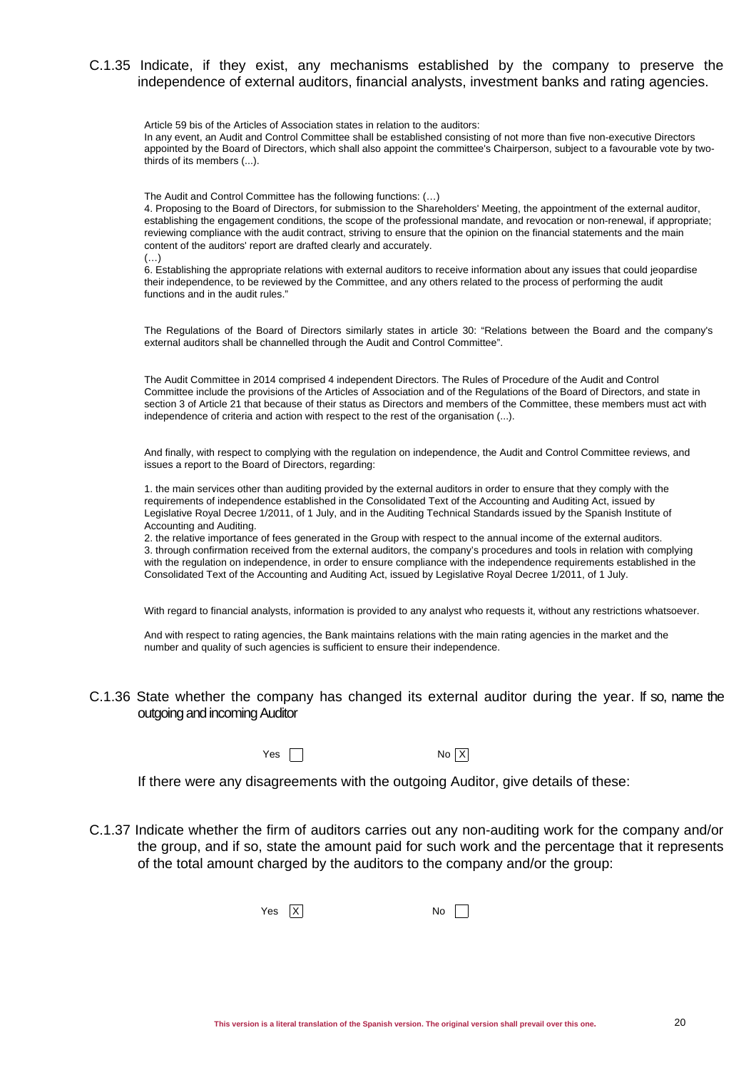C.1.35 Indicate, if they exist, any mechanisms established by the company to preserve the independence of external auditors, financial analysts, investment banks and rating agencies.

Article 59 bis of the Articles of Association states in relation to the auditors:
In any event, an Audit and Control Committee shall be established consisting of not more than five non-executive Directors appointed by the Board of Directors, which shall also appoint the committee's Chairperson, subject to a favourable vote by two-thirds of its members (...).

The Audit and Control Committee has the following functions: (…)
4. Proposing to the Board of Directors, for submission to the Shareholders' Meeting, the appointment of the external auditor, establishing the engagement conditions, the scope of the professional mandate, and revocation or non-renewal, if appropriate; reviewing compliance with the audit contract, striving to ensure that the opinion on the financial statements and the main content of the auditors' report are drafted clearly and accurately.
(…)
6. Establishing the appropriate relations with external auditors to receive information about any issues that could jeopardise their independence, to be reviewed by the Committee, and any others related to the process of performing the audit functions and in the audit rules."

The Regulations of the Board of Directors similarly states in article 30: "Relations between the Board and the company's external auditors shall be channelled through the Audit and Control Committee".

The Audit Committee in 2014 comprised 4 independent Directors. The Rules of Procedure of the Audit and Control Committee include the provisions of the Articles of Association and of the Regulations of the Board of Directors, and state in section 3 of Article 21 that because of their status as Directors and members of the Committee, these members must act with independence of criteria and action with respect to the rest of the organisation (...).

And finally, with respect to complying with the regulation on independence, the Audit and Control Committee reviews, and issues a report to the Board of Directors, regarding:

1. the main services other than auditing provided by the external auditors in order to ensure that they comply with the requirements of independence established in the Consolidated Text of the Accounting and Auditing Act, issued by Legislative Royal Decree 1/2011, of 1 July, and in the Auditing Technical Standards issued by the Spanish Institute of Accounting and Auditing.
2. the relative importance of fees generated in the Group with respect to the annual income of the external auditors.
3. through confirmation received from the external auditors, the company's procedures and tools in relation with complying with the regulation on independence, in order to ensure compliance with the independence requirements established in the Consolidated Text of the Accounting and Auditing Act, issued by Legislative Royal Decree 1/2011, of 1 July.

With regard to financial analysts, information is provided to any analyst who requests it, without any restrictions whatsoever.

And with respect to rating agencies, the Bank maintains relations with the main rating agencies in the market and the number and quality of such agencies is sufficient to ensure their independence.

C.1.36 State whether the company has changed its external auditor during the year. If so, name the outgoing and incoming Auditor

Yes [ ] No [X]

If there were any disagreements with the outgoing Auditor, give details of these:

C.1.37 Indicate whether the firm of auditors carries out any non-auditing work for the company and/or the group, and if so, state the amount paid for such work and the percentage that it represents of the total amount charged by the auditors to the company and/or the group:

Yes [X] No [ ]

This version is a literal translation of the Spanish version. The original version shall prevail over this one.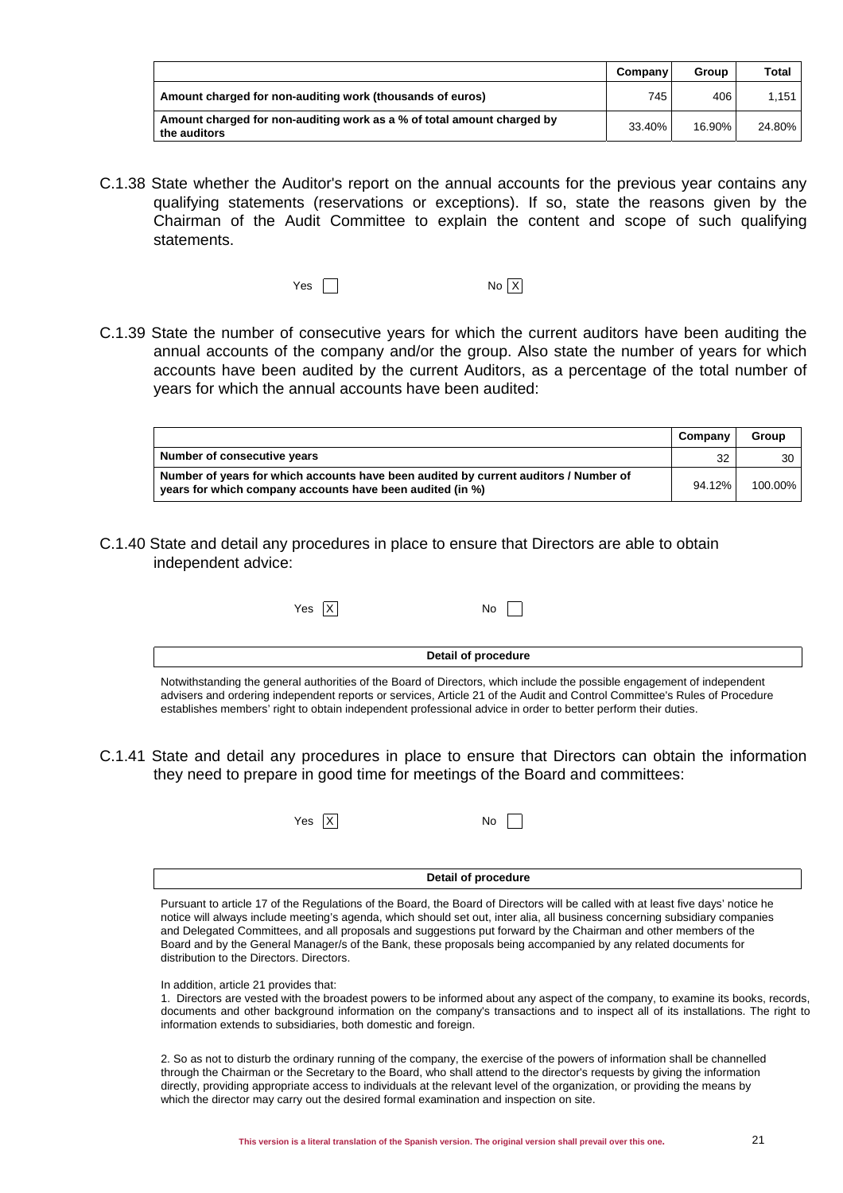| | Company | Group | Total |
|---|---|---|---|
| **Amount charged for non-auditing work (thousands of euros)** | 745 | 406 | 1,151 |
| **Amount charged for non-auditing work as a % of total amount charged by the auditors** | 33.40% | 16.90% | 24.80% |

C.1.38 State whether the Auditor's report on the annual accounts for the previous year contains any qualifying statements (reservations or exceptions). If so, state the reasons given by the Chairman of the Audit Committee to explain the content and scope of such qualifying statements.

Yes [ ] No [X]

C.1.39 State the number of consecutive years for which the current auditors have been auditing the annual accounts of the company and/or the group. Also state the number of years for which accounts have been audited by the current Auditors, as a percentage of the total number of years for which the annual accounts have been audited:

| | Company | Group |
|---|---|---|
| **Number of consecutive years** | 32 | 30 |
| **Number of years for which accounts have been audited by current auditors / Number of years for which company accounts have been audited (in %)** | 94.12% | 100.00% |

C.1.40 State and detail any procedures in place to ensure that Directors are able to obtain independent advice:

Yes [X] No [ ]

| Detail of procedure |
|---|

Notwithstanding the general authorities of the Board of Directors, which include the possible engagement of independent advisers and ordering independent reports or services, Article 21 of the Audit and Control Committee's Rules of Procedure establishes members' right to obtain independent professional advice in order to better perform their duties.

C.1.41 State and detail any procedures in place to ensure that Directors can obtain the information they need to prepare in good time for meetings of the Board and committees:

Yes [X] No [ ]

| Detail of procedure |
|---|

Pursuant to article 17 of the Regulations of the Board, the Board of Directors will be called with at least five days' notice he notice will always include meeting's agenda, which should set out, inter alia, all business concerning subsidiary companies and Delegated Committees, and all proposals and suggestions put forward by the Chairman and other members of the Board and by the General Manager/s of the Bank, these proposals being accompanied by any related documents for distribution to the Directors. Directors.

In addition, article 21 provides that:

1. Directors are vested with the broadest powers to be informed about any aspect of the company, to examine its books, records, documents and other background information on the company's transactions and to inspect all of its installations. The right to information extends to subsidiaries, both domestic and foreign.

2. So as not to disturb the ordinary running of the company, the exercise of the powers of information shall be channelled through the Chairman or the Secretary to the Board, who shall attend to the director's requests by giving the information directly, providing appropriate access to individuals at the relevant level of the organization, or providing the means by which the director may carry out the desired formal examination and inspection on site.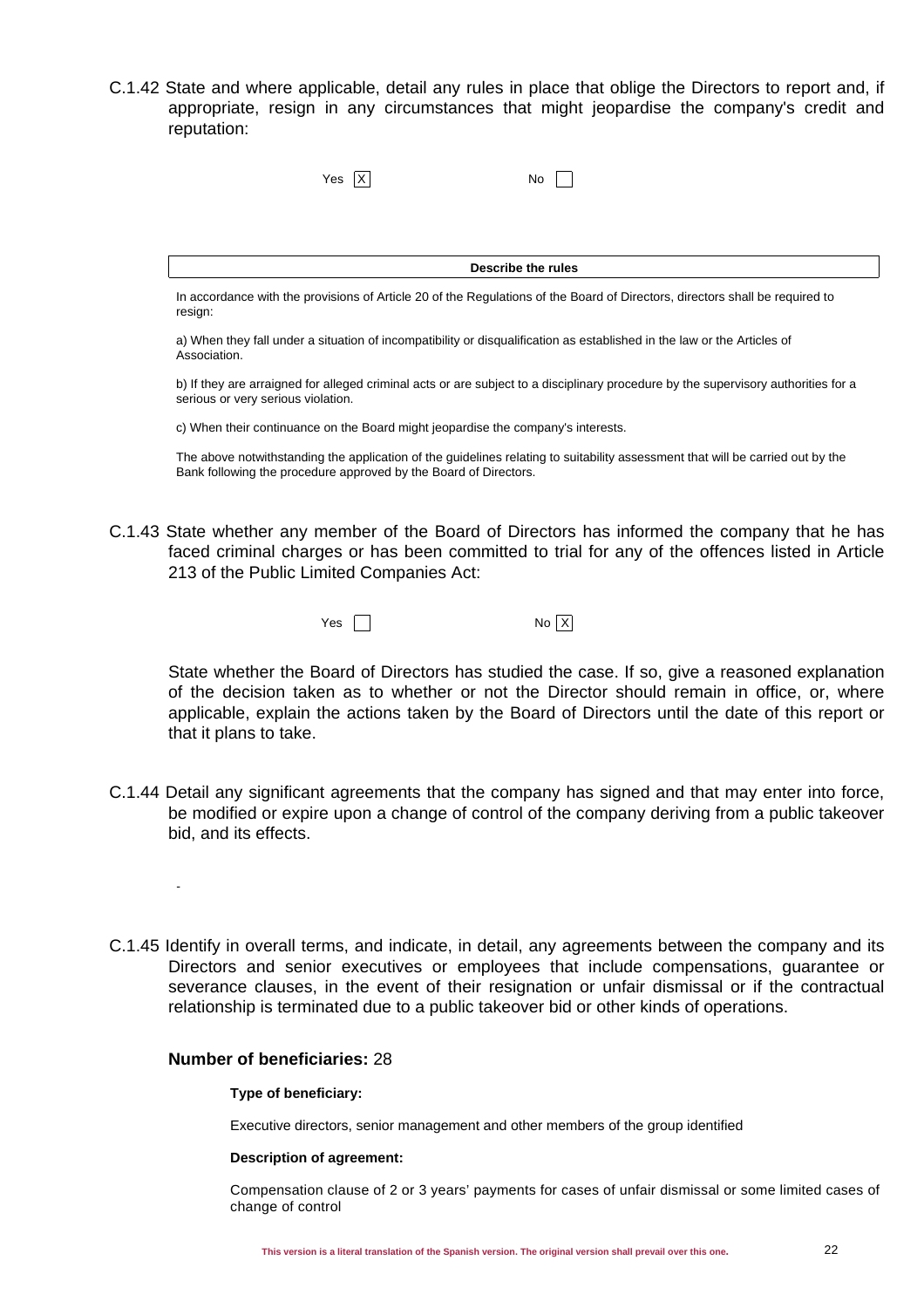C.1.42 State and where applicable, detail any rules in place that oblige the Directors to report and, if appropriate, resign in any circumstances that might jeopardise the company's credit and reputation:

Yes [X] No [ ]

**Describe the rules**

In accordance with the provisions of Article 20 of the Regulations of the Board of Directors, directors shall be required to resign:

a) When they fall under a situation of incompatibility or disqualification as established in the law or the Articles of Association.

b) If they are arraigned for alleged criminal acts or are subject to a disciplinary procedure by the supervisory authorities for a serious or very serious violation.

c) When their continuance on the Board might jeopardise the company's interests.

The above notwithstanding the application of the guidelines relating to suitability assessment that will be carried out by the Bank following the procedure approved by the Board of Directors.

C.1.43 State whether any member of the Board of Directors has informed the company that he has faced criminal charges or has been committed to trial for any of the offences listed in Article 213 of the Public Limited Companies Act:

Yes [ ] No [X]

State whether the Board of Directors has studied the case. If so, give a reasoned explanation of the decision taken as to whether or not the Director should remain in office, or, where applicable, explain the actions taken by the Board of Directors until the date of this report or that it plans to take.

C.1.44 Detail any significant agreements that the company has signed and that may enter into force, be modified or expire upon a change of control of the company deriving from a public takeover bid, and its effects.

-

C.1.45 Identify in overall terms, and indicate, in detail, any agreements between the company and its Directors and senior executives or employees that include compensations, guarantee or severance clauses, in the event of their resignation or unfair dismissal or if the contractual relationship is terminated due to a public takeover bid or other kinds of operations.

**Number of beneficiaries:** 28

**Type of beneficiary:**

Executive directors, senior management and other members of the group identified

**Description of agreement:**

Compensation clause of 2 or 3 years' payments for cases of unfair dismissal or some limited cases of change of control

This version is a literal translation of the Spanish version. The original version shall prevail over this one.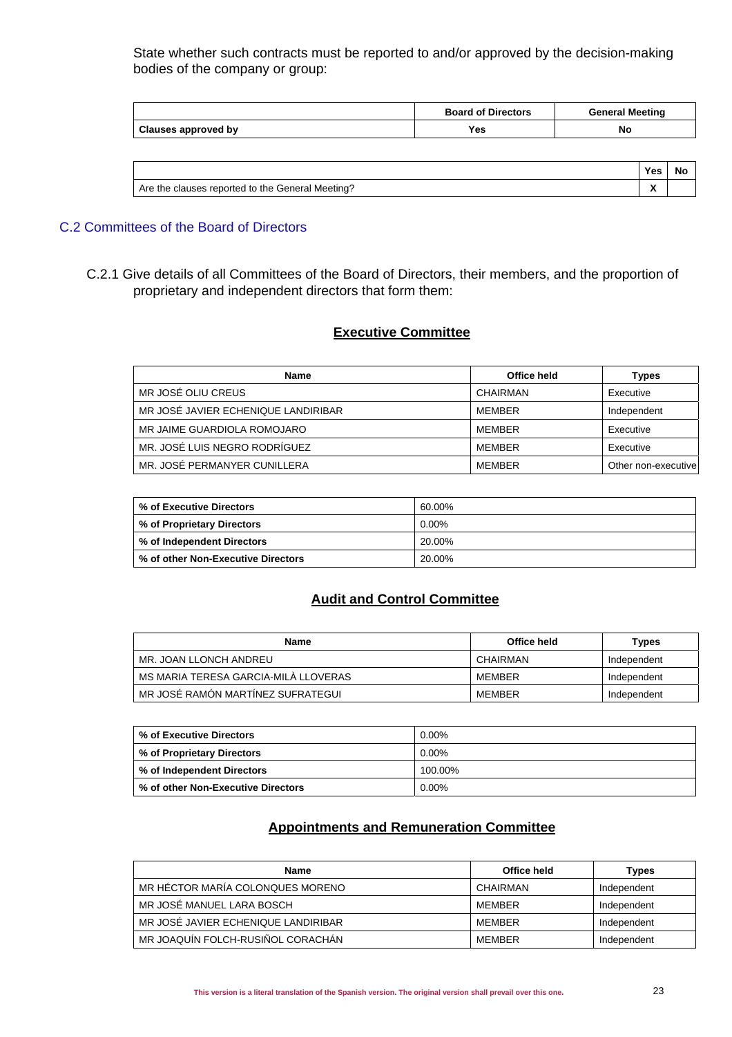State whether such contracts must be reported to and/or approved by the decision-making bodies of the company or group:

| | Board of Directors | General Meeting |
|---|---|---|
| **Clauses approved by** | Yes | No |

| | Yes | No |
|---|---|---|
| Are the clauses reported to the General Meeting? | X | |

## C.2 Committees of the Board of Directors

C.2.1 Give details of all Committees of the Board of Directors, their members, and the proportion of proprietary and independent directors that form them:

### Executive Committee

| Name | Office held | Types |
|---|---|---|
| MR JOSÉ OLIU CREUS | CHAIRMAN | Executive |
| MR JOSÉ JAVIER ECHENIQUE LANDIRIBAR | MEMBER | Independent |
| MR JAIME GUARDIOLA ROMOJARO | MEMBER | Executive |
| MR. JOSÉ LUIS NEGRO RODRÍGUEZ | MEMBER | Executive |
| MR. JOSÉ PERMANYER CUNILLERA | MEMBER | Other non-executive |

| | |
|---|---|
| **% of Executive Directors** | 60.00% |
| **% of Proprietary Directors** | 0.00% |
| **% of Independent Directors** | 20.00% |
| **% of other Non-Executive Directors** | 20.00% |

### Audit and Control Committee

| Name | Office held | Types |
|---|---|---|
| MR. JOAN LLONCH ANDREU | CHAIRMAN | Independent |
| MS MARIA TERESA GARCIA-MILÀ LLOVERAS | MEMBER | Independent |
| MR JOSÉ RAMÓN MARTÍNEZ SUFRATEGUI | MEMBER | Independent |

| | |
|---|---|
| **% of Executive Directors** | 0.00% |
| **% of Proprietary Directors** | 0.00% |
| **% of Independent Directors** | 100.00% |
| **% of other Non-Executive Directors** | 0.00% |

### Appointments and Remuneration Committee

| Name | Office held | Types |
|---|---|---|
| MR HÉCTOR MARÍA COLONQUES MORENO | CHAIRMAN | Independent |
| MR JOSÉ MANUEL LARA BOSCH | MEMBER | Independent |
| MR JOSÉ JAVIER ECHENIQUE LANDIRIBAR | MEMBER | Independent |
| MR JOAQUÍN FOLCH-RUSIÑOL CORACHÁN | MEMBER | Independent |

This version is a literal translation of the Spanish version. The original version shall prevail over this one.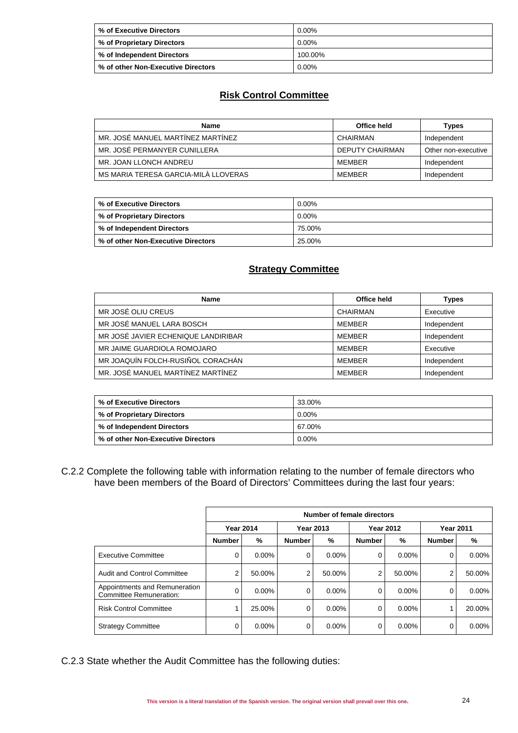| % of Executive Directors | 0.00% |
|---|---|
| % of Proprietary Directors | 0.00% |
| % of Independent Directors | 100.00% |
| % of other Non-Executive Directors | 0.00% |

## Risk Control Committee

| Name | Office held | Types |
|---|---|---|
| MR. JOSÉ MANUEL MARTÍNEZ MARTÍNEZ | CHAIRMAN | Independent |
| MR. JOSÉ PERMANYER CUNILLERA | DEPUTY CHAIRMAN | Other non-executive |
| MR. JOAN LLONCH ANDREU | MEMBER | Independent |
| MS MARIA TERESA GARCIA-MILÀ LLOVERAS | MEMBER | Independent |

| % of Executive Directors | 0.00% |
|---|---|
| % of Proprietary Directors | 0.00% |
| % of Independent Directors | 75.00% |
| % of other Non-Executive Directors | 25.00% |

## Strategy Committee

| Name | Office held | Types |
|---|---|---|
| MR JOSÉ OLIU CREUS | CHAIRMAN | Executive |
| MR JOSÉ MANUEL LARA BOSCH | MEMBER | Independent |
| MR JOSÉ JAVIER ECHENIQUE LANDIRIBAR | MEMBER | Independent |
| MR JAIME GUARDIOLA ROMOJARO | MEMBER | Executive |
| MR JOAQUÍN FOLCH-RUSIÑOL CORACHÁN | MEMBER | Independent |
| MR. JOSÉ MANUEL MARTÍNEZ MARTÍNEZ | MEMBER | Independent |

| % of Executive Directors | 33.00% |
|---|---|
| % of Proprietary Directors | 0.00% |
| % of Independent Directors | 67.00% |
| % of other Non-Executive Directors | 0.00% |

C.2.2 Complete the following table with information relating to the number of female directors who have been members of the Board of Directors' Committees during the last four years:

| | Number of female directors | | | | | | | |
|---|---|---|---|---|---|---|---|---|
| | Year 2014 | | Year 2013 | | Year 2012 | | Year 2011 | |
| | Number | % | Number | % | Number | % | Number | % |
| Executive Committee | 0 | 0.00% | 0 | 0.00% | 0 | 0.00% | 0 | 0.00% |
| Audit and Control Committee | 2 | 50.00% | 2 | 50.00% | 2 | 50.00% | 2 | 50.00% |
| Appointments and Remuneration Committee Remuneration: | 0 | 0.00% | 0 | 0.00% | 0 | 0.00% | 0 | 0.00% |
| Risk Control Committee | 1 | 25.00% | 0 | 0.00% | 0 | 0.00% | 1 | 20.00% |
| Strategy Committee | 0 | 0.00% | 0 | 0.00% | 0 | 0.00% | 0 | 0.00% |

C.2.3 State whether the Audit Committee has the following duties:

This version is a literal translation of the Spanish version. The original version shall prevail over this one.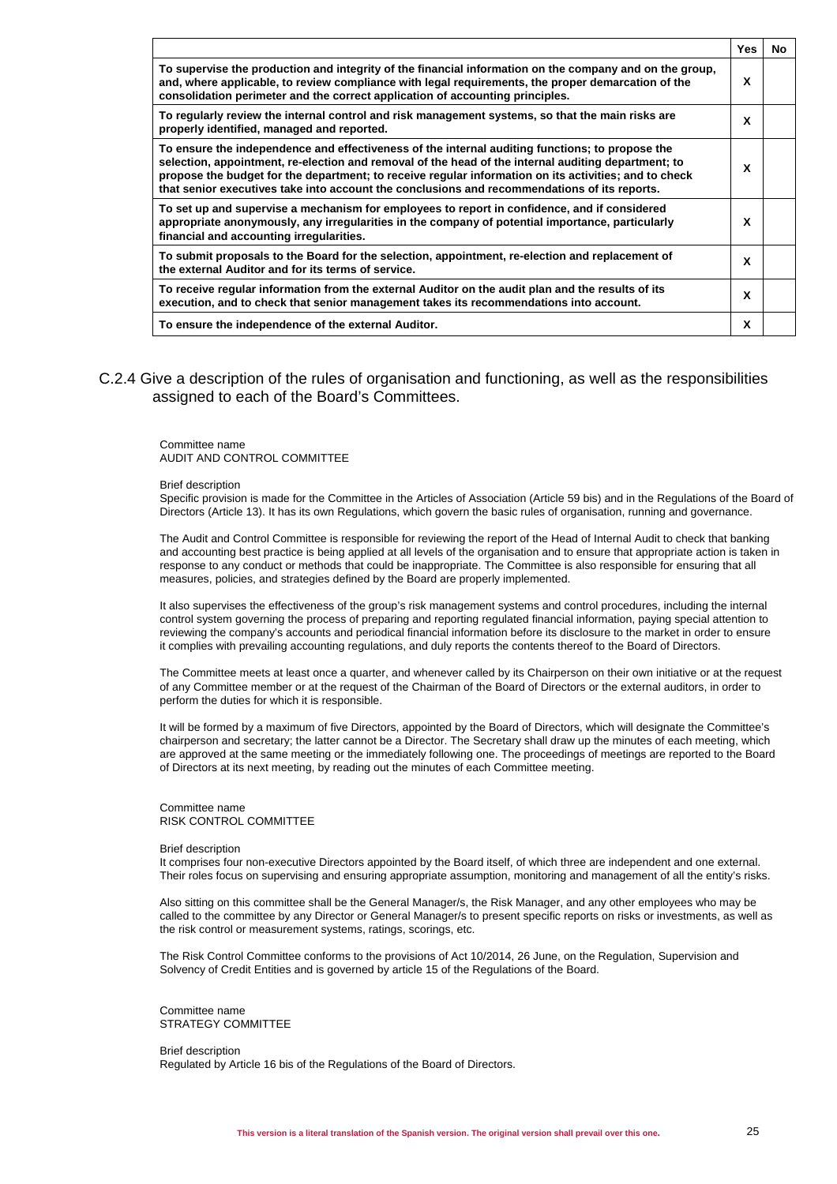| | Yes | No |
|---|---|---|
| **To supervise the production and integrity of the financial information on the company and on the group, and, where applicable, to review compliance with legal requirements, the proper demarcation of the consolidation perimeter and the correct application of accounting principles.** | **X** | |
| **To regularly review the internal control and risk management systems, so that the main risks are properly identified, managed and reported.** | **X** | |
| **To ensure the independence and effectiveness of the internal auditing functions; to propose the selection, appointment, re-election and removal of the head of the internal auditing department; to propose the budget for the department; to receive regular information on its activities; and to check that senior executives take into account the conclusions and recommendations of its reports.** | **X** | |
| **To set up and supervise a mechanism for employees to report in confidence, and if considered appropriate anonymously, any irregularities in the company of potential importance, particularly financial and accounting irregularities.** | **X** | |
| **To submit proposals to the Board for the selection, appointment, re-election and replacement of the external Auditor and for its terms of service.** | **X** | |
| **To receive regular information from the external Auditor on the audit plan and the results of its execution, and to check that senior management takes its recommendations into account.** | **X** | |
| **To ensure the independence of the external Auditor.** | **X** | |

## C.2.4 Give a description of the rules of organisation and functioning, as well as the responsibilities assigned to each of the Board's Committees.

Committee name
AUDIT AND CONTROL COMMITTEE

Brief description
Specific provision is made for the Committee in the Articles of Association (Article 59 bis) and in the Regulations of the Board of Directors (Article 13). It has its own Regulations, which govern the basic rules of organisation, running and governance.

The Audit and Control Committee is responsible for reviewing the report of the Head of Internal Audit to check that banking and accounting best practice is being applied at all levels of the organisation and to ensure that appropriate action is taken in response to any conduct or methods that could be inappropriate. The Committee is also responsible for ensuring that all measures, policies, and strategies defined by the Board are properly implemented.

It also supervises the effectiveness of the group's risk management systems and control procedures, including the internal control system governing the process of preparing and reporting regulated financial information, paying special attention to reviewing the company's accounts and periodical financial information before its disclosure to the market in order to ensure it complies with prevailing accounting regulations, and duly reports the contents thereof to the Board of Directors.

The Committee meets at least once a quarter, and whenever called by its Chairperson on their own initiative or at the request of any Committee member or at the request of the Chairman of the Board of Directors or the external auditors, in order to perform the duties for which it is responsible.

It will be formed by a maximum of five Directors, appointed by the Board of Directors, which will designate the Committee's chairperson and secretary; the latter cannot be a Director. The Secretary shall draw up the minutes of each meeting, which are approved at the same meeting or the immediately following one. The proceedings of meetings are reported to the Board of Directors at its next meeting, by reading out the minutes of each Committee meeting.

Committee name
RISK CONTROL COMMITTEE

Brief description
It comprises four non-executive Directors appointed by the Board itself, of which three are independent and one external. Their roles focus on supervising and ensuring appropriate assumption, monitoring and management of all the entity's risks.

Also sitting on this committee shall be the General Manager/s, the Risk Manager, and any other employees who may be called to the committee by any Director or General Manager/s to present specific reports on risks or investments, as well as the risk control or measurement systems, ratings, scorings, etc.

The Risk Control Committee conforms to the provisions of Act 10/2014, 26 June, on the Regulation, Supervision and Solvency of Credit Entities and is governed by article 15 of the Regulations of the Board.

Committee name
STRATEGY COMMITTEE

Brief description
Regulated by Article 16 bis of the Regulations of the Board of Directors.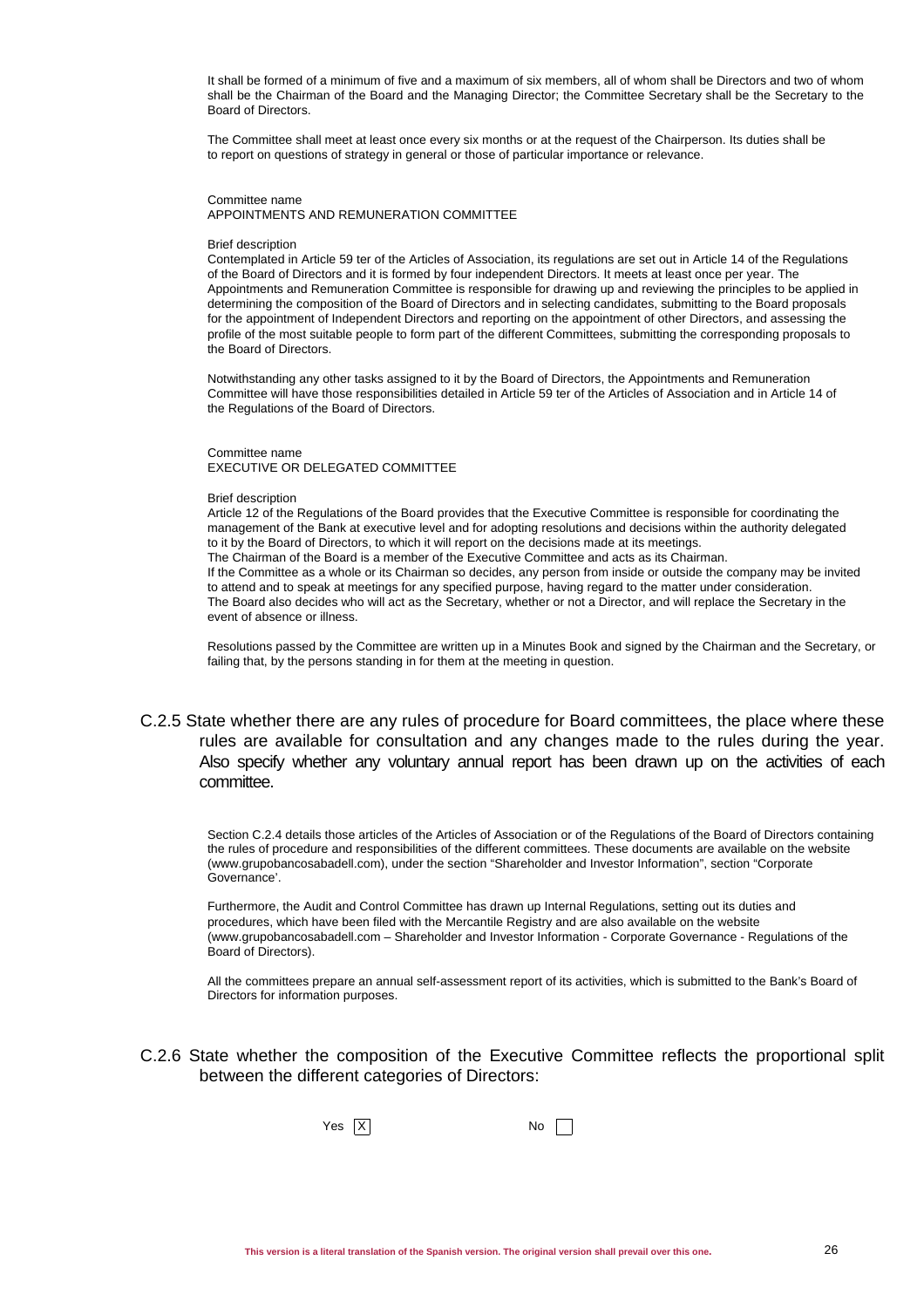It shall be formed of a minimum of five and a maximum of six members, all of whom shall be Directors and two of whom shall be the Chairman of the Board and the Managing Director; the Committee Secretary shall be the Secretary to the Board of Directors.

The Committee shall meet at least once every six months or at the request of the Chairperson. Its duties shall be to report on questions of strategy in general or those of particular importance or relevance.

Committee name
APPOINTMENTS AND REMUNERATION COMMITTEE

Brief description
Contemplated in Article 59 ter of the Articles of Association, its regulations are set out in Article 14 of the Regulations of the Board of Directors and it is formed by four independent Directors. It meets at least once per year. The Appointments and Remuneration Committee is responsible for drawing up and reviewing the principles to be applied in determining the composition of the Board of Directors and in selecting candidates, submitting to the Board proposals for the appointment of Independent Directors and reporting on the appointment of other Directors, and assessing the profile of the most suitable people to form part of the different Committees, submitting the corresponding proposals to the Board of Directors.

Notwithstanding any other tasks assigned to it by the Board of Directors, the Appointments and Remuneration Committee will have those responsibilities detailed in Article 59 ter of the Articles of Association and in Article 14 of the Regulations of the Board of Directors.

Committee name
EXECUTIVE OR DELEGATED COMMITTEE

Brief description
Article 12 of the Regulations of the Board provides that the Executive Committee is responsible for coordinating the management of the Bank at executive level and for adopting resolutions and decisions within the authority delegated to it by the Board of Directors, to which it will report on the decisions made at its meetings.
The Chairman of the Board is a member of the Executive Committee and acts as its Chairman.
If the Committee as a whole or its Chairman so decides, any person from inside or outside the company may be invited to attend and to speak at meetings for any specified purpose, having regard to the matter under consideration.
The Board also decides who will act as the Secretary, whether or not a Director, and will replace the Secretary in the event of absence or illness.

Resolutions passed by the Committee are written up in a Minutes Book and signed by the Chairman and the Secretary, or failing that, by the persons standing in for them at the meeting in question.

## C.2.5 State whether there are any rules of procedure for Board committees, the place where these rules are available for consultation and any changes made to the rules during the year. Also specify whether any voluntary annual report has been drawn up on the activities of each committee.

Section C.2.4 details those articles of the Articles of Association or of the Regulations of the Board of Directors containing the rules of procedure and responsibilities of the different committees. These documents are available on the website (www.grupobancosabadell.com), under the section "Shareholder and Investor Information", section "Corporate Governance'.

Furthermore, the Audit and Control Committee has drawn up Internal Regulations, setting out its duties and procedures, which have been filed with the Mercantile Registry and are also available on the website (www.grupobancosabadell.com – Shareholder and Investor Information - Corporate Governance - Regulations of the Board of Directors).

All the committees prepare an annual self-assessment report of its activities, which is submitted to the Bank's Board of Directors for information purposes.

## C.2.6 State whether the composition of the Executive Committee reflects the proportional split between the different categories of Directors:

Yes [X] No [ ]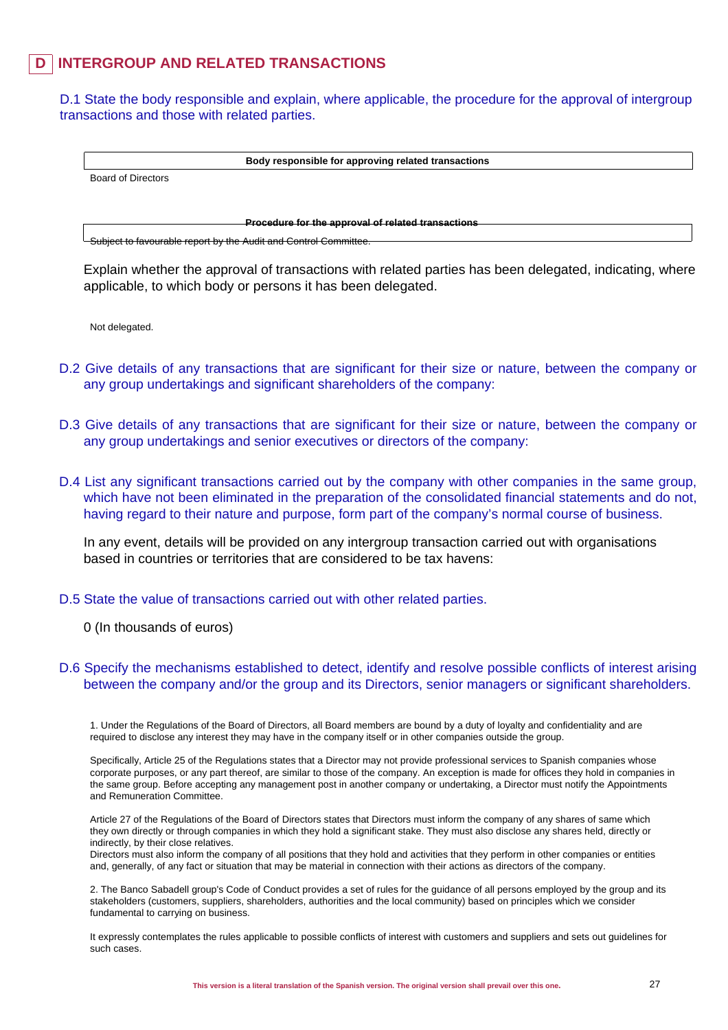# D INTERGROUP AND RELATED TRANSACTIONS

D.1 State the body responsible and explain, where applicable, the procedure for the approval of intergroup transactions and those with related parties.

| Body responsible for approving related transactions |
|---|
| Board of Directors |

| Procedure for the approval of related transactions |
|---|
| Subject to favourable report by the Audit and Control Committee. |

Explain whether the approval of transactions with related parties has been delegated, indicating, where applicable, to which body or persons it has been delegated.

Not delegated.

D.2 Give details of any transactions that are significant for their size or nature, between the company or any group undertakings and significant shareholders of the company:

D.3 Give details of any transactions that are significant for their size or nature, between the company or any group undertakings and senior executives or directors of the company:

D.4 List any significant transactions carried out by the company with other companies in the same group, which have not been eliminated in the preparation of the consolidated financial statements and do not, having regard to their nature and purpose, form part of the company's normal course of business.

In any event, details will be provided on any intergroup transaction carried out with organisations based in countries or territories that are considered to be tax havens:

D.5 State the value of transactions carried out with other related parties.

0 (In thousands of euros)

D.6 Specify the mechanisms established to detect, identify and resolve possible conflicts of interest arising between the company and/or the group and its Directors, senior managers or significant shareholders.

1. Under the Regulations of the Board of Directors, all Board members are bound by a duty of loyalty and confidentiality and are required to disclose any interest they may have in the company itself or in other companies outside the group.

Specifically, Article 25 of the Regulations states that a Director may not provide professional services to Spanish companies whose corporate purposes, or any part thereof, are similar to those of the company. An exception is made for offices they hold in companies in the same group. Before accepting any management post in another company or undertaking, a Director must notify the Appointments and Remuneration Committee.

Article 27 of the Regulations of the Board of Directors states that Directors must inform the company of any shares of same which they own directly or through companies in which they hold a significant stake. They must also disclose any shares held, directly or indirectly, by their close relatives.
Directors must also inform the company of all positions that they hold and activities that they perform in other companies or entities and, generally, of any fact or situation that may be material in connection with their actions as directors of the company.

2. The Banco Sabadell group's Code of Conduct provides a set of rules for the guidance of all persons employed by the group and its stakeholders (customers, suppliers, shareholders, authorities and the local community) based on principles which we consider fundamental to carrying on business.

It expressly contemplates the rules applicable to possible conflicts of interest with customers and suppliers and sets out guidelines for such cases.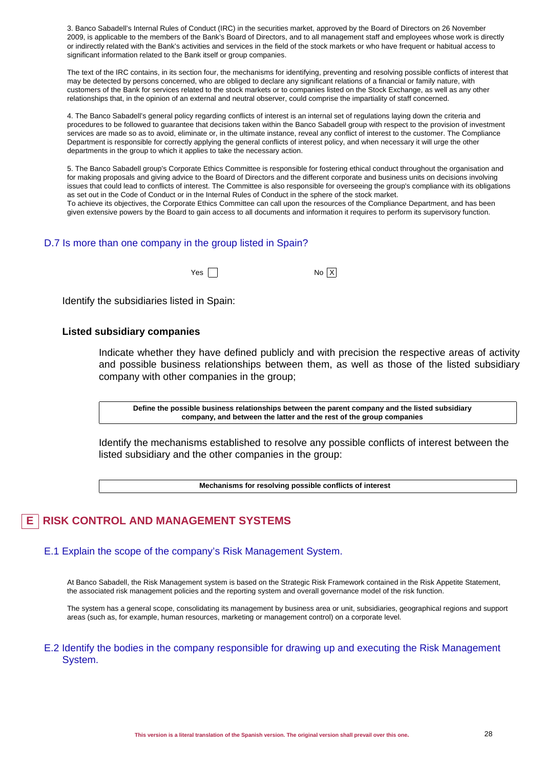3. Banco Sabadell's Internal Rules of Conduct (IRC) in the securities market, approved by the Board of Directors on 26 November 2009, is applicable to the members of the Bank's Board of Directors, and to all management staff and employees whose work is directly or indirectly related with the Bank's activities and services in the field of the stock markets or who have frequent or habitual access to significant information related to the Bank itself or group companies.

The text of the IRC contains, in its section four, the mechanisms for identifying, preventing and resolving possible conflicts of interest that may be detected by persons concerned, who are obliged to declare any significant relations of a financial or family nature, with customers of the Bank for services related to the stock markets or to companies listed on the Stock Exchange, as well as any other relationships that, in the opinion of an external and neutral observer, could comprise the impartiality of staff concerned.

4. The Banco Sabadell's general policy regarding conflicts of interest is an internal set of regulations laying down the criteria and procedures to be followed to guarantee that decisions taken within the Banco Sabadell group with respect to the provision of investment services are made so as to avoid, eliminate or, in the ultimate instance, reveal any conflict of interest to the customer. The Compliance Department is responsible for correctly applying the general conflicts of interest policy, and when necessary it will urge the other departments in the group to which it applies to take the necessary action.

5. The Banco Sabadell group's Corporate Ethics Committee is responsible for fostering ethical conduct throughout the organisation and for making proposals and giving advice to the Board of Directors and the different corporate and business units on decisions involving issues that could lead to conflicts of interest. The Committee is also responsible for overseeing the group's compliance with its obligations as set out in the Code of Conduct or in the Internal Rules of Conduct in the sphere of the stock market.
To achieve its objectives, the Corporate Ethics Committee can call upon the resources of the Compliance Department, and has been given extensive powers by the Board to gain access to all documents and information it requires to perform its supervisory function.

### D.7 Is more than one company in the group listed in Spain?

Yes [ ] No [X]

Identify the subsidiaries listed in Spain:

**Listed subsidiary companies**

Indicate whether they have defined publicly and with precision the respective areas of activity and possible business relationships between them, as well as those of the listed subsidiary company with other companies in the group;

| Define the possible business relationships between the parent company and the listed subsidiary company, and between the latter and the rest of the group companies |
|---|

Identify the mechanisms established to resolve any possible conflicts of interest between the listed subsidiary and the other companies in the group:

| Mechanisms for resolving possible conflicts of interest |
|---|

## E RISK CONTROL AND MANAGEMENT SYSTEMS

### E.1 Explain the scope of the company's Risk Management System.

At Banco Sabadell, the Risk Management system is based on the Strategic Risk Framework contained in the Risk Appetite Statement, the associated risk management policies and the reporting system and overall governance model of the risk function.

The system has a general scope, consolidating its management by business area or unit, subsidiaries, geographical regions and support areas (such as, for example, human resources, marketing or management control) on a corporate level.

### E.2 Identify the bodies in the company responsible for drawing up and executing the Risk Management System.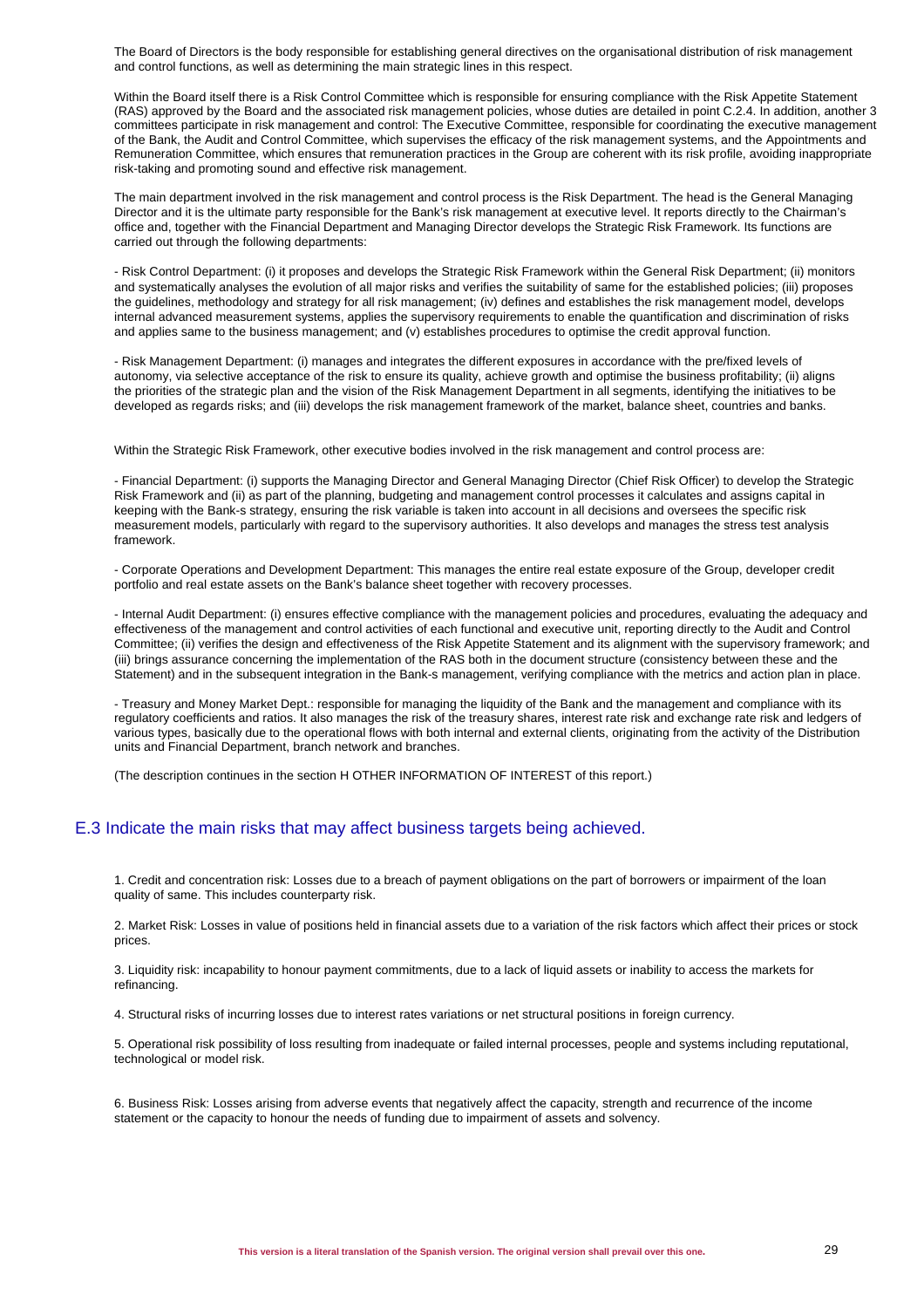The Board of Directors is the body responsible for establishing general directives on the organisational distribution of risk management and control functions, as well as determining the main strategic lines in this respect.

Within the Board itself there is a Risk Control Committee which is responsible for ensuring compliance with the Risk Appetite Statement (RAS) approved by the Board and the associated risk management policies, whose duties are detailed in point C.2.4. In addition, another 3 committees participate in risk management and control: The Executive Committee, responsible for coordinating the executive management of the Bank, the Audit and Control Committee, which supervises the efficacy of the risk management systems, and the Appointments and Remuneration Committee, which ensures that remuneration practices in the Group are coherent with its risk profile, avoiding inappropriate risk-taking and promoting sound and effective risk management.

The main department involved in the risk management and control process is the Risk Department. The head is the General Managing Director and it is the ultimate party responsible for the Bank's risk management at executive level. It reports directly to the Chairman's office and, together with the Financial Department and Managing Director develops the Strategic Risk Framework. Its functions are carried out through the following departments:

- Risk Control Department: (i) it proposes and develops the Strategic Risk Framework within the General Risk Department; (ii) monitors and systematically analyses the evolution of all major risks and verifies the suitability of same for the established policies; (iii) proposes the guidelines, methodology and strategy for all risk management; (iv) defines and establishes the risk management model, develops internal advanced measurement systems, applies the supervisory requirements to enable the quantification and discrimination of risks and applies same to the business management; and (v) establishes procedures to optimise the credit approval function.

- Risk Management Department: (i) manages and integrates the different exposures in accordance with the pre/fixed levels of autonomy, via selective acceptance of the risk to ensure its quality, achieve growth and optimise the business profitability; (ii) aligns the priorities of the strategic plan and the vision of the Risk Management Department in all segments, identifying the initiatives to be developed as regards risks; and (iii) develops the risk management framework of the market, balance sheet, countries and banks.

Within the Strategic Risk Framework, other executive bodies involved in the risk management and control process are:

- Financial Department: (i) supports the Managing Director and General Managing Director (Chief Risk Officer) to develop the Strategic Risk Framework and (ii) as part of the planning, budgeting and management control processes it calculates and assigns capital in keeping with the Bank-s strategy, ensuring the risk variable is taken into account in all decisions and oversees the specific risk measurement models, particularly with regard to the supervisory authorities. It also develops and manages the stress test analysis framework.

- Corporate Operations and Development Department: This manages the entire real estate exposure of the Group, developer credit portfolio and real estate assets on the Bank's balance sheet together with recovery processes.

- Internal Audit Department: (i) ensures effective compliance with the management policies and procedures, evaluating the adequacy and effectiveness of the management and control activities of each functional and executive unit, reporting directly to the Audit and Control Committee; (ii) verifies the design and effectiveness of the Risk Appetite Statement and its alignment with the supervisory framework; and (iii) brings assurance concerning the implementation of the RAS both in the document structure (consistency between these and the Statement) and in the subsequent integration in the Bank-s management, verifying compliance with the metrics and action plan in place.

- Treasury and Money Market Dept.: responsible for managing the liquidity of the Bank and the management and compliance with its regulatory coefficients and ratios. It also manages the risk of the treasury shares, interest rate risk and exchange rate risk and ledgers of various types, basically due to the operational flows with both internal and external clients, originating from the activity of the Distribution units and Financial Department, branch network and branches.

(The description continues in the section H OTHER INFORMATION OF INTEREST of this report.)

## E.3 Indicate the main risks that may affect business targets being achieved.

1. Credit and concentration risk: Losses due to a breach of payment obligations on the part of borrowers or impairment of the loan quality of same. This includes counterparty risk.

2. Market Risk: Losses in value of positions held in financial assets due to a variation of the risk factors which affect their prices or stock prices.

3. Liquidity risk: incapability to honour payment commitments, due to a lack of liquid assets or inability to access the markets for refinancing.

4. Structural risks of incurring losses due to interest rates variations or net structural positions in foreign currency.

5. Operational risk possibility of loss resulting from inadequate or failed internal processes, people and systems including reputational, technological or model risk.

6. Business Risk: Losses arising from adverse events that negatively affect the capacity, strength and recurrence of the income statement or the capacity to honour the needs of funding due to impairment of assets and solvency.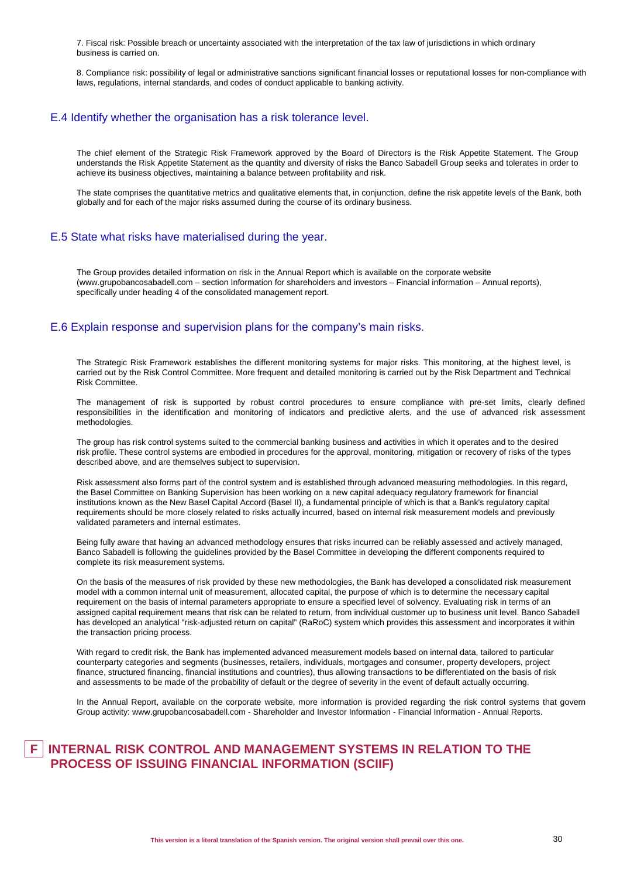7. Fiscal risk: Possible breach or uncertainty associated with the interpretation of the tax law of jurisdictions in which ordinary business is carried on.

8. Compliance risk: possibility of legal or administrative sanctions significant financial losses or reputational losses for non-compliance with laws, regulations, internal standards, and codes of conduct applicable to banking activity.

## E.4 Identify whether the organisation has a risk tolerance level.

The chief element of the Strategic Risk Framework approved by the Board of Directors is the Risk Appetite Statement. The Group understands the Risk Appetite Statement as the quantity and diversity of risks the Banco Sabadell Group seeks and tolerates in order to achieve its business objectives, maintaining a balance between profitability and risk.

The state comprises the quantitative metrics and qualitative elements that, in conjunction, define the risk appetite levels of the Bank, both globally and for each of the major risks assumed during the course of its ordinary business.

## E.5 State what risks have materialised during the year.

The Group provides detailed information on risk in the Annual Report which is available on the corporate website (www.grupobancosabadell.com – section Information for shareholders and investors – Financial information – Annual reports), specifically under heading 4 of the consolidated management report.

## E.6 Explain response and supervision plans for the company's main risks.

The Strategic Risk Framework establishes the different monitoring systems for major risks. This monitoring, at the highest level, is carried out by the Risk Control Committee. More frequent and detailed monitoring is carried out by the Risk Department and Technical Risk Committee.

The management of risk is supported by robust control procedures to ensure compliance with pre-set limits, clearly defined responsibilities in the identification and monitoring of indicators and predictive alerts, and the use of advanced risk assessment methodologies.

The group has risk control systems suited to the commercial banking business and activities in which it operates and to the desired risk profile. These control systems are embodied in procedures for the approval, monitoring, mitigation or recovery of risks of the types described above, and are themselves subject to supervision.

Risk assessment also forms part of the control system and is established through advanced measuring methodologies. In this regard, the Basel Committee on Banking Supervision has been working on a new capital adequacy regulatory framework for financial institutions known as the New Basel Capital Accord (Basel II), a fundamental principle of which is that a Bank's regulatory capital requirements should be more closely related to risks actually incurred, based on internal risk measurement models and previously validated parameters and internal estimates.

Being fully aware that having an advanced methodology ensures that risks incurred can be reliably assessed and actively managed, Banco Sabadell is following the guidelines provided by the Basel Committee in developing the different components required to complete its risk measurement systems.

On the basis of the measures of risk provided by these new methodologies, the Bank has developed a consolidated risk measurement model with a common internal unit of measurement, allocated capital, the purpose of which is to determine the necessary capital requirement on the basis of internal parameters appropriate to ensure a specified level of solvency. Evaluating risk in terms of an assigned capital requirement means that risk can be related to return, from individual customer up to business unit level. Banco Sabadell has developed an analytical "risk-adjusted return on capital" (RaRoC) system which provides this assessment and incorporates it within the transaction pricing process.

With regard to credit risk, the Bank has implemented advanced measurement models based on internal data, tailored to particular counterparty categories and segments (businesses, retailers, individuals, mortgages and consumer, property developers, project finance, structured financing, financial institutions and countries), thus allowing transactions to be differentiated on the basis of risk and assessments to be made of the probability of default or the degree of severity in the event of default actually occurring.

In the Annual Report, available on the corporate website, more information is provided regarding the risk control systems that govern Group activity: www.grupobancosabadell.com - Shareholder and Investor Information - Financial Information - Annual Reports.

# F INTERNAL RISK CONTROL AND MANAGEMENT SYSTEMS IN RELATION TO THE PROCESS OF ISSUING FINANCIAL INFORMATION (SCIIF)

**This version is a literal translation of the Spanish version. The original version shall prevail over this one.**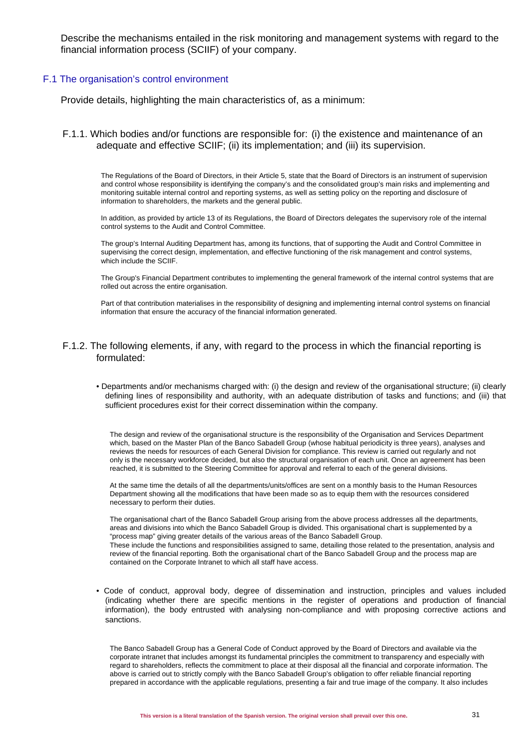Describe the mechanisms entailed in the risk monitoring and management systems with regard to the financial information process (SCIIF) of your company.

## F.1 The organisation's control environment

Provide details, highlighting the main characteristics of, as a minimum:

### F.1.1. Which bodies and/or functions are responsible for: (i) the existence and maintenance of an adequate and effective SCIIF; (ii) its implementation; and (iii) its supervision.

The Regulations of the Board of Directors, in their Article 5, state that the Board of Directors is an instrument of supervision and control whose responsibility is identifying the company's and the consolidated group's main risks and implementing and monitoring suitable internal control and reporting systems, as well as setting policy on the reporting and disclosure of information to shareholders, the markets and the general public.

In addition, as provided by article 13 of its Regulations, the Board of Directors delegates the supervisory role of the internal control systems to the Audit and Control Committee.

The group's Internal Auditing Department has, among its functions, that of supporting the Audit and Control Committee in supervising the correct design, implementation, and effective functioning of the risk management and control systems, which include the SCIIF.

The Group's Financial Department contributes to implementing the general framework of the internal control systems that are rolled out across the entire organisation.

Part of that contribution materialises in the responsibility of designing and implementing internal control systems on financial information that ensure the accuracy of the financial information generated.

### F.1.2. The following elements, if any, with regard to the process in which the financial reporting is formulated:

- Departments and/or mechanisms charged with: (i) the design and review of the organisational structure; (ii) clearly defining lines of responsibility and authority, with an adequate distribution of tasks and functions; and (iii) that sufficient procedures exist for their correct dissemination within the company.

The design and review of the organisational structure is the responsibility of the Organisation and Services Department which, based on the Master Plan of the Banco Sabadell Group (whose habitual periodicity is three years), analyses and reviews the needs for resources of each General Division for compliance. This review is carried out regularly and not only is the necessary workforce decided, but also the structural organisation of each unit. Once an agreement has been reached, it is submitted to the Steering Committee for approval and referral to each of the general divisions.

At the same time the details of all the departments/units/offices are sent on a monthly basis to the Human Resources Department showing all the modifications that have been made so as to equip them with the resources considered necessary to perform their duties.

The organisational chart of the Banco Sabadell Group arising from the above process addresses all the departments, areas and divisions into which the Banco Sabadell Group is divided. This organisational chart is supplemented by a "process map" giving greater details of the various areas of the Banco Sabadell Group.
These include the functions and responsibilities assigned to same, detailing those related to the presentation, analysis and review of the financial reporting. Both the organisational chart of the Banco Sabadell Group and the process map are contained on the Corporate Intranet to which all staff have access.

- Code of conduct, approval body, degree of dissemination and instruction, principles and values included (indicating whether there are specific mentions in the register of operations and production of financial information), the body entrusted with analysing non-compliance and with proposing corrective actions and sanctions.

The Banco Sabadell Group has a General Code of Conduct approved by the Board of Directors and available via the corporate intranet that includes amongst its fundamental principles the commitment to transparency and especially with regard to shareholders, reflects the commitment to place at their disposal all the financial and corporate information. The above is carried out to strictly comply with the Banco Sabadell Group's obligation to offer reliable financial reporting prepared in accordance with the applicable regulations, presenting a fair and true image of the company. It also includes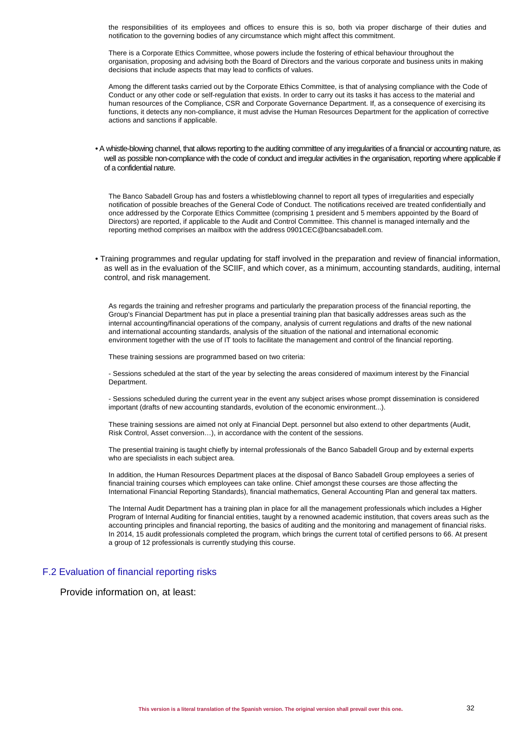the responsibilities of its employees and offices to ensure this is so, both via proper discharge of their duties and notification to the governing bodies of any circumstance which might affect this commitment.

There is a Corporate Ethics Committee, whose powers include the fostering of ethical behaviour throughout the organisation, proposing and advising both the Board of Directors and the various corporate and business units in making decisions that include aspects that may lead to conflicts of values.

Among the different tasks carried out by the Corporate Ethics Committee, is that of analysing compliance with the Code of Conduct or any other code or self-regulation that exists. In order to carry out its tasks it has access to the material and human resources of the Compliance, CSR and Corporate Governance Department. If, as a consequence of exercising its functions, it detects any non-compliance, it must advise the Human Resources Department for the application of corrective actions and sanctions if applicable.

- A whistle-blowing channel, that allows reporting to the auditing committee of any irregularities of a financial or accounting nature, as well as possible non-compliance with the code of conduct and irregular activities in the organisation, reporting where applicable if of a confidential nature.

The Banco Sabadell Group has and fosters a whistleblowing channel to report all types of irregularities and especially notification of possible breaches of the General Code of Conduct. The notifications received are treated confidentially and once addressed by the Corporate Ethics Committee (comprising 1 president and 5 members appointed by the Board of Directors) are reported, if applicable to the Audit and Control Committee. This channel is managed internally and the reporting method comprises an mailbox with the address 0901CEC@bancsabadell.com.

- Training programmes and regular updating for staff involved in the preparation and review of financial information, as well as in the evaluation of the SCIIF, and which cover, as a minimum, accounting standards, auditing, internal control, and risk management.

As regards the training and refresher programs and particularly the preparation process of the financial reporting, the Group's Financial Department has put in place a presential training plan that basically addresses areas such as the internal accounting/financial operations of the company, analysis of current regulations and drafts of the new national and international accounting standards, analysis of the situation of the national and international economic environment together with the use of IT tools to facilitate the management and control of the financial reporting.

These training sessions are programmed based on two criteria:

- Sessions scheduled at the start of the year by selecting the areas considered of maximum interest by the Financial Department.

- Sessions scheduled during the current year in the event any subject arises whose prompt dissemination is considered important (drafts of new accounting standards, evolution of the economic environment...).

These training sessions are aimed not only at Financial Dept. personnel but also extend to other departments (Audit, Risk Control, Asset conversion…), in accordance with the content of the sessions.

The presential training is taught chiefly by internal professionals of the Banco Sabadell Group and by external experts who are specialists in each subject area.

In addition, the Human Resources Department places at the disposal of Banco Sabadell Group employees a series of financial training courses which employees can take online. Chief amongst these courses are those affecting the International Financial Reporting Standards), financial mathematics, General Accounting Plan and general tax matters.

The Internal Audit Department has a training plan in place for all the management professionals which includes a Higher Program of Internal Auditing for financial entities, taught by a renowned academic institution, that covers areas such as the accounting principles and financial reporting, the basics of auditing and the monitoring and management of financial risks. In 2014, 15 audit professionals completed the program, which brings the current total of certified persons to 66. At present a group of 12 professionals is currently studying this course.

## F.2 Evaluation of financial reporting risks

Provide information on, at least: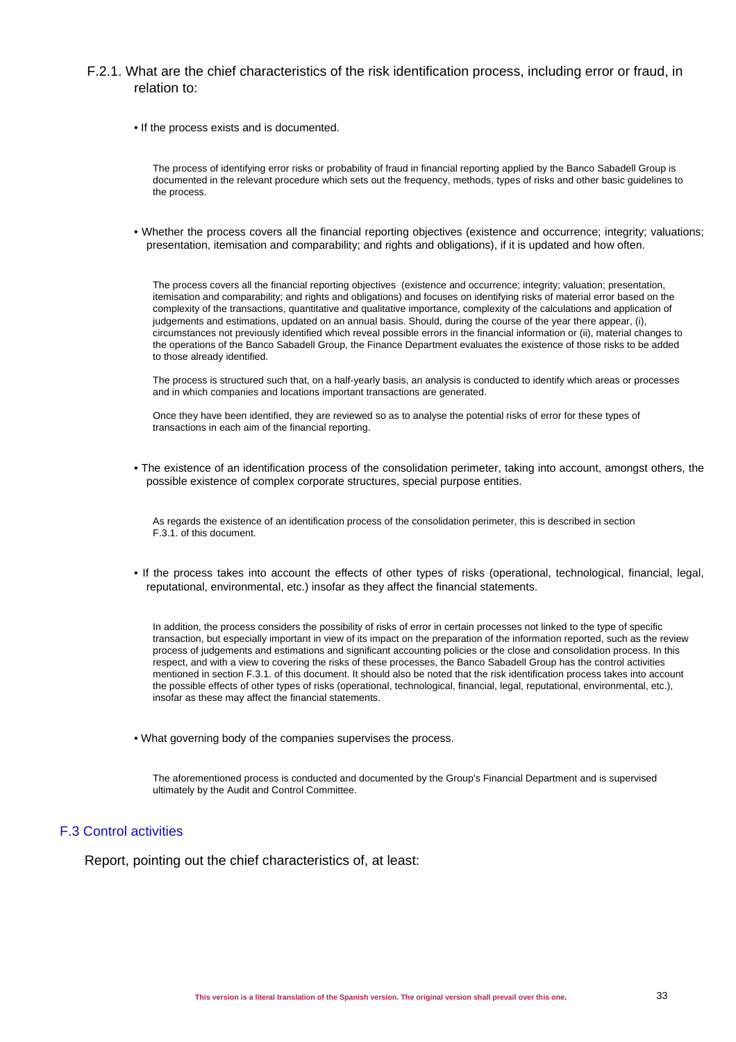F.2.1. What are the chief characteristics of the risk identification process, including error or fraud, in relation to:

- If the process exists and is documented.

The process of identifying error risks or probability of fraud in financial reporting applied by the Banco Sabadell Group is documented in the relevant procedure which sets out the frequency, methods, types of risks and other basic guidelines to the process.

- Whether the process covers all the financial reporting objectives (existence and occurrence; integrity; valuations; presentation, itemisation and comparability; and rights and obligations), if it is updated and how often.

The process covers all the financial reporting objectives (existence and occurrence; integrity; valuation; presentation, itemisation and comparability; and rights and obligations) and focuses on identifying risks of material error based on the complexity of the transactions, quantitative and qualitative importance, complexity of the calculations and application of judgements and estimations, updated on an annual basis. Should, during the course of the year there appear, (i), circumstances not previously identified which reveal possible errors in the financial information or (ii), material changes to the operations of the Banco Sabadell Group, the Finance Department evaluates the existence of those risks to be added to those already identified.

The process is structured such that, on a half-yearly basis, an analysis is conducted to identify which areas or processes and in which companies and locations important transactions are generated.

Once they have been identified, they are reviewed so as to analyse the potential risks of error for these types of transactions in each aim of the financial reporting.

- The existence of an identification process of the consolidation perimeter, taking into account, amongst others, the possible existence of complex corporate structures, special purpose entities.

As regards the existence of an identification process of the consolidation perimeter, this is described in section F.3.1. of this document.

- If the process takes into account the effects of other types of risks (operational, technological, financial, legal, reputational, environmental, etc.) insofar as they affect the financial statements.

In addition, the process considers the possibility of risks of error in certain processes not linked to the type of specific transaction, but especially important in view of its impact on the preparation of the information reported, such as the review process of judgements and estimations and significant accounting policies or the close and consolidation process. In this respect, and with a view to covering the risks of these processes, the Banco Sabadell Group has the control activities mentioned in section F.3.1. of this document. It should also be noted that the risk identification process takes into account the possible effects of other types of risks (operational, technological, financial, legal, reputational, environmental, etc.), insofar as these may affect the financial statements.

- What governing body of the companies supervises the process.

The aforementioned process is conducted and documented by the Group's Financial Department and is supervised ultimately by the Audit and Control Committee.

## F.3 Control activities

Report, pointing out the chief characteristics of, at least: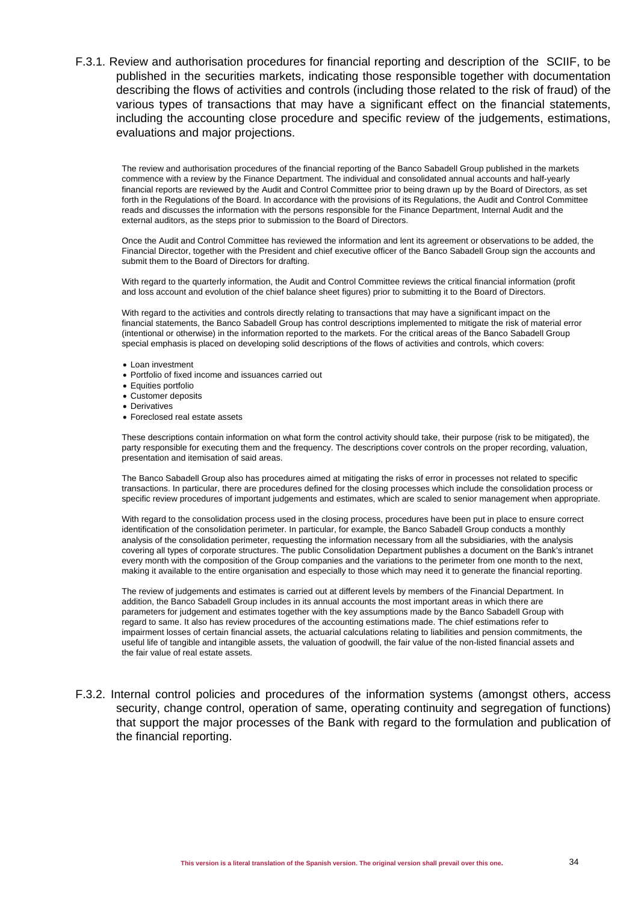F.3.1. Review and authorisation procedures for financial reporting and description of the SCIIF, to be published in the securities markets, indicating those responsible together with documentation describing the flows of activities and controls (including those related to the risk of fraud) of the various types of transactions that may have a significant effect on the financial statements, including the accounting close procedure and specific review of the judgements, estimations, evaluations and major projections.

The review and authorisation procedures of the financial reporting of the Banco Sabadell Group published in the markets commence with a review by the Finance Department. The individual and consolidated annual accounts and half-yearly financial reports are reviewed by the Audit and Control Committee prior to being drawn up by the Board of Directors, as set forth in the Regulations of the Board. In accordance with the provisions of its Regulations, the Audit and Control Committee reads and discusses the information with the persons responsible for the Finance Department, Internal Audit and the external auditors, as the steps prior to submission to the Board of Directors.

Once the Audit and Control Committee has reviewed the information and lent its agreement or observations to be added, the Financial Director, together with the President and chief executive officer of the Banco Sabadell Group sign the accounts and submit them to the Board of Directors for drafting.

With regard to the quarterly information, the Audit and Control Committee reviews the critical financial information (profit and loss account and evolution of the chief balance sheet figures) prior to submitting it to the Board of Directors.

With regard to the activities and controls directly relating to transactions that may have a significant impact on the financial statements, the Banco Sabadell Group has control descriptions implemented to mitigate the risk of material error (intentional or otherwise) in the information reported to the markets. For the critical areas of the Banco Sabadell Group special emphasis is placed on developing solid descriptions of the flows of activities and controls, which covers:

- Loan investment
- Portfolio of fixed income and issuances carried out
- Equities portfolio
- Customer deposits
- Derivatives
- Foreclosed real estate assets

These descriptions contain information on what form the control activity should take, their purpose (risk to be mitigated), the party responsible for executing them and the frequency. The descriptions cover controls on the proper recording, valuation, presentation and itemisation of said areas.

The Banco Sabadell Group also has procedures aimed at mitigating the risks of error in processes not related to specific transactions. In particular, there are procedures defined for the closing processes which include the consolidation process or specific review procedures of important judgements and estimates, which are scaled to senior management when appropriate.

With regard to the consolidation process used in the closing process, procedures have been put in place to ensure correct identification of the consolidation perimeter. In particular, for example, the Banco Sabadell Group conducts a monthly analysis of the consolidation perimeter, requesting the information necessary from all the subsidiaries, with the analysis covering all types of corporate structures. The public Consolidation Department publishes a document on the Bank's intranet every month with the composition of the Group companies and the variations to the perimeter from one month to the next, making it available to the entire organisation and especially to those which may need it to generate the financial reporting.

The review of judgements and estimates is carried out at different levels by members of the Financial Department. In addition, the Banco Sabadell Group includes in its annual accounts the most important areas in which there are parameters for judgement and estimates together with the key assumptions made by the Banco Sabadell Group with regard to same. It also has review procedures of the accounting estimations made. The chief estimations refer to impairment losses of certain financial assets, the actuarial calculations relating to liabilities and pension commitments, the useful life of tangible and intangible assets, the valuation of goodwill, the fair value of the non-listed financial assets and the fair value of real estate assets.

F.3.2. Internal control policies and procedures of the information systems (amongst others, access security, change control, operation of same, operating continuity and segregation of functions) that support the major processes of the Bank with regard to the formulation and publication of the financial reporting.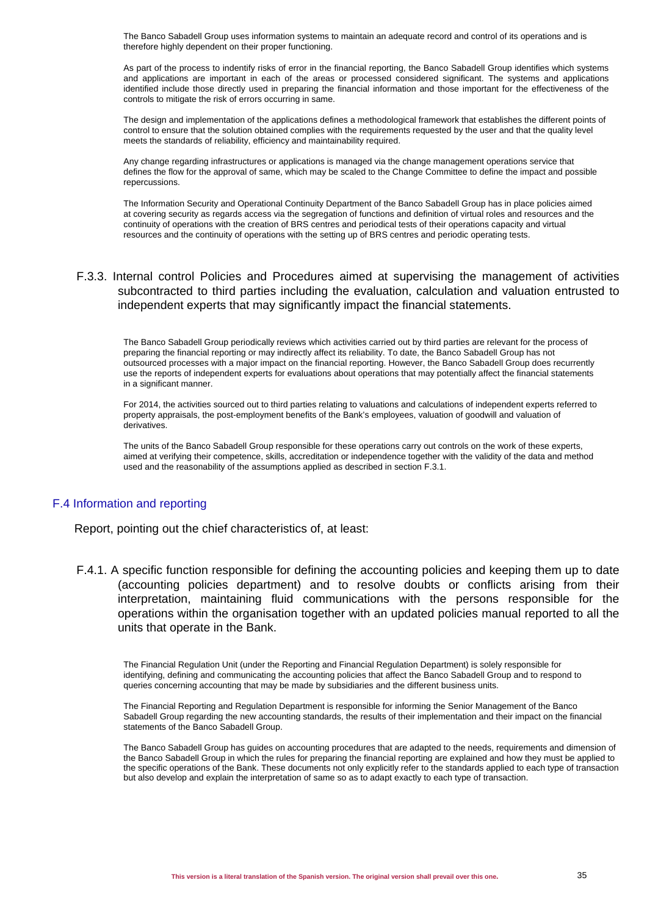The Banco Sabadell Group uses information systems to maintain an adequate record and control of its operations and is therefore highly dependent on their proper functioning.

As part of the process to indentify risks of error in the financial reporting, the Banco Sabadell Group identifies which systems and applications are important in each of the areas or processed considered significant. The systems and applications identified include those directly used in preparing the financial information and those important for the effectiveness of the controls to mitigate the risk of errors occurring in same.

The design and implementation of the applications defines a methodological framework that establishes the different points of control to ensure that the solution obtained complies with the requirements requested by the user and that the quality level meets the standards of reliability, efficiency and maintainability required.

Any change regarding infrastructures or applications is managed via the change management operations service that defines the flow for the approval of same, which may be scaled to the Change Committee to define the impact and possible repercussions.

The Information Security and Operational Continuity Department of the Banco Sabadell Group has in place policies aimed at covering security as regards access via the segregation of functions and definition of virtual roles and resources and the continuity of operations with the creation of BRS centres and periodical tests of their operations capacity and virtual resources and the continuity of operations with the setting up of BRS centres and periodic operating tests.

### F.3.3. Internal control Policies and Procedures aimed at supervising the management of activities subcontracted to third parties including the evaluation, calculation and valuation entrusted to independent experts that may significantly impact the financial statements.

The Banco Sabadell Group periodically reviews which activities carried out by third parties are relevant for the process of preparing the financial reporting or may indirectly affect its reliability. To date, the Banco Sabadell Group has not outsourced processes with a major impact on the financial reporting. However, the Banco Sabadell Group does recurrently use the reports of independent experts for evaluations about operations that may potentially affect the financial statements in a significant manner.

For 2014, the activities sourced out to third parties relating to valuations and calculations of independent experts referred to property appraisals, the post-employment benefits of the Bank's employees, valuation of goodwill and valuation of derivatives.

The units of the Banco Sabadell Group responsible for these operations carry out controls on the work of these experts, aimed at verifying their competence, skills, accreditation or independence together with the validity of the data and method used and the reasonability of the assumptions applied as described in section F.3.1.

## F.4 Information and reporting

Report, pointing out the chief characteristics of, at least:

### F.4.1. A specific function responsible for defining the accounting policies and keeping them up to date (accounting policies department) and to resolve doubts or conflicts arising from their interpretation, maintaining fluid communications with the persons responsible for the operations within the organisation together with an updated policies manual reported to all the units that operate in the Bank.

The Financial Regulation Unit (under the Reporting and Financial Regulation Department) is solely responsible for identifying, defining and communicating the accounting policies that affect the Banco Sabadell Group and to respond to queries concerning accounting that may be made by subsidiaries and the different business units.

The Financial Reporting and Regulation Department is responsible for informing the Senior Management of the Banco Sabadell Group regarding the new accounting standards, the results of their implementation and their impact on the financial statements of the Banco Sabadell Group.

The Banco Sabadell Group has guides on accounting procedures that are adapted to the needs, requirements and dimension of the Banco Sabadell Group in which the rules for preparing the financial reporting are explained and how they must be applied to the specific operations of the Bank. These documents not only explicitly refer to the standards applied to each type of transaction but also develop and explain the interpretation of same so as to adapt exactly to each type of transaction.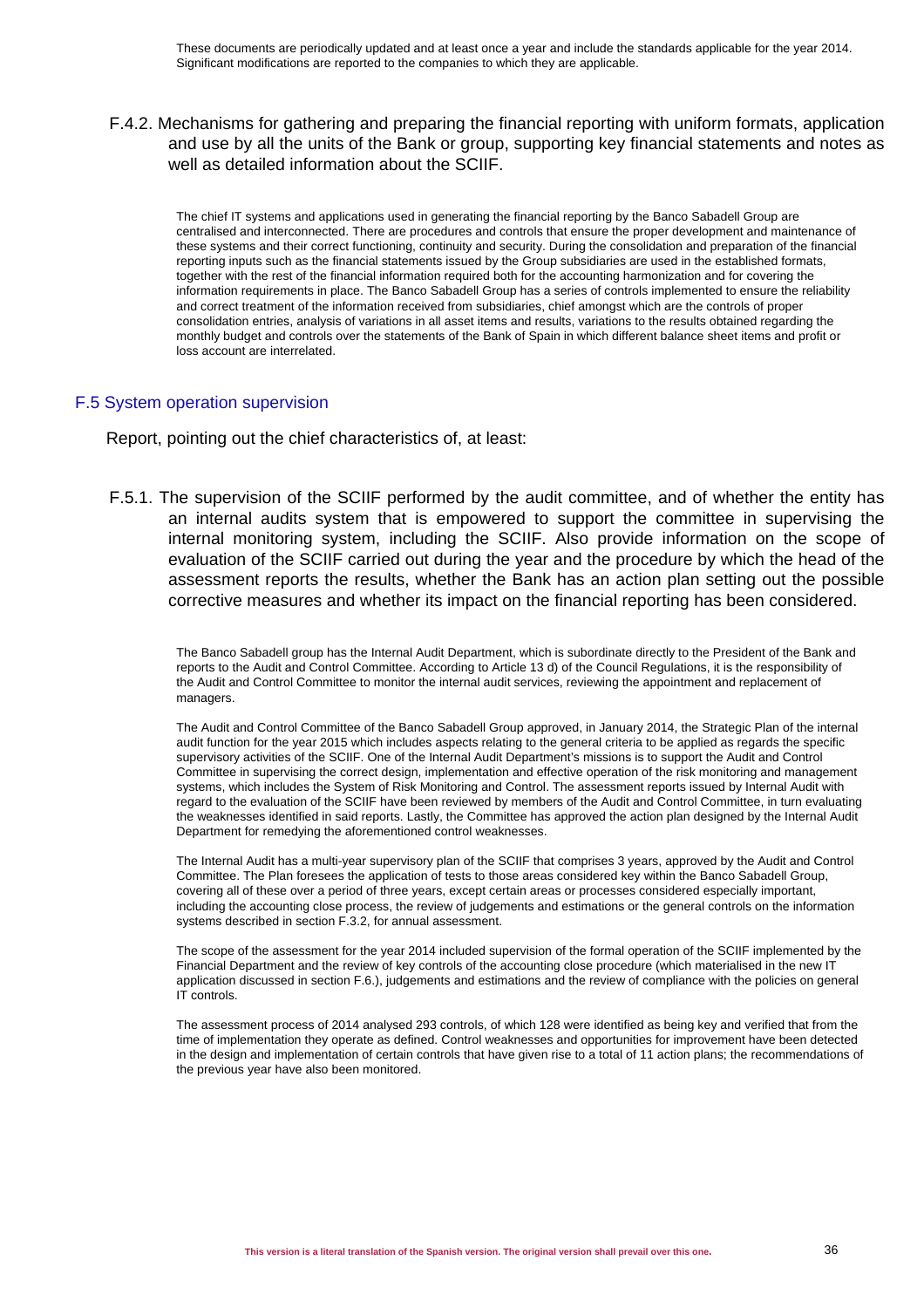These documents are periodically updated and at least once a year and include the standards applicable for the year 2014. Significant modifications are reported to the companies to which they are applicable.

F.4.2. Mechanisms for gathering and preparing the financial reporting with uniform formats, application and use by all the units of the Bank or group, supporting key financial statements and notes as well as detailed information about the SCIIF.

The chief IT systems and applications used in generating the financial reporting by the Banco Sabadell Group are centralised and interconnected. There are procedures and controls that ensure the proper development and maintenance of these systems and their correct functioning, continuity and security. During the consolidation and preparation of the financial reporting inputs such as the financial statements issued by the Group subsidiaries are used in the established formats, together with the rest of the financial information required both for the accounting harmonization and for covering the information requirements in place. The Banco Sabadell Group has a series of controls implemented to ensure the reliability and correct treatment of the information received from subsidiaries, chief amongst which are the controls of proper consolidation entries, analysis of variations in all asset items and results, variations to the results obtained regarding the monthly budget and controls over the statements of the Bank of Spain in which different balance sheet items and profit or loss account are interrelated.

## F.5 System operation supervision

Report, pointing out the chief characteristics of, at least:

F.5.1. The supervision of the SCIIF performed by the audit committee, and of whether the entity has an internal audits system that is empowered to support the committee in supervising the internal monitoring system, including the SCIIF. Also provide information on the scope of evaluation of the SCIIF carried out during the year and the procedure by which the head of the assessment reports the results, whether the Bank has an action plan setting out the possible corrective measures and whether its impact on the financial reporting has been considered.

The Banco Sabadell group has the Internal Audit Department, which is subordinate directly to the President of the Bank and reports to the Audit and Control Committee. According to Article 13 d) of the Council Regulations, it is the responsibility of the Audit and Control Committee to monitor the internal audit services, reviewing the appointment and replacement of managers.

The Audit and Control Committee of the Banco Sabadell Group approved, in January 2014, the Strategic Plan of the internal audit function for the year 2015 which includes aspects relating to the general criteria to be applied as regards the specific supervisory activities of the SCIIF. One of the Internal Audit Department's missions is to support the Audit and Control Committee in supervising the correct design, implementation and effective operation of the risk monitoring and management systems, which includes the System of Risk Monitoring and Control. The assessment reports issued by Internal Audit with regard to the evaluation of the SCIIF have been reviewed by members of the Audit and Control Committee, in turn evaluating the weaknesses identified in said reports. Lastly, the Committee has approved the action plan designed by the Internal Audit Department for remedying the aforementioned control weaknesses.

The Internal Audit has a multi-year supervisory plan of the SCIIF that comprises 3 years, approved by the Audit and Control Committee. The Plan foresees the application of tests to those areas considered key within the Banco Sabadell Group, covering all of these over a period of three years, except certain areas or processes considered especially important, including the accounting close process, the review of judgements and estimations or the general controls on the information systems described in section F.3.2, for annual assessment.

The scope of the assessment for the year 2014 included supervision of the formal operation of the SCIIF implemented by the Financial Department and the review of key controls of the accounting close procedure (which materialised in the new IT application discussed in section F.6.), judgements and estimations and the review of compliance with the policies on general IT controls.

The assessment process of 2014 analysed 293 controls, of which 128 were identified as being key and verified that from the time of implementation they operate as defined. Control weaknesses and opportunities for improvement have been detected in the design and implementation of certain controls that have given rise to a total of 11 action plans; the recommendations of the previous year have also been monitored.

This version is a literal translation of the Spanish version. The original version shall prevail over this one.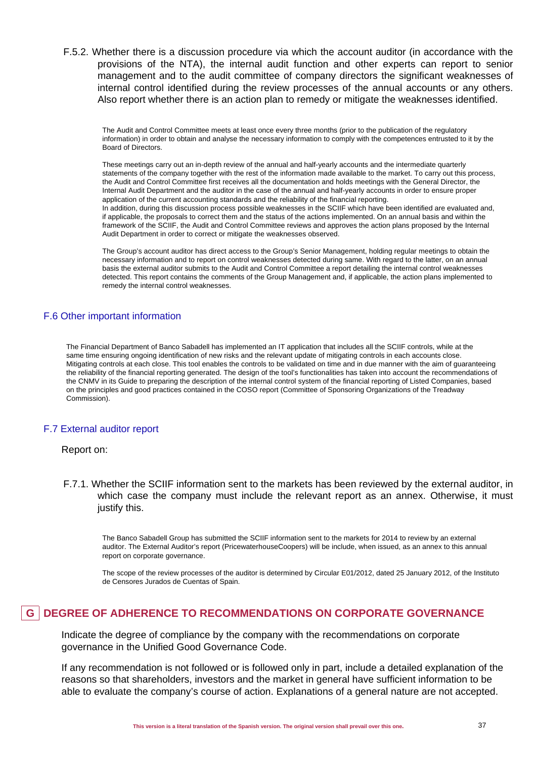F.5.2. Whether there is a discussion procedure via which the account auditor (in accordance with the provisions of the NTA), the internal audit function and other experts can report to senior management and to the audit committee of company directors the significant weaknesses of internal control identified during the review processes of the annual accounts or any others. Also report whether there is an action plan to remedy or mitigate the weaknesses identified.

The Audit and Control Committee meets at least once every three months (prior to the publication of the regulatory information) in order to obtain and analyse the necessary information to comply with the competences entrusted to it by the Board of Directors.

These meetings carry out an in-depth review of the annual and half-yearly accounts and the intermediate quarterly statements of the company together with the rest of the information made available to the market. To carry out this process, the Audit and Control Committee first receives all the documentation and holds meetings with the General Director, the Internal Audit Department and the auditor in the case of the annual and half-yearly accounts in order to ensure proper application of the current accounting standards and the reliability of the financial reporting.
In addition, during this discussion process possible weaknesses in the SCIIF which have been identified are evaluated and, if applicable, the proposals to correct them and the status of the actions implemented. On an annual basis and within the framework of the SCIIF, the Audit and Control Committee reviews and approves the action plans proposed by the Internal Audit Department in order to correct or mitigate the weaknesses observed.

The Group's account auditor has direct access to the Group's Senior Management, holding regular meetings to obtain the necessary information and to report on control weaknesses detected during same. With regard to the latter, on an annual basis the external auditor submits to the Audit and Control Committee a report detailing the internal control weaknesses detected. This report contains the comments of the Group Management and, if applicable, the action plans implemented to remedy the internal control weaknesses.

## F.6 Other important information

The Financial Department of Banco Sabadell has implemented an IT application that includes all the SCIIF controls, while at the same time ensuring ongoing identification of new risks and the relevant update of mitigating controls in each accounts close. Mitigating controls at each close. This tool enables the controls to be validated on time and in due manner with the aim of guaranteeing the reliability of the financial reporting generated. The design of the tool's functionalities has taken into account the recommendations of the CNMV in its Guide to preparing the description of the internal control system of the financial reporting of Listed Companies, based on the principles and good practices contained in the COSO report (Committee of Sponsoring Organizations of the Treadway Commission).

## F.7 External auditor report

Report on:

F.7.1. Whether the SCIIF information sent to the markets has been reviewed by the external auditor, in which case the company must include the relevant report as an annex. Otherwise, it must justify this.

The Banco Sabadell Group has submitted the SCIIF information sent to the markets for 2014 to review by an external auditor. The External Auditor's report (PricewaterhouseCoopers) will be include, when issued, as an annex to this annual report on corporate governance.

The scope of the review processes of the auditor is determined by Circular E01/2012, dated 25 January 2012, of the Instituto de Censores Jurados de Cuentas of Spain.

# G DEGREE OF ADHERENCE TO RECOMMENDATIONS ON CORPORATE GOVERNANCE

Indicate the degree of compliance by the company with the recommendations on corporate governance in the Unified Good Governance Code.

If any recommendation is not followed or is followed only in part, include a detailed explanation of the reasons so that shareholders, investors and the market in general have sufficient information to be able to evaluate the company's course of action. Explanations of a general nature are not accepted.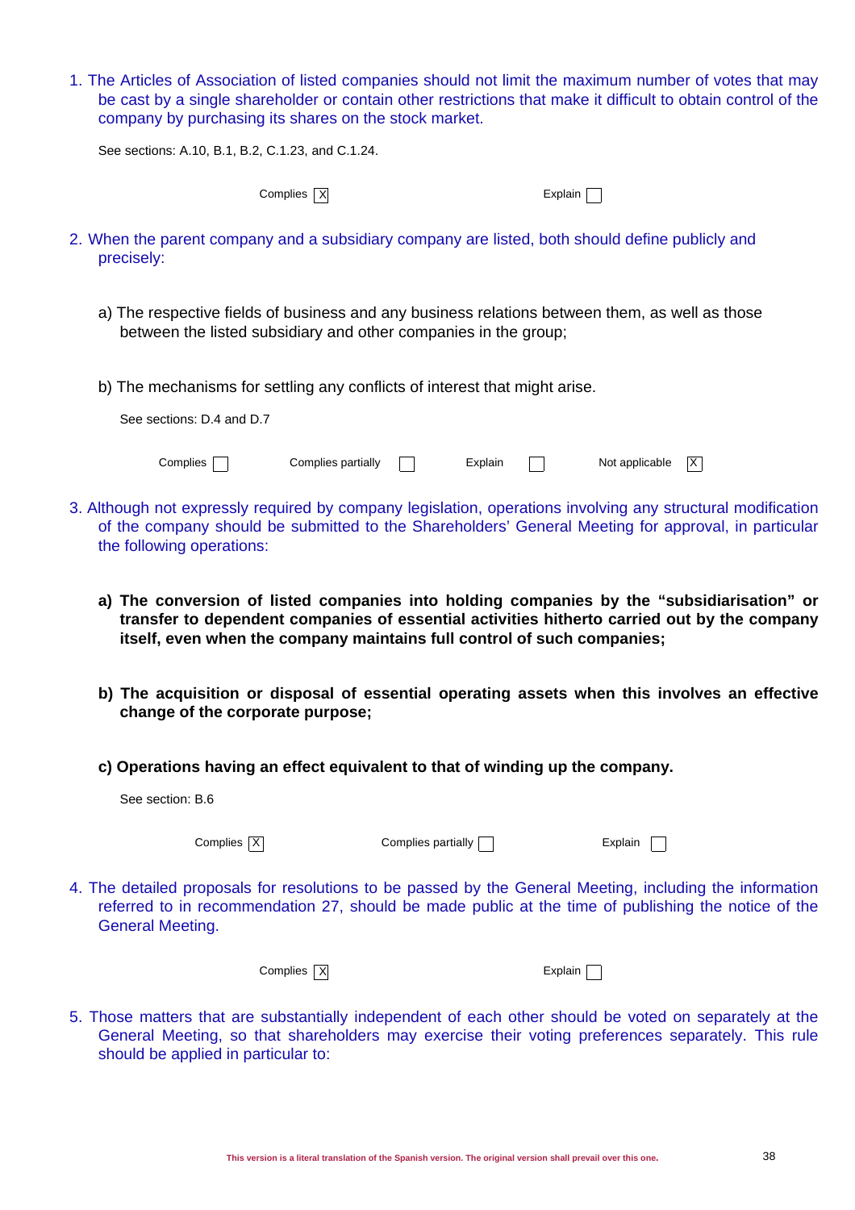1. The Articles of Association of listed companies should not limit the maximum number of votes that may be cast by a single shareholder or contain other restrictions that make it difficult to obtain control of the company by purchasing its shares on the stock market.

   See sections: A.10, B.1, B.2, C.1.23, and C.1.24.

   Complies [X] Explain [ ]

2. When the parent company and a subsidiary company are listed, both should define publicly and precisely:

   a) The respective fields of business and any business relations between them, as well as those between the listed subsidiary and other companies in the group;

   b) The mechanisms for settling any conflicts of interest that might arise.

   See sections: D.4 and D.7

   Complies [ ] Complies partially [ ] Explain [ ] Not applicable [X]

3. Although not expressly required by company legislation, operations involving any structural modification of the company should be submitted to the Shareholders' General Meeting for approval, in particular the following operations:

   **a) The conversion of listed companies into holding companies by the "subsidiarisation" or transfer to dependent companies of essential activities hitherto carried out by the company itself, even when the company maintains full control of such companies;**

   **b) The acquisition or disposal of essential operating assets when this involves an effective change of the corporate purpose;**

   **c) Operations having an effect equivalent to that of winding up the company.**

   See section: B.6

   Complies [X] Complies partially [ ] Explain [ ]

4. The detailed proposals for resolutions to be passed by the General Meeting, including the information referred to in recommendation 27, should be made public at the time of publishing the notice of the General Meeting.

   Complies [X] Explain [ ]

5. Those matters that are substantially independent of each other should be voted on separately at the General Meeting, so that shareholders may exercise their voting preferences separately. This rule should be applied in particular to:

This version is a literal translation of the Spanish version. The original version shall prevail over this one.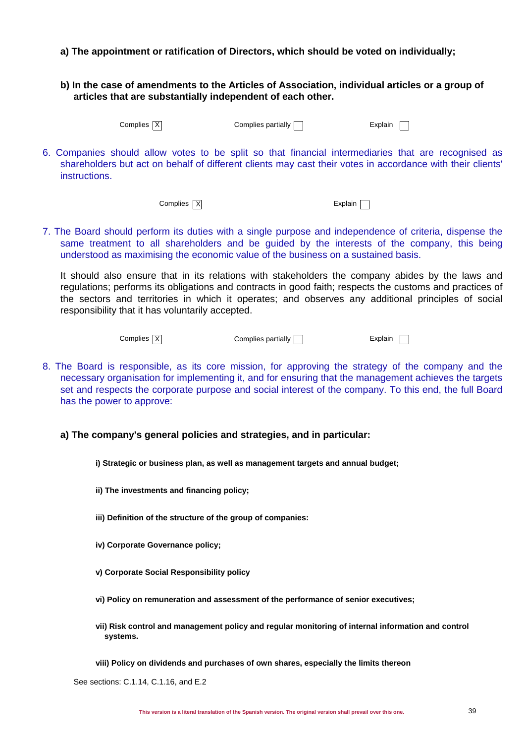**a) The appointment or ratification of Directors, which should be voted on individually;**

**b) In the case of amendments to the Articles of Association, individual articles or a group of articles that are substantially independent of each other.**

Complies [X] Complies partially [ ] Explain [ ]

6. Companies should allow votes to be split so that financial intermediaries that are recognised as shareholders but act on behalf of different clients may cast their votes in accordance with their clients' instructions.

Complies [X] Explain [ ]

7. The Board should perform its duties with a single purpose and independence of criteria, dispense the same treatment to all shareholders and be guided by the interests of the company, this being understood as maximising the economic value of the business on a sustained basis.

It should also ensure that in its relations with stakeholders the company abides by the laws and regulations; performs its obligations and contracts in good faith; respects the customs and practices of the sectors and territories in which it operates; and observes any additional principles of social responsibility that it has voluntarily accepted.

Complies [X] Complies partially [ ] Explain [ ]

8. The Board is responsible, as its core mission, for approving the strategy of the company and the necessary organisation for implementing it, and for ensuring that the management achieves the targets set and respects the corporate purpose and social interest of the company. To this end, the full Board has the power to approve:

**a) The company's general policies and strategies, and in particular:**

**i) Strategic or business plan, as well as management targets and annual budget;**

**ii) The investments and financing policy;**

**iii) Definition of the structure of the group of companies:**

**iv) Corporate Governance policy;**

**v) Corporate Social Responsibility policy**

**vi) Policy on remuneration and assessment of the performance of senior executives;**

**vii) Risk control and management policy and regular monitoring of internal information and control systems.**

**viii) Policy on dividends and purchases of own shares, especially the limits thereon**

See sections: C.1.14, C.1.16, and E.2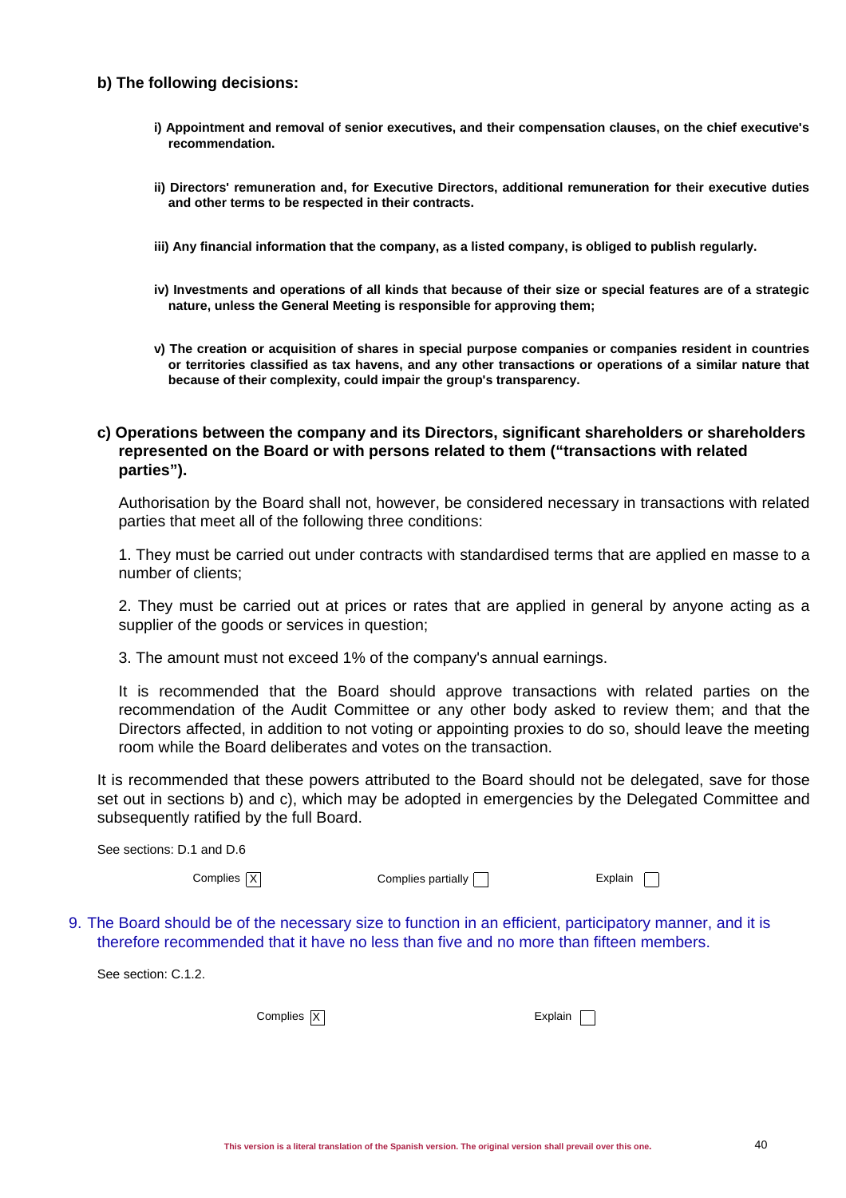**b) The following decisions:**

**i) Appointment and removal of senior executives, and their compensation clauses, on the chief executive's recommendation.**

**ii) Directors' remuneration and, for Executive Directors, additional remuneration for their executive duties and other terms to be respected in their contracts.**

**iii) Any financial information that the company, as a listed company, is obliged to publish regularly.**

**iv) Investments and operations of all kinds that because of their size or special features are of a strategic nature, unless the General Meeting is responsible for approving them;**

**v) The creation or acquisition of shares in special purpose companies or companies resident in countries or territories classified as tax havens, and any other transactions or operations of a similar nature that because of their complexity, could impair the group's transparency.**

**c) Operations between the company and its Directors, significant shareholders or shareholders represented on the Board or with persons related to them ("transactions with related parties").**

Authorisation by the Board shall not, however, be considered necessary in transactions with related parties that meet all of the following three conditions:

1. They must be carried out under contracts with standardised terms that are applied en masse to a number of clients;

2. They must be carried out at prices or rates that are applied in general by anyone acting as a supplier of the goods or services in question;

3. The amount must not exceed 1% of the company's annual earnings.

It is recommended that the Board should approve transactions with related parties on the recommendation of the Audit Committee or any other body asked to review them; and that the Directors affected, in addition to not voting or appointing proxies to do so, should leave the meeting room while the Board deliberates and votes on the transaction.

It is recommended that these powers attributed to the Board should not be delegated, save for those set out in sections b) and c), which may be adopted in emergencies by the Delegated Committee and subsequently ratified by the full Board.

See sections: D.1 and D.6

Complies [X] Complies partially [ ] Explain [ ]

9. The Board should be of the necessary size to function in an efficient, participatory manner, and it is therefore recommended that it have no less than five and no more than fifteen members.

See section: C.1.2.

Complies [X] Explain [ ]

This version is a literal translation of the Spanish version. The original version shall prevail over this one.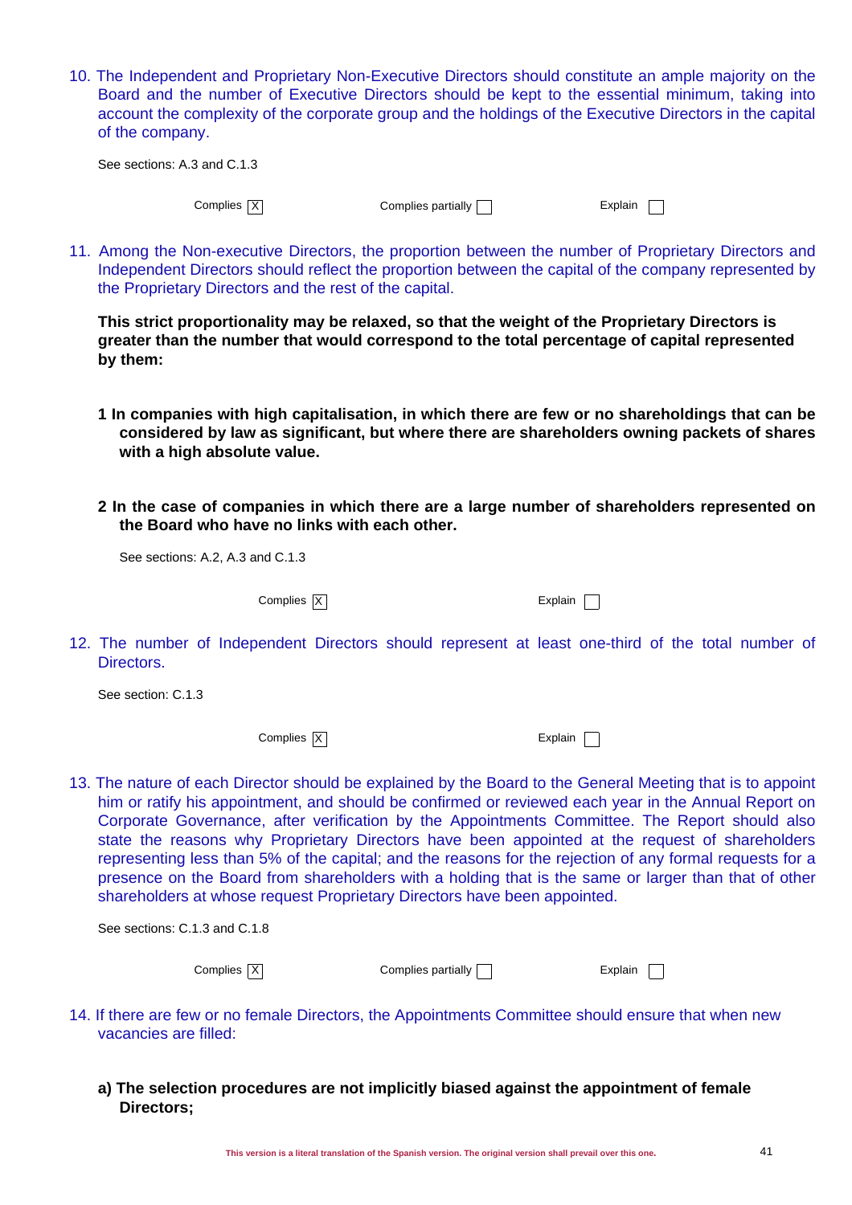10. The Independent and Proprietary Non-Executive Directors should constitute an ample majority on the Board and the number of Executive Directors should be kept to the essential minimum, taking into account the complexity of the corporate group and the holdings of the Executive Directors in the capital of the company.

See sections: A.3 and C.1.3

Complies [X] Complies partially [ ] Explain [ ]

11. Among the Non-executive Directors, the proportion between the number of Proprietary Directors and Independent Directors should reflect the proportion between the capital of the company represented by the Proprietary Directors and the rest of the capital.

**This strict proportionality may be relaxed, so that the weight of the Proprietary Directors is greater than the number that would correspond to the total percentage of capital represented by them:**

**1 In companies with high capitalisation, in which there are few or no shareholdings that can be considered by law as significant, but where there are shareholders owning packets of shares with a high absolute value.**

**2 In the case of companies in which there are a large number of shareholders represented on the Board who have no links with each other.**

See sections: A.2, A.3 and C.1.3

Complies [X] Explain [ ]

12. The number of Independent Directors should represent at least one-third of the total number of Directors.

See section: C.1.3

Complies [X] Explain [ ]

13. The nature of each Director should be explained by the Board to the General Meeting that is to appoint him or ratify his appointment, and should be confirmed or reviewed each year in the Annual Report on Corporate Governance, after verification by the Appointments Committee. The Report should also state the reasons why Proprietary Directors have been appointed at the request of shareholders representing less than 5% of the capital; and the reasons for the rejection of any formal requests for a presence on the Board from shareholders with a holding that is the same or larger than that of other shareholders at whose request Proprietary Directors have been appointed.

See sections: C.1.3 and C.1.8

Complies [X] Complies partially [ ] Explain [ ]

14. If there are few or no female Directors, the Appointments Committee should ensure that when new vacancies are filled:

**a) The selection procedures are not implicitly biased against the appointment of female Directors;**

This version is a literal translation of the Spanish version. The original version shall prevail over this one.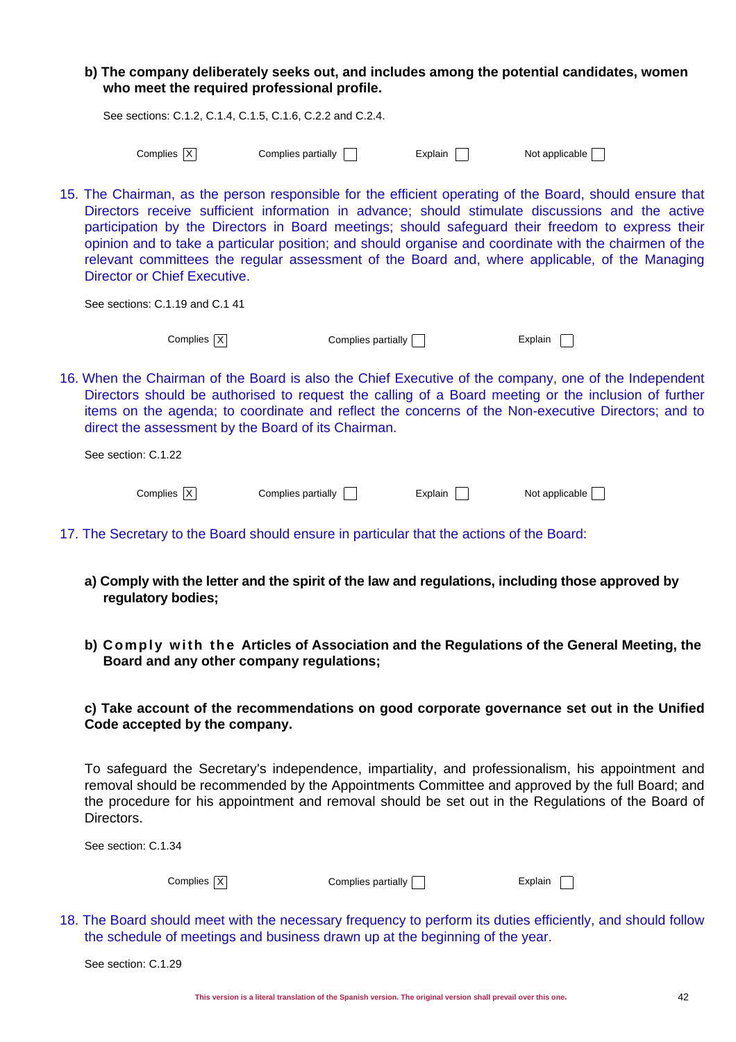**b) The company deliberately seeks out, and includes among the potential candidates, women who meet the required professional profile.**

See sections: C.1.2, C.1.4, C.1.5, C.1.6, C.2.2 and C.2.4.

Complies [X] Complies partially [ ] Explain [ ] Not applicable [ ]

15. The Chairman, as the person responsible for the efficient operating of the Board, should ensure that Directors receive sufficient information in advance; should stimulate discussions and the active participation by the Directors in Board meetings; should safeguard their freedom to express their opinion and to take a particular position; and should organise and coordinate with the chairmen of the relevant committees the regular assessment of the Board and, where applicable, of the Managing Director or Chief Executive.

See sections: C.1.19 and C.1 41

Complies [X] Complies partially [ ] Explain [ ]

16. When the Chairman of the Board is also the Chief Executive of the company, one of the Independent Directors should be authorised to request the calling of a Board meeting or the inclusion of further items on the agenda; to coordinate and reflect the concerns of the Non-executive Directors; and to direct the assessment by the Board of its Chairman.

See section: C.1.22

Complies [X] Complies partially [ ] Explain [ ] Not applicable [ ]

17. The Secretary to the Board should ensure in particular that the actions of the Board:

**a) Comply with the letter and the spirit of the law and regulations, including those approved by regulatory bodies;**

**b) Comply with the Articles of Association and the Regulations of the General Meeting, the Board and any other company regulations;**

**c) Take account of the recommendations on good corporate governance set out in the Unified Code accepted by the company.**

To safeguard the Secretary's independence, impartiality, and professionalism, his appointment and removal should be recommended by the Appointments Committee and approved by the full Board; and the procedure for his appointment and removal should be set out in the Regulations of the Board of Directors.

See section: C.1.34

Complies [X] Complies partially [ ] Explain [ ]

18. The Board should meet with the necessary frequency to perform its duties efficiently, and should follow the schedule of meetings and business drawn up at the beginning of the year.

See section: C.1.29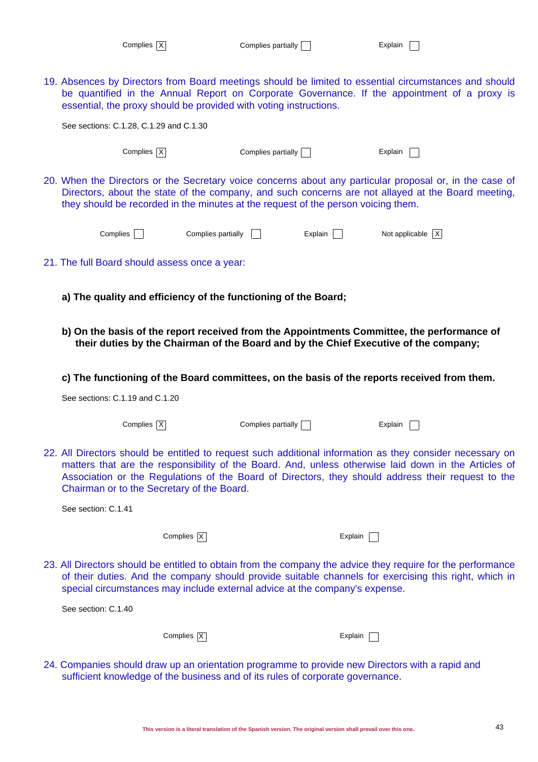Complies [X] Complies partially [ ] Explain [ ]

19. Absences by Directors from Board meetings should be limited to essential circumstances and should be quantified in the Annual Report on Corporate Governance. If the appointment of a proxy is essential, the proxy should be provided with voting instructions.

See sections: C.1.28, C.1.29 and C.1.30

Complies [X] Complies partially [ ] Explain [ ]

20. When the Directors or the Secretary voice concerns about any particular proposal or, in the case of Directors, about the state of the company, and such concerns are not allayed at the Board meeting, they should be recorded in the minutes at the request of the person voicing them.

Complies [ ] Complies partially [ ] Explain [ ] Not applicable [X]

21. The full Board should assess once a year:

**a) The quality and efficiency of the functioning of the Board;**

**b) On the basis of the report received from the Appointments Committee, the performance of their duties by the Chairman of the Board and by the Chief Executive of the company;**

**c) The functioning of the Board committees, on the basis of the reports received from them.**

See sections: C.1.19 and C.1.20

Complies [X] Complies partially [ ] Explain [ ]

22. All Directors should be entitled to request such additional information as they consider necessary on matters that are the responsibility of the Board. And, unless otherwise laid down in the Articles of Association or the Regulations of the Board of Directors, they should address their request to the Chairman or to the Secretary of the Board.

See section: C.1.41

Complies [X] Explain [ ]

23. All Directors should be entitled to obtain from the company the advice they require for the performance of their duties. And the company should provide suitable channels for exercising this right, which in special circumstances may include external advice at the company's expense.

See section: C.1.40

Complies [X] Explain [ ]

24. Companies should draw up an orientation programme to provide new Directors with a rapid and sufficient knowledge of the business and of its rules of corporate governance.

This version is a literal translation of the Spanish version. The original version shall prevail over this one.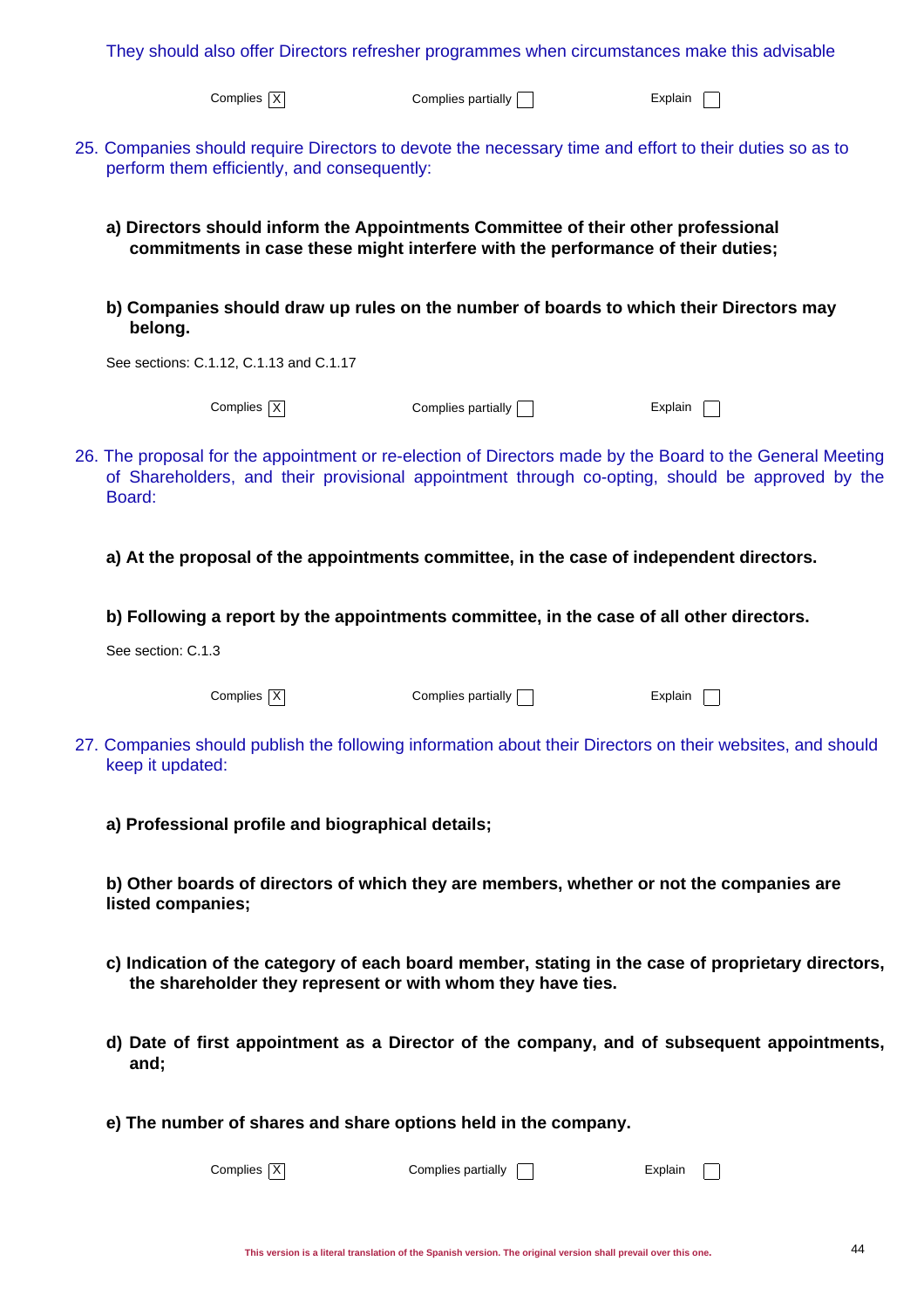They should also offer Directors refresher programmes when circumstances make this advisable

Complies [X] Complies partially [ ] Explain [ ]

25. Companies should require Directors to devote the necessary time and effort to their duties so as to perform them efficiently, and consequently:

**a) Directors should inform the Appointments Committee of their other professional commitments in case these might interfere with the performance of their duties;**

**b) Companies should draw up rules on the number of boards to which their Directors may belong.**

See sections: C.1.12, C.1.13 and C.1.17

Complies [X] Complies partially [ ] Explain [ ]

26. The proposal for the appointment or re-election of Directors made by the Board to the General Meeting of Shareholders, and their provisional appointment through co-opting, should be approved by the Board:

**a) At the proposal of the appointments committee, in the case of independent directors.**

**b) Following a report by the appointments committee, in the case of all other directors.**

See section: C.1.3

Complies [X] Complies partially [ ] Explain [ ]

27. Companies should publish the following information about their Directors on their websites, and should keep it updated:

**a) Professional profile and biographical details;**

**b) Other boards of directors of which they are members, whether or not the companies are listed companies;**

**c) Indication of the category of each board member, stating in the case of proprietary directors, the shareholder they represent or with whom they have ties.**

**d) Date of first appointment as a Director of the company, and of subsequent appointments, and;**

**e) The number of shares and share options held in the company.**

Complies [X] Complies partially [ ] Explain [ ]

This version is a literal translation of the Spanish version. The original version shall prevail over this one.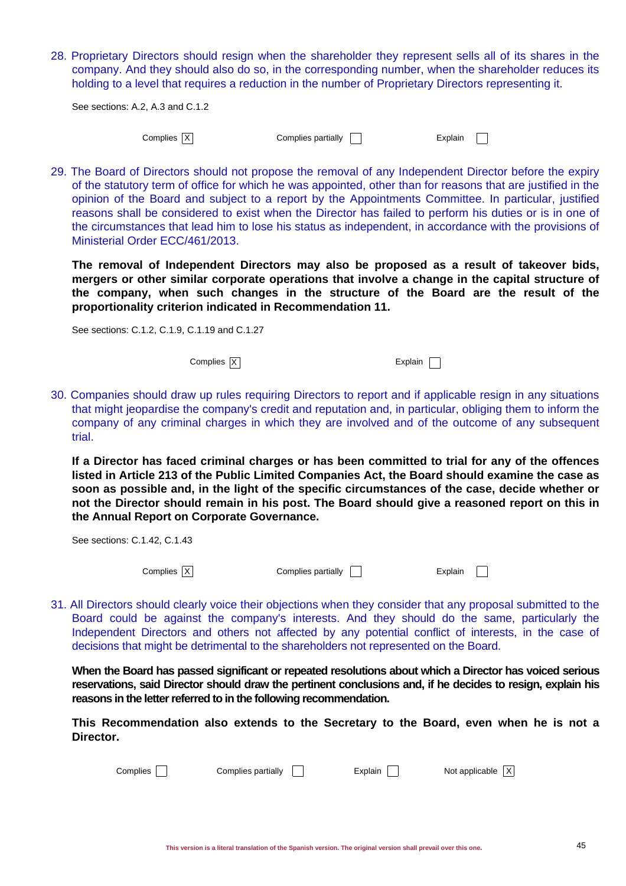28. Proprietary Directors should resign when the shareholder they represent sells all of its shares in the company. And they should also do so, in the corresponding number, when the shareholder reduces its holding to a level that requires a reduction in the number of Proprietary Directors representing it.

See sections: A.2, A.3 and C.1.2

Complies [X] Complies partially [ ] Explain [ ]

29. The Board of Directors should not propose the removal of any Independent Director before the expiry of the statutory term of office for which he was appointed, other than for reasons that are justified in the opinion of the Board and subject to a report by the Appointments Committee. In particular, justified reasons shall be considered to exist when the Director has failed to perform his duties or is in one of the circumstances that lead him to lose his status as independent, in accordance with the provisions of Ministerial Order ECC/461/2013.

**The removal of Independent Directors may also be proposed as a result of takeover bids, mergers or other similar corporate operations that involve a change in the capital structure of the company, when such changes in the structure of the Board are the result of the proportionality criterion indicated in Recommendation 11.**

See sections: C.1.2, C.1.9, C.1.19 and C.1.27

Complies [X] Explain [ ]

30. Companies should draw up rules requiring Directors to report and if applicable resign in any situations that might jeopardise the company's credit and reputation and, in particular, obliging them to inform the company of any criminal charges in which they are involved and of the outcome of any subsequent trial.

**If a Director has faced criminal charges or has been committed to trial for any of the offences listed in Article 213 of the Public Limited Companies Act, the Board should examine the case as soon as possible and, in the light of the specific circumstances of the case, decide whether or not the Director should remain in his post. The Board should give a reasoned report on this in the Annual Report on Corporate Governance.**

See sections: C.1.42, C.1.43

Complies [X] Complies partially [ ] Explain [ ]

31. All Directors should clearly voice their objections when they consider that any proposal submitted to the Board could be against the company's interests. And they should do the same, particularly the Independent Directors and others not affected by any potential conflict of interests, in the case of decisions that might be detrimental to the shareholders not represented on the Board.

**When the Board has passed significant or repeated resolutions about which a Director has voiced serious reservations, said Director should draw the pertinent conclusions and, if he decides to resign, explain his reasons in the letter referred to in the following recommendation.**

**This Recommendation also extends to the Secretary to the Board, even when he is not a Director.**

Complies [ ] Complies partially [ ] Explain [ ] Not applicable [X]

This version is a literal translation of the Spanish version. The original version shall prevail over this one.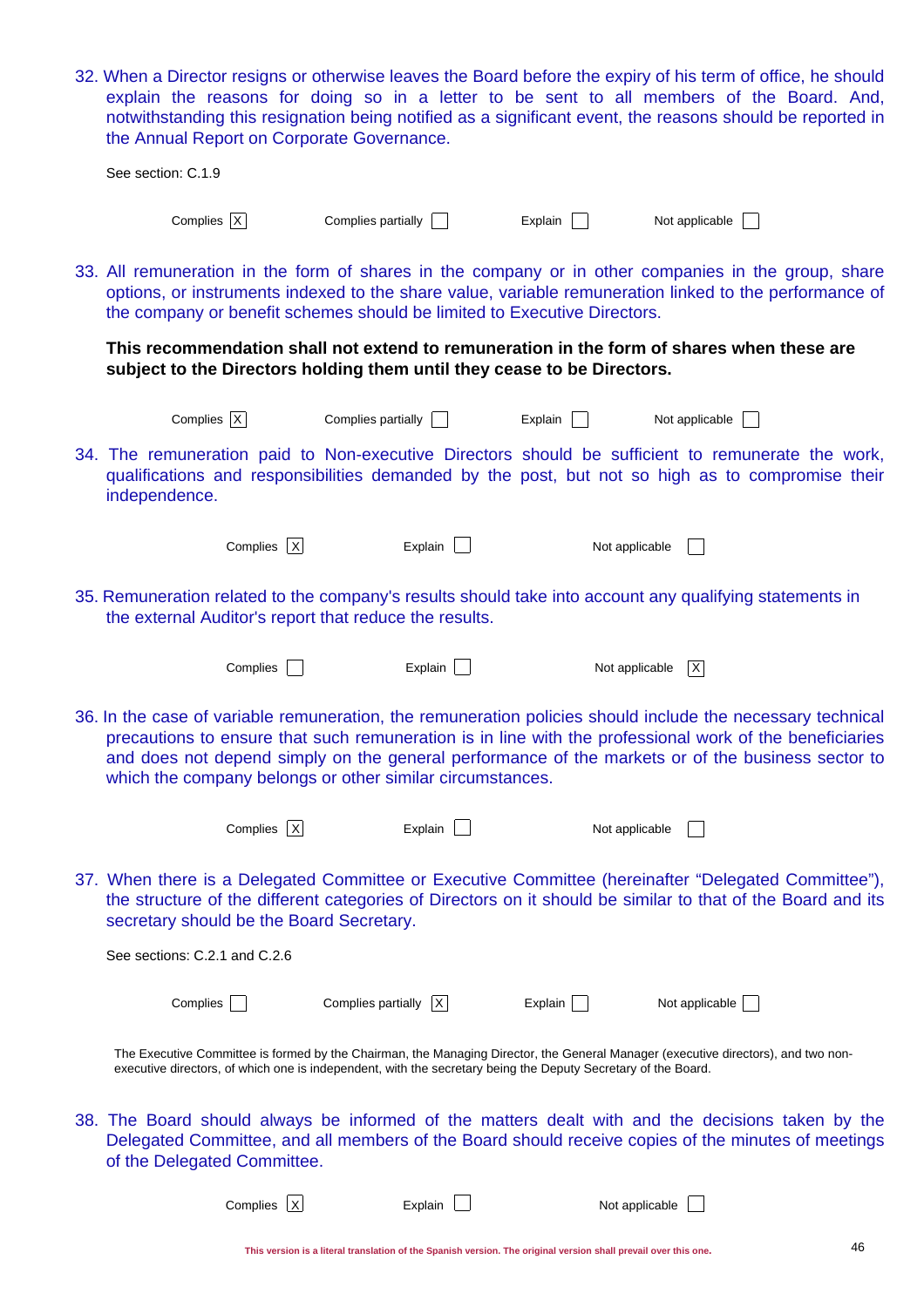32. When a Director resigns or otherwise leaves the Board before the expiry of his term of office, he should explain the reasons for doing so in a letter to be sent to all members of the Board. And, notwithstanding this resignation being notified as a significant event, the reasons should be reported in the Annual Report on Corporate Governance.

See section: C.1.9

Complies [X] Complies partially [ ] Explain [ ] Not applicable [ ]

33. All remuneration in the form of shares in the company or in other companies in the group, share options, or instruments indexed to the share value, variable remuneration linked to the performance of the company or benefit schemes should be limited to Executive Directors.

**This recommendation shall not extend to remuneration in the form of shares when these are subject to the Directors holding them until they cease to be Directors.**

Complies [X] Complies partially [ ] Explain [ ] Not applicable [ ]

34. The remuneration paid to Non-executive Directors should be sufficient to remunerate the work, qualifications and responsibilities demanded by the post, but not so high as to compromise their independence.

Complies [X] Explain [ ] Not applicable [ ]

35. Remuneration related to the company's results should take into account any qualifying statements in the external Auditor's report that reduce the results.

Complies [ ] Explain [ ] Not applicable [X]

36. In the case of variable remuneration, the remuneration policies should include the necessary technical precautions to ensure that such remuneration is in line with the professional work of the beneficiaries and does not depend simply on the general performance of the markets or of the business sector to which the company belongs or other similar circumstances.

Complies [X] Explain [ ] Not applicable [ ]

37. When there is a Delegated Committee or Executive Committee (hereinafter "Delegated Committee"), the structure of the different categories of Directors on it should be similar to that of the Board and its secretary should be the Board Secretary.

See sections: C.2.1 and C.2.6

Complies [ ] Complies partially [X] Explain [ ] Not applicable [ ]

The Executive Committee is formed by the Chairman, the Managing Director, the General Manager (executive directors), and two non-executive directors, of which one is independent, with the secretary being the Deputy Secretary of the Board.

38. The Board should always be informed of the matters dealt with and the decisions taken by the Delegated Committee, and all members of the Board should receive copies of the minutes of meetings of the Delegated Committee.

Complies [X] Explain [ ] Not applicable [ ]

This version is a literal translation of the Spanish version. The original version shall prevail over this one.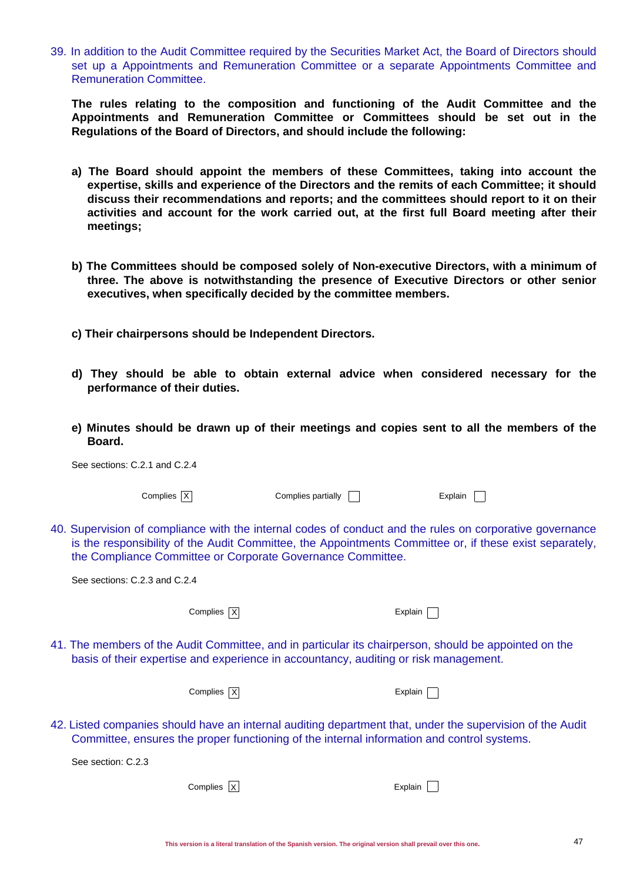39. In addition to the Audit Committee required by the Securities Market Act, the Board of Directors should set up a Appointments and Remuneration Committee or a separate Appointments Committee and Remuneration Committee.

    **The rules relating to the composition and functioning of the Audit Committee and the Appointments and Remuneration Committee or Committees should be set out in the Regulations of the Board of Directors, and should include the following:**

    **a) The Board should appoint the members of these Committees, taking into account the expertise, skills and experience of the Directors and the remits of each Committee; it should discuss their recommendations and reports; and the committees should report to it on their activities and account for the work carried out, at the first full Board meeting after their meetings;**

    **b) The Committees should be composed solely of Non-executive Directors, with a minimum of three. The above is notwithstanding the presence of Executive Directors or other senior executives, when specifically decided by the committee members.**

    **c) Their chairpersons should be Independent Directors.**

    **d) They should be able to obtain external advice when considered necessary for the performance of their duties.**

    **e) Minutes should be drawn up of their meetings and copies sent to all the members of the Board.**

    See sections: C.2.1 and C.2.4

    Complies [X] Complies partially [ ] Explain [ ]

40. Supervision of compliance with the internal codes of conduct and the rules on corporative governance is the responsibility of the Audit Committee, the Appointments Committee or, if these exist separately, the Compliance Committee or Corporate Governance Committee.

    See sections: C.2.3 and C.2.4

    Complies [X] Explain [ ]

41. The members of the Audit Committee, and in particular its chairperson, should be appointed on the basis of their expertise and experience in accountancy, auditing or risk management.

    Complies [X] Explain [ ]

42. Listed companies should have an internal auditing department that, under the supervision of the Audit Committee, ensures the proper functioning of the internal information and control systems.

    See section: C.2.3

    Complies [X] Explain [ ]

This version is a literal translation of the Spanish version. The original version shall prevail over this one.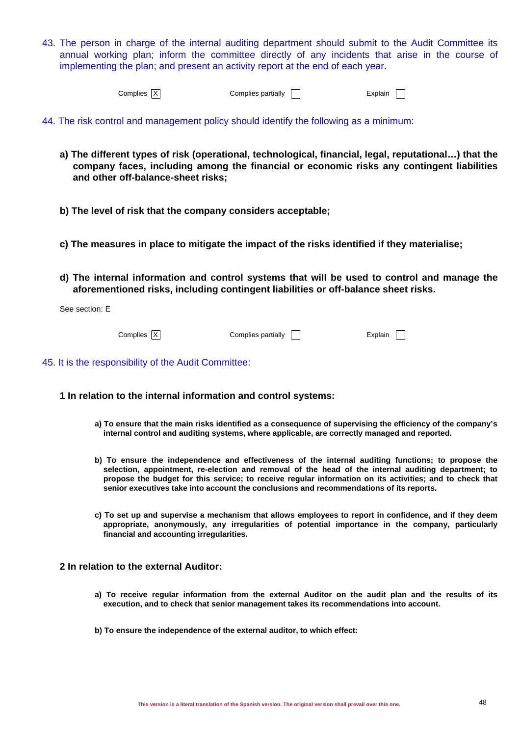43. The person in charge of the internal auditing department should submit to the Audit Committee its annual working plan; inform the committee directly of any incidents that arise in the course of implementing the plan; and present an activity report at the end of each year.

Complies [X] Complies partially [ ] Explain [ ]

44. The risk control and management policy should identify the following as a minimum:

**a) The different types of risk (operational, technological, financial, legal, reputational…) that the company faces, including among the financial or economic risks any contingent liabilities and other off-balance-sheet risks;**

**b) The level of risk that the company considers acceptable;**

**c) The measures in place to mitigate the impact of the risks identified if they materialise;**

**d) The internal information and control systems that will be used to control and manage the aforementioned risks, including contingent liabilities or off-balance sheet risks.**

See section: E

Complies [X] Complies partially [ ] Explain [ ]

45. It is the responsibility of the Audit Committee:

**1 In relation to the internal information and control systems:**

**a) To ensure that the main risks identified as a consequence of supervising the efficiency of the company's internal control and auditing systems, where applicable, are correctly managed and reported.**

**b) To ensure the independence and effectiveness of the internal auditing functions; to propose the selection, appointment, re-election and removal of the head of the internal auditing department; to propose the budget for this service; to receive regular information on its activities; and to check that senior executives take into account the conclusions and recommendations of its reports.**

**c) To set up and supervise a mechanism that allows employees to report in confidence, and if they deem appropriate, anonymously, any irregularities of potential importance in the company, particularly financial and accounting irregularities.**

**2 In relation to the external Auditor:**

**a) To receive regular information from the external Auditor on the audit plan and the results of its execution, and to check that senior management takes its recommendations into account.**

**b) To ensure the independence of the external auditor, to which effect:**

This version is a literal translation of the Spanish version. The original version shall prevail over this one.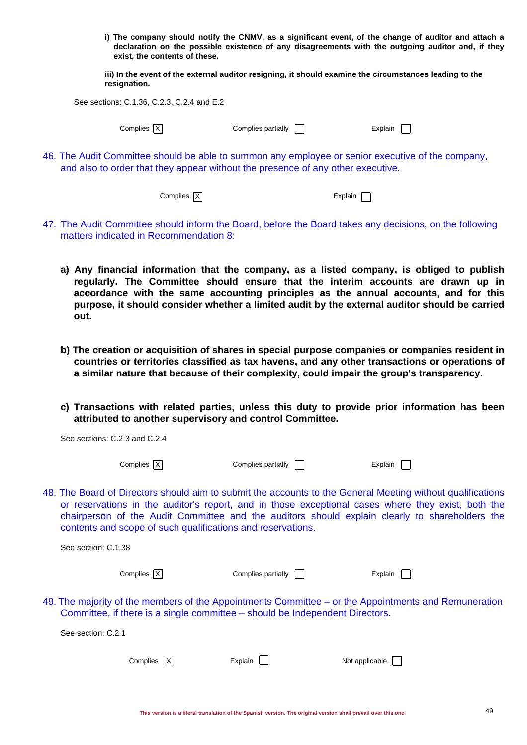**i) The company should notify the CNMV, as a significant event, of the change of auditor and attach a declaration on the possible existence of any disagreements with the outgoing auditor and, if they exist, the contents of these.**

**iii) In the event of the external auditor resigning, it should examine the circumstances leading to the resignation.**

See sections: C.1.36, C.2.3, C.2.4 and E.2

Complies [X] Complies partially [ ] Explain [ ]

46. The Audit Committee should be able to summon any employee or senior executive of the company, and also to order that they appear without the presence of any other executive.

Complies [X] Explain [ ]

47. The Audit Committee should inform the Board, before the Board takes any decisions, on the following matters indicated in Recommendation 8:

**a) Any financial information that the company, as a listed company, is obliged to publish regularly. The Committee should ensure that the interim accounts are drawn up in accordance with the same accounting principles as the annual accounts, and for this purpose, it should consider whether a limited audit by the external auditor should be carried out.**

**b) The creation or acquisition of shares in special purpose companies or companies resident in countries or territories classified as tax havens, and any other transactions or operations of a similar nature that because of their complexity, could impair the group's transparency.**

**c) Transactions with related parties, unless this duty to provide prior information has been attributed to another supervisory and control Committee.**

See sections: C.2.3 and C.2.4

Complies [X] Complies partially [ ] Explain [ ]

48. The Board of Directors should aim to submit the accounts to the General Meeting without qualifications or reservations in the auditor's report, and in those exceptional cases where they exist, both the chairperson of the Audit Committee and the auditors should explain clearly to shareholders the contents and scope of such qualifications and reservations.

See section: C.1.38

Complies [X] Complies partially [ ] Explain [ ]

49. The majority of the members of the Appointments Committee – or the Appointments and Remuneration Committee, if there is a single committee – should be Independent Directors.

See section: C.2.1

Complies [X] Explain [ ] Not applicable [ ]

This version is a literal translation of the Spanish version. The original version shall prevail over this one.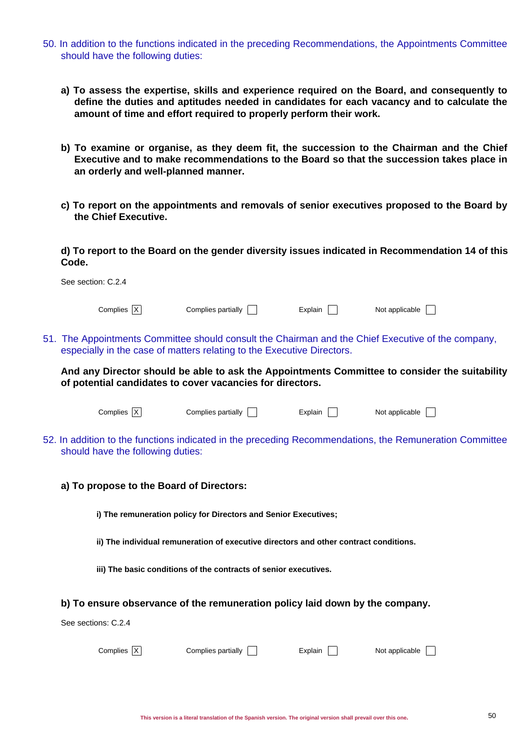50. In addition to the functions indicated in the preceding Recommendations, the Appointments Committee should have the following duties:

**a) To assess the expertise, skills and experience required on the Board, and consequently to define the duties and aptitudes needed in candidates for each vacancy and to calculate the amount of time and effort required to properly perform their work.**

**b) To examine or organise, as they deem fit, the succession to the Chairman and the Chief Executive and to make recommendations to the Board so that the succession takes place in an orderly and well-planned manner.**

**c) To report on the appointments and removals of senior executives proposed to the Board by the Chief Executive.**

**d) To report to the Board on the gender diversity issues indicated in Recommendation 14 of this Code.**

See section: C.2.4

Complies [X] Complies partially [ ] Explain [ ] Not applicable [ ]

51. The Appointments Committee should consult the Chairman and the Chief Executive of the company, especially in the case of matters relating to the Executive Directors.

**And any Director should be able to ask the Appointments Committee to consider the suitability of potential candidates to cover vacancies for directors.**

Complies [X] Complies partially [ ] Explain [ ] Not applicable [ ]

52. In addition to the functions indicated in the preceding Recommendations, the Remuneration Committee should have the following duties:

**a) To propose to the Board of Directors:**

**i) The remuneration policy for Directors and Senior Executives;**

**ii) The individual remuneration of executive directors and other contract conditions.**

**iii) The basic conditions of the contracts of senior executives.**

**b) To ensure observance of the remuneration policy laid down by the company.**

See sections: C.2.4

Complies [X] Complies partially [ ] Explain [ ] Not applicable [ ]

This version is a literal translation of the Spanish version. The original version shall prevail over this one.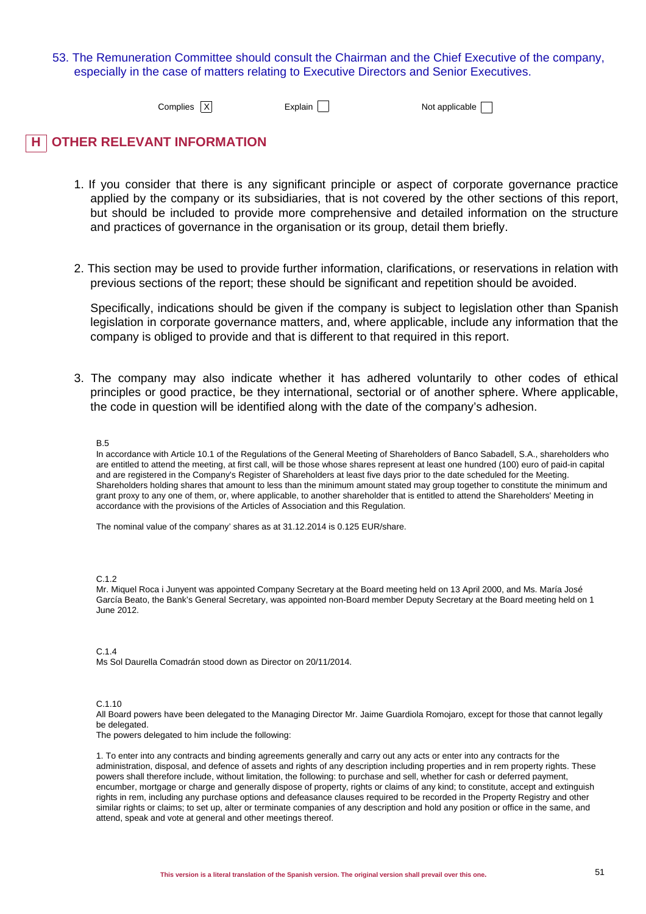53. The Remuneration Committee should consult the Chairman and the Chief Executive of the company, especially in the case of matters relating to Executive Directors and Senior Executives.

Complies [X] Explain [ ] Not applicable [ ]

## H OTHER RELEVANT INFORMATION

1. If you consider that there is any significant principle or aspect of corporate governance practice applied by the company or its subsidiaries, that is not covered by the other sections of this report, but should be included to provide more comprehensive and detailed information on the structure and practices of governance in the organisation or its group, detail them briefly.

2. This section may be used to provide further information, clarifications, or reservations in relation with previous sections of the report; these should be significant and repetition should be avoided.

   Specifically, indications should be given if the company is subject to legislation other than Spanish legislation in corporate governance matters, and, where applicable, include any information that the company is obliged to provide and that is different to that required in this report.

3. The company may also indicate whether it has adhered voluntarily to other codes of ethical principles or good practice, be they international, sectorial or of another sphere. Where applicable, the code in question will be identified along with the date of the company's adhesion.

B.5

In accordance with Article 10.1 of the Regulations of the General Meeting of Shareholders of Banco Sabadell, S.A., shareholders who are entitled to attend the meeting, at first call, will be those whose shares represent at least one hundred (100) euro of paid-in capital and are registered in the Company's Register of Shareholders at least five days prior to the date scheduled for the Meeting. Shareholders holding shares that amount to less than the minimum amount stated may group together to constitute the minimum and grant proxy to any one of them, or, where applicable, to another shareholder that is entitled to attend the Shareholders' Meeting in accordance with the provisions of the Articles of Association and this Regulation.

The nominal value of the company' shares as at 31.12.2014 is 0.125 EUR/share.

C.1.2

Mr. Miquel Roca i Junyent was appointed Company Secretary at the Board meeting held on 13 April 2000, and Ms. María José García Beato, the Bank's General Secretary, was appointed non-Board member Deputy Secretary at the Board meeting held on 1 June 2012.

C.1.4

Ms Sol Daurella Comadrán stood down as Director on 20/11/2014.

C.1.10

All Board powers have been delegated to the Managing Director Mr. Jaime Guardiola Romojaro, except for those that cannot legally be delegated.

The powers delegated to him include the following:

1. To enter into any contracts and binding agreements generally and carry out any acts or enter into any contracts for the administration, disposal, and defence of assets and rights of any description including properties and in rem property rights. These powers shall therefore include, without limitation, the following: to purchase and sell, whether for cash or deferred payment, encumber, mortgage or charge and generally dispose of property, rights or claims of any kind; to constitute, accept and extinguish rights in rem, including any purchase options and defeasance clauses required to be recorded in the Property Registry and other similar rights or claims; to set up, alter or terminate companies of any description and hold any position or office in the same, and attend, speak and vote at general and other meetings thereof.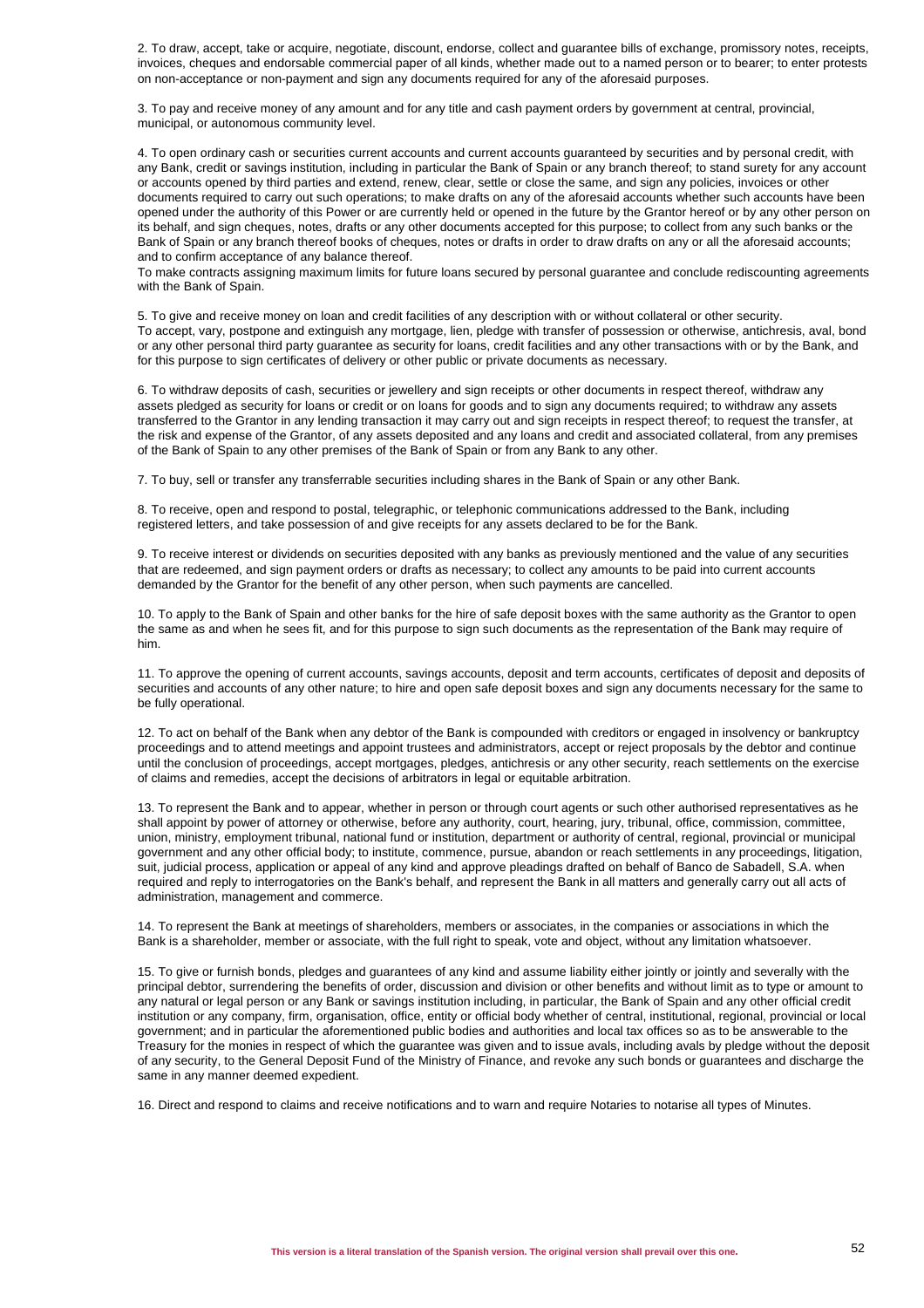2. To draw, accept, take or acquire, negotiate, discount, endorse, collect and guarantee bills of exchange, promissory notes, receipts, invoices, cheques and endorsable commercial paper of all kinds, whether made out to a named person or to bearer; to enter protests on non-acceptance or non-payment and sign any documents required for any of the aforesaid purposes.

3. To pay and receive money of any amount and for any title and cash payment orders by government at central, provincial, municipal, or autonomous community level.

4. To open ordinary cash or securities current accounts and current accounts guaranteed by securities and by personal credit, with any Bank, credit or savings institution, including in particular the Bank of Spain or any branch thereof; to stand surety for any account or accounts opened by third parties and extend, renew, clear, settle or close the same, and sign any policies, invoices or other documents required to carry out such operations; to make drafts on any of the aforesaid accounts whether such accounts have been opened under the authority of this Power or are currently held or opened in the future by the Grantor hereof or by any other person on its behalf, and sign cheques, notes, drafts or any other documents accepted for this purpose; to collect from any such banks or the Bank of Spain or any branch thereof books of cheques, notes or drafts in order to draw drafts on any or all the aforesaid accounts; and to confirm acceptance of any balance thereof.
To make contracts assigning maximum limits for future loans secured by personal guarantee and conclude rediscounting agreements with the Bank of Spain.

5. To give and receive money on loan and credit facilities of any description with or without collateral or other security.
To accept, vary, postpone and extinguish any mortgage, lien, pledge with transfer of possession or otherwise, antichresis, aval, bond or any other personal third party guarantee as security for loans, credit facilities and any other transactions with or by the Bank, and for this purpose to sign certificates of delivery or other public or private documents as necessary.

6. To withdraw deposits of cash, securities or jewellery and sign receipts or other documents in respect thereof, withdraw any assets pledged as security for loans or credit or on loans for goods and to sign any documents required; to withdraw any assets transferred to the Grantor in any lending transaction it may carry out and sign receipts in respect thereof; to request the transfer, at the risk and expense of the Grantor, of any assets deposited and any loans and credit and associated collateral, from any premises of the Bank of Spain to any other premises of the Bank of Spain or from any Bank to any other.

7. To buy, sell or transfer any transferrable securities including shares in the Bank of Spain or any other Bank.

8. To receive, open and respond to postal, telegraphic, or telephonic communications addressed to the Bank, including registered letters, and take possession of and give receipts for any assets declared to be for the Bank.

9. To receive interest or dividends on securities deposited with any banks as previously mentioned and the value of any securities that are redeemed, and sign payment orders or drafts as necessary; to collect any amounts to be paid into current accounts demanded by the Grantor for the benefit of any other person, when such payments are cancelled.

10. To apply to the Bank of Spain and other banks for the hire of safe deposit boxes with the same authority as the Grantor to open the same as and when he sees fit, and for this purpose to sign such documents as the representation of the Bank may require of him.

11. To approve the opening of current accounts, savings accounts, deposit and term accounts, certificates of deposit and deposits of securities and accounts of any other nature; to hire and open safe deposit boxes and sign any documents necessary for the same to be fully operational.

12. To act on behalf of the Bank when any debtor of the Bank is compounded with creditors or engaged in insolvency or bankruptcy proceedings and to attend meetings and appoint trustees and administrators, accept or reject proposals by the debtor and continue until the conclusion of proceedings, accept mortgages, pledges, antichresis or any other security, reach settlements on the exercise of claims and remedies, accept the decisions of arbitrators in legal or equitable arbitration.

13. To represent the Bank and to appear, whether in person or through court agents or such other authorised representatives as he shall appoint by power of attorney or otherwise, before any authority, court, hearing, jury, tribunal, office, commission, committee, union, ministry, employment tribunal, national fund or institution, department or authority of central, regional, provincial or municipal government and any other official body; to institute, commence, pursue, abandon or reach settlements in any proceedings, litigation, suit, judicial process, application or appeal of any kind and approve pleadings drafted on behalf of Banco de Sabadell, S.A. when required and reply to interrogatories on the Bank's behalf, and represent the Bank in all matters and generally carry out all acts of administration, management and commerce.

14. To represent the Bank at meetings of shareholders, members or associates, in the companies or associations in which the Bank is a shareholder, member or associate, with the full right to speak, vote and object, without any limitation whatsoever.

15. To give or furnish bonds, pledges and guarantees of any kind and assume liability either jointly or jointly and severally with the principal debtor, surrendering the benefits of order, discussion and division or other benefits and without limit as to type or amount to any natural or legal person or any Bank or savings institution including, in particular, the Bank of Spain and any other official credit institution or any company, firm, organisation, office, entity or official body whether of central, institutional, regional, provincial or local government; and in particular the aforementioned public bodies and authorities and local tax offices so as to be answerable to the Treasury for the monies in respect of which the guarantee was given and to issue avals, including avals by pledge without the deposit of any security, to the General Deposit Fund of the Ministry of Finance, and revoke any such bonds or guarantees and discharge the same in any manner deemed expedient.

16. Direct and respond to claims and receive notifications and to warn and require Notaries to notarise all types of Minutes.

**This version is a literal translation of the Spanish version. The original version shall prevail over this one.**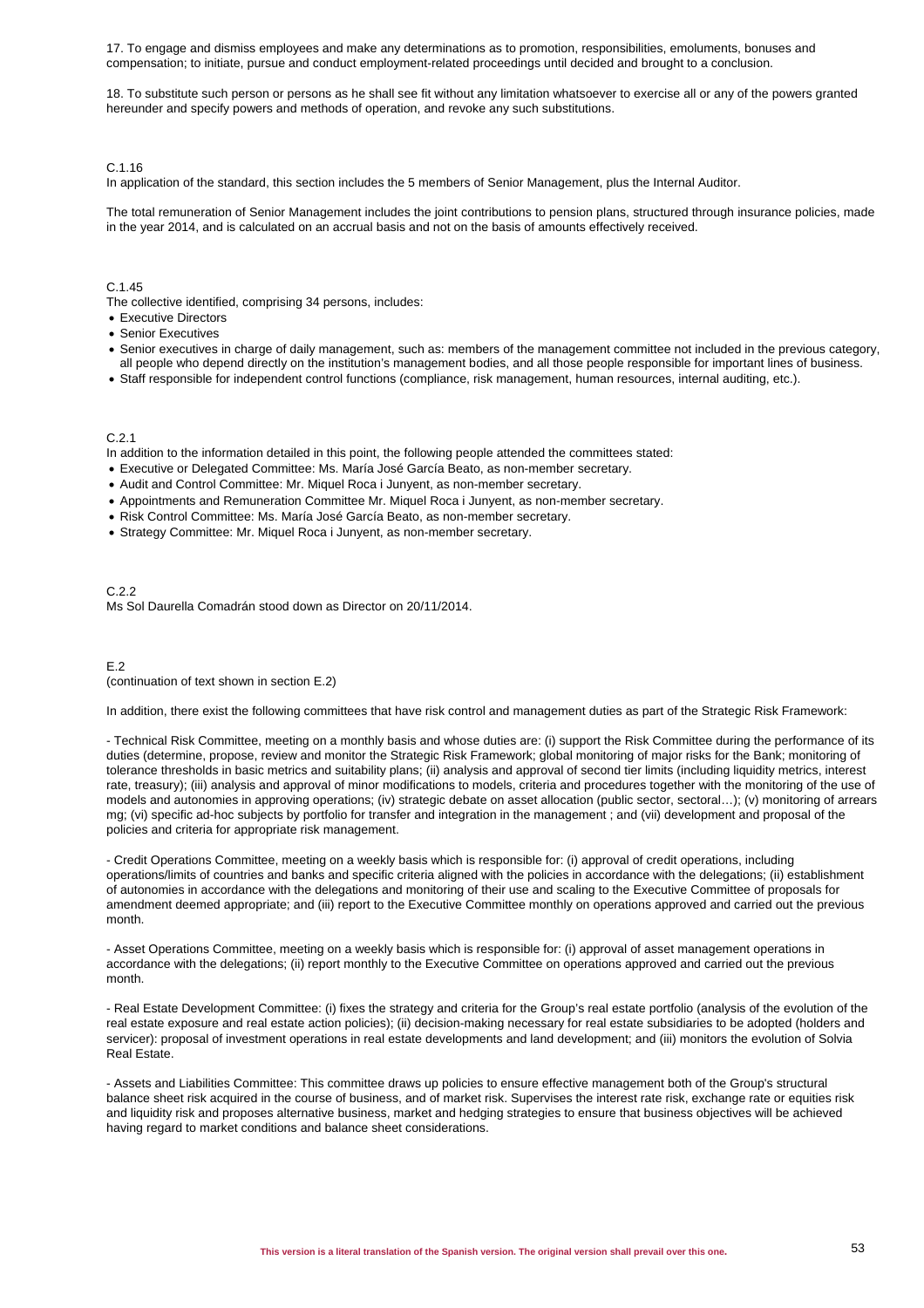17. To engage and dismiss employees and make any determinations as to promotion, responsibilities, emoluments, bonuses and compensation; to initiate, pursue and conduct employment-related proceedings until decided and brought to a conclusion.

18. To substitute such person or persons as he shall see fit without any limitation whatsoever to exercise all or any of the powers granted hereunder and specify powers and methods of operation, and revoke any such substitutions.

C.1.16

In application of the standard, this section includes the 5 members of Senior Management, plus the Internal Auditor.

The total remuneration of Senior Management includes the joint contributions to pension plans, structured through insurance policies, made in the year 2014, and is calculated on an accrual basis and not on the basis of amounts effectively received.

C.1.45

The collective identified, comprising 34 persons, includes:

- Executive Directors
- Senior Executives
- Senior executives in charge of daily management, such as: members of the management committee not included in the previous category, all people who depend directly on the institution's management bodies, and all those people responsible for important lines of business.
- Staff responsible for independent control functions (compliance, risk management, human resources, internal auditing, etc.).

C.2.1

In addition to the information detailed in this point, the following people attended the committees stated:

- Executive or Delegated Committee: Ms. María José García Beato, as non-member secretary.
- Audit and Control Committee: Mr. Miquel Roca i Junyent, as non-member secretary.
- Appointments and Remuneration Committee Mr. Miquel Roca i Junyent, as non-member secretary.
- Risk Control Committee: Ms. María José García Beato, as non-member secretary.
- Strategy Committee: Mr. Miquel Roca i Junyent, as non-member secretary.

C.2.2

Ms Sol Daurella Comadrán stood down as Director on 20/11/2014.

E.2

(continuation of text shown in section E.2)

In addition, there exist the following committees that have risk control and management duties as part of the Strategic Risk Framework:

- Technical Risk Committee, meeting on a monthly basis and whose duties are: (i) support the Risk Committee during the performance of its duties (determine, propose, review and monitor the Strategic Risk Framework; global monitoring of major risks for the Bank; monitoring of tolerance thresholds in basic metrics and suitability plans; (ii) analysis and approval of second tier limits (including liquidity metrics, interest rate, treasury); (iii) analysis and approval of minor modifications to models, criteria and procedures together with the monitoring of the use of models and autonomies in approving operations; (iv) strategic debate on asset allocation (public sector, sectoral…); (v) monitoring of arrears mg; (vi) specific ad-hoc subjects by portfolio for transfer and integration in the management ; and (vii) development and proposal of the policies and criteria for appropriate risk management.

- Credit Operations Committee, meeting on a weekly basis which is responsible for: (i) approval of credit operations, including operations/limits of countries and banks and specific criteria aligned with the policies in accordance with the delegations; (ii) establishment of autonomies in accordance with the delegations and monitoring of their use and scaling to the Executive Committee of proposals for amendment deemed appropriate; and (iii) report to the Executive Committee monthly on operations approved and carried out the previous month.

- Asset Operations Committee, meeting on a weekly basis which is responsible for: (i) approval of asset management operations in accordance with the delegations; (ii) report monthly to the Executive Committee on operations approved and carried out the previous month.

- Real Estate Development Committee: (i) fixes the strategy and criteria for the Group's real estate portfolio (analysis of the evolution of the real estate exposure and real estate action policies); (ii) decision-making necessary for real estate subsidiaries to be adopted (holders and servicer): proposal of investment operations in real estate developments and land development; and (iii) monitors the evolution of Solvia Real Estate.

- Assets and Liabilities Committee: This committee draws up policies to ensure effective management both of the Group's structural balance sheet risk acquired in the course of business, and of market risk. Supervises the interest rate risk, exchange rate or equities risk and liquidity risk and proposes alternative business, market and hedging strategies to ensure that business objectives will be achieved having regard to market conditions and balance sheet considerations.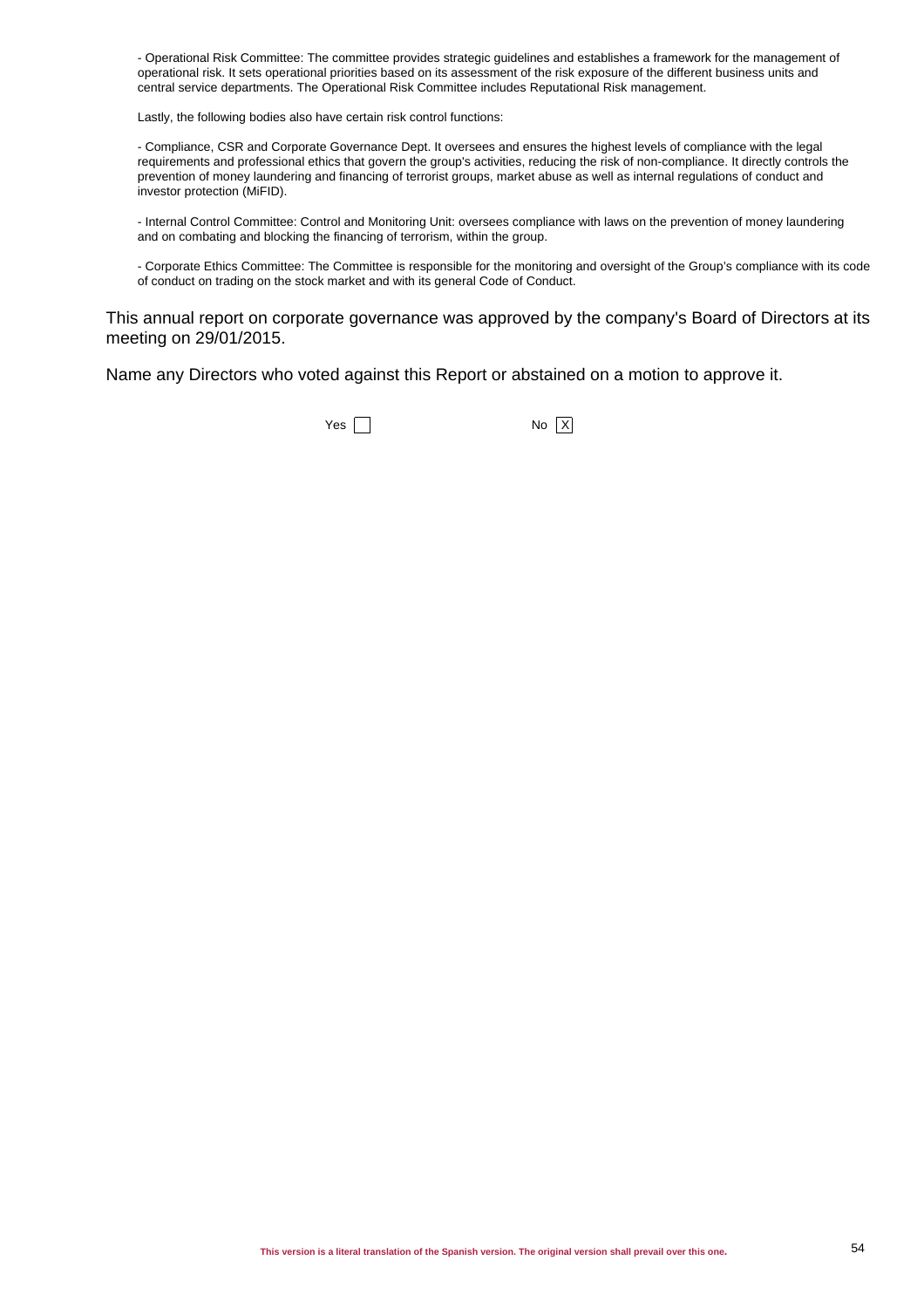- Operational Risk Committee: The committee provides strategic guidelines and establishes a framework for the management of operational risk. It sets operational priorities based on its assessment of the risk exposure of the different business units and central service departments. The Operational Risk Committee includes Reputational Risk management.

Lastly, the following bodies also have certain risk control functions:

- Compliance, CSR and Corporate Governance Dept. It oversees and ensures the highest levels of compliance with the legal requirements and professional ethics that govern the group's activities, reducing the risk of non-compliance. It directly controls the prevention of money laundering and financing of terrorist groups, market abuse as well as internal regulations of conduct and investor protection (MiFID).

- Internal Control Committee: Control and Monitoring Unit: oversees compliance with laws on the prevention of money laundering and on combating and blocking the financing of terrorism, within the group.

- Corporate Ethics Committee: The Committee is responsible for the monitoring and oversight of the Group's compliance with its code of conduct on trading on the stock market and with its general Code of Conduct.

This annual report on corporate governance was approved by the company's Board of Directors at its meeting on 29/01/2015.

Name any Directors who voted against this Report or abstained on a motion to approve it.

Yes [ ] No [X]

This version is a literal translation of the Spanish version. The original version shall prevail over this one.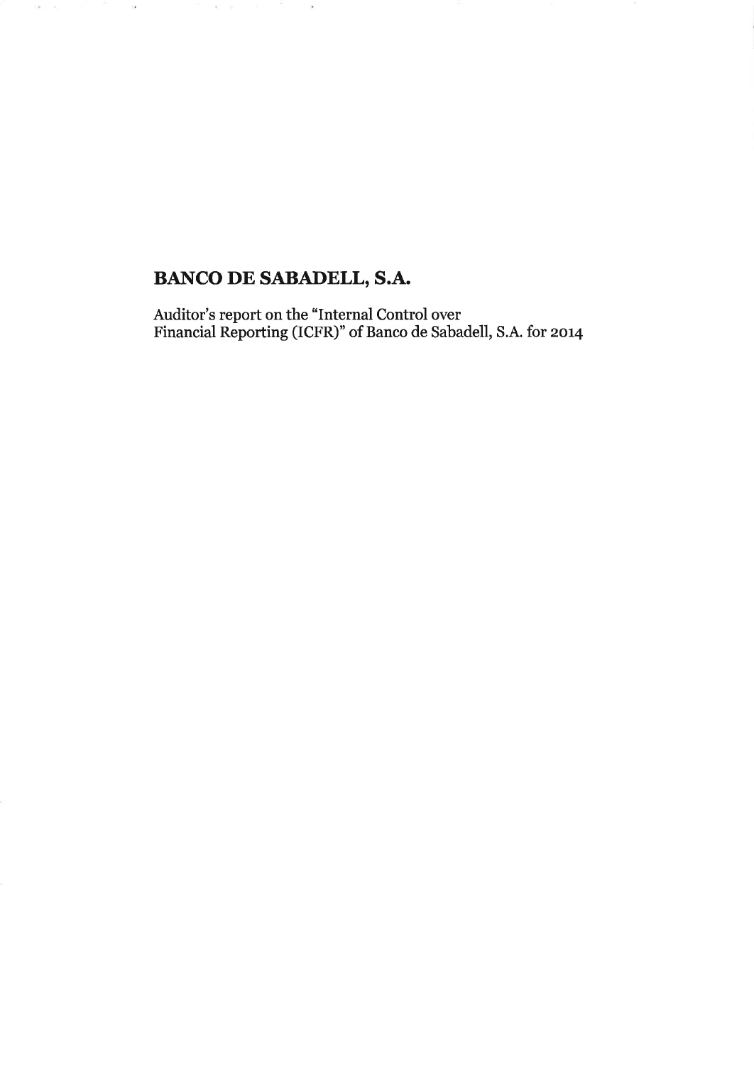# BANCO DE SABADELL, S.A.

Auditor's report on the "Internal Control over Financial Reporting (ICFR)" of Banco de Sabadell, S.A. for 2014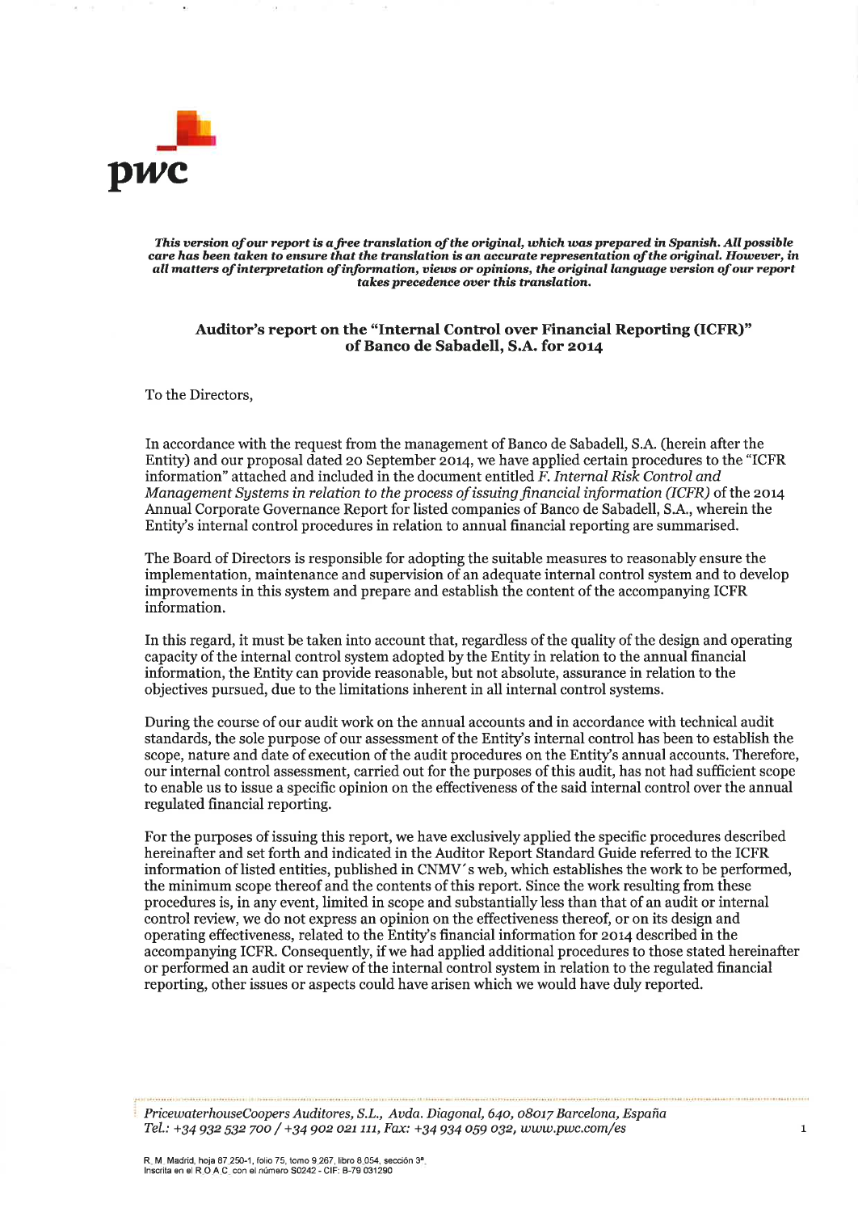***This version of our report is a free translation of the original, which was prepared in Spanish. All possible care has been taken to ensure that the translation is an accurate representation of the original. However, in all matters of interpretation of information, views or opinions, the original language version of our report takes precedence over this translation.***

## Auditor's report on the "Internal Control over Financial Reporting (ICFR)" of Banco de Sabadell, S.A. for 2014

To the Directors,

In accordance with the request from the management of Banco de Sabadell, S.A. (herein after the Entity) and our proposal dated 20 September 2014, we have applied certain procedures to the "ICFR information" attached and included in the document entitled *F. Internal Risk Control and Management Systems in relation to the process of issuing financial information (ICFR)* of the 2014 Annual Corporate Governance Report for listed companies of Banco de Sabadell, S.A., wherein the Entity's internal control procedures in relation to annual financial reporting are summarised.

The Board of Directors is responsible for adopting the suitable measures to reasonably ensure the implementation, maintenance and supervision of an adequate internal control system and to develop improvements in this system and prepare and establish the content of the accompanying ICFR information.

In this regard, it must be taken into account that, regardless of the quality of the design and operating capacity of the internal control system adopted by the Entity in relation to the annual financial information, the Entity can provide reasonable, but not absolute, assurance in relation to the objectives pursued, due to the limitations inherent in all internal control systems.

During the course of our audit work on the annual accounts and in accordance with technical audit standards, the sole purpose of our assessment of the Entity's internal control has been to establish the scope, nature and date of execution of the audit procedures on the Entity's annual accounts. Therefore, our internal control assessment, carried out for the purposes of this audit, has not had sufficient scope to enable us to issue a specific opinion on the effectiveness of the said internal control over the annual regulated financial reporting.

For the purposes of issuing this report, we have exclusively applied the specific procedures described hereinafter and set forth and indicated in the Auditor Report Standard Guide referred to the ICFR information of listed entities, published in CNMV´s web, which establishes the work to be performed, the minimum scope thereof and the contents of this report. Since the work resulting from these procedures is, in any event, limited in scope and substantially less than that of an audit or internal control review, we do not express an opinion on the effectiveness thereof, or on its design and operating effectiveness, related to the Entity's financial information for 2014 described in the accompanying ICFR. Consequently, if we had applied additional procedures to those stated hereinafter or performed an audit or review of the internal control system in relation to the regulated financial reporting, other issues or aspects could have arisen which we would have duly reported.

*PricewaterhouseCoopers Auditores, S.L., Avda. Diagonal, 640, 08017 Barcelona, España*
*Tel.: +34 932 532 700 / +34 902 021 111, Fax: +34 934 059 032, www.pwc.com/es*

R. M. Madrid, hoja 87.250-1, folio 75, tomo 9.267, libro 8.054, sección 3ª.
Inscrita en el R.O.A.C. con el número S0242 - CIF: B-79 031290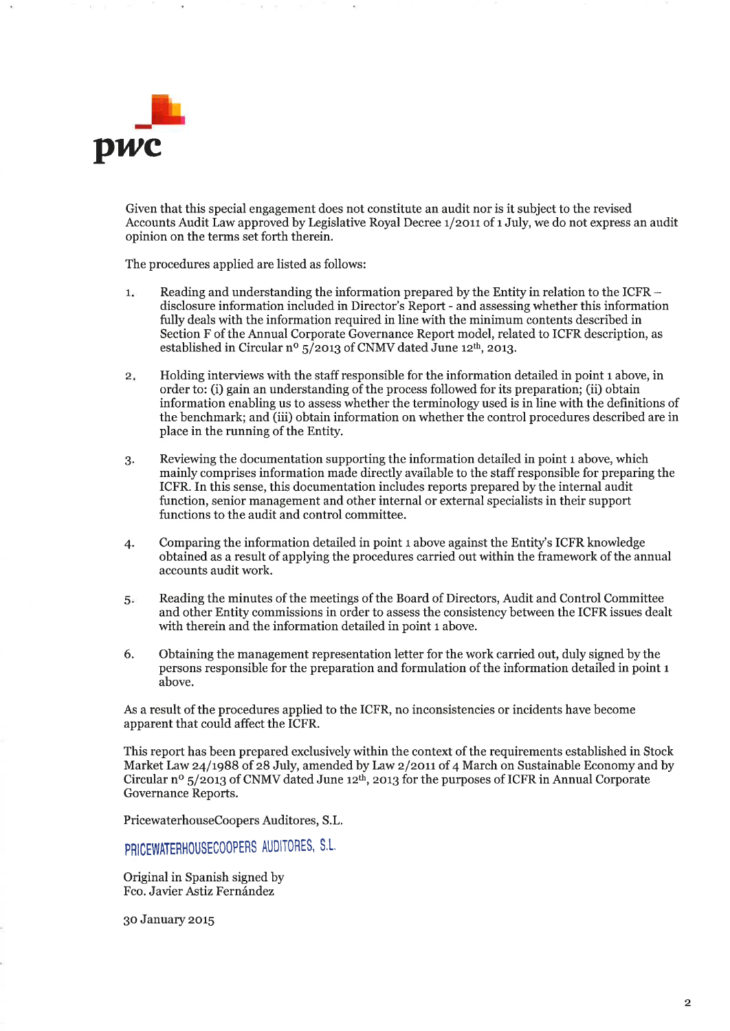Given that this special engagement does not constitute an audit nor is it subject to the revised Accounts Audit Law approved by Legislative Royal Decree 1/2011 of 1 July, we do not express an audit opinion on the terms set forth therein.

The procedures applied are listed as follows:

1. Reading and understanding the information prepared by the Entity in relation to the ICFR – disclosure information included in Director's Report - and assessing whether this information fully deals with the information required in line with the minimum contents described in Section F of the Annual Corporate Governance Report model, related to ICFR description, as established in Circular nº 5/2013 of CNMV dated June 12th, 2013.

2. Holding interviews with the staff responsible for the information detailed in point 1 above, in order to: (i) gain an understanding of the process followed for its preparation; (ii) obtain information enabling us to assess whether the terminology used is in line with the definitions of the benchmark; and (iii) obtain information on whether the control procedures described are in place in the running of the Entity.

3. Reviewing the documentation supporting the information detailed in point 1 above, which mainly comprises information made directly available to the staff responsible for preparing the ICFR. In this sense, this documentation includes reports prepared by the internal audit function, senior management and other internal or external specialists in their support functions to the audit and control committee.

4. Comparing the information detailed in point 1 above against the Entity's ICFR knowledge obtained as a result of applying the procedures carried out within the framework of the annual accounts audit work.

5. Reading the minutes of the meetings of the Board of Directors, Audit and Control Committee and other Entity commissions in order to assess the consistency between the ICFR issues dealt with therein and the information detailed in point 1 above.

6. Obtaining the management representation letter for the work carried out, duly signed by the persons responsible for the preparation and formulation of the information detailed in point 1 above.

As a result of the procedures applied to the ICFR, no inconsistencies or incidents have become apparent that could affect the ICFR.

This report has been prepared exclusively within the context of the requirements established in Stock Market Law 24/1988 of 28 July, amended by Law 2/2011 of 4 March on Sustainable Economy and by Circular nº 5/2013 of CNMV dated June 12th, 2013 for the purposes of ICFR in Annual Corporate Governance Reports.

PricewaterhouseCoopers Auditores, S.L.

PRICEWATERHOUSECOOPERS AUDITORES, S.L.

Original in Spanish signed by
Fco. Javier Astiz Fernández

30 January 2015